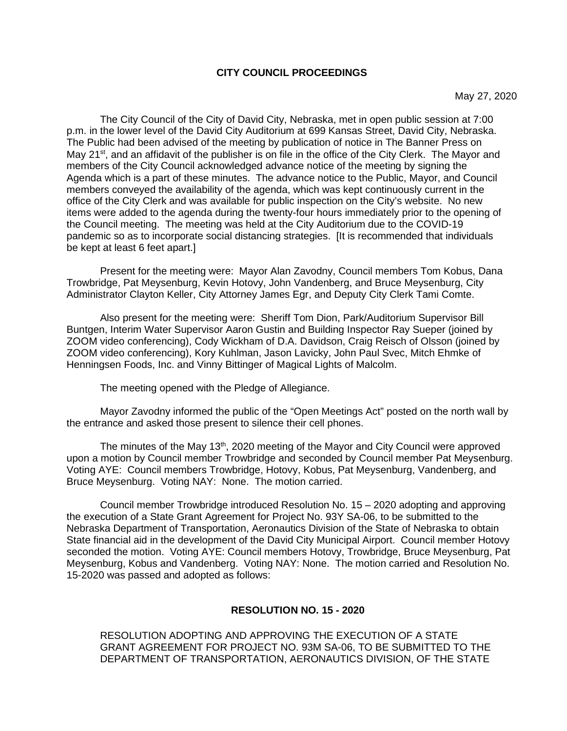# CITY COUNCIL PROCEEDINGS

May 27, 2020

The City Council of the City of David City, Nebraska, met in open public session at 7:00 p.m. in the lower level of the David City Auditorium at 699 Kansas Street, David City, Nebraska. The Public had been advised of the meeting by publication of notice in The Banner Press on May 21st, and an affidavit of the publisher is on file in the office of the City Clerk. The Mayor and members of the City Council acknowledged advance notice of the meeting by signing the Agenda which is a part of these minutes. The advance notice to the Public, Mayor, and Council members conveyed the availability of the agenda, which was kept continuously current in the office of the City Clerk and was available for public inspection on the City's website. No new items were added to the agenda during the twenty-four hours immediately prior to the opening of the Council meeting. The meeting was held at the City Auditorium due to the COVID-19 pandemic so as to incorporate social distancing strategies. [It is recommended that individuals be kept at least 6 feet apart.]

Present for the meeting were: Mayor Alan Zavodny, Council members Tom Kobus, Dana Trowbridge, Pat Meysenburg, Kevin Hotovy, John Vandenberg, and Bruce Meysenburg, City Administrator Clayton Keller, City Attorney James Egr, and Deputy City Clerk Tami Comte.

Also present for the meeting were: Sheriff Tom Dion, Park/Auditorium Supervisor Bill Buntgen, Interim Water Supervisor Aaron Gustin and Building Inspector Ray Sueper (joined by ZOOM video conferencing), Cody Wickham of D.A. Davidson, Craig Reisch of Olsson (joined by ZOOM video conferencing), Kory Kuhlman, Jason Lavicky, John Paul Svec, Mitch Ehmke of Henningsen Foods, Inc. and Vinny Bittinger of Magical Lights of Malcolm.

The meeting opened with the Pledge of Allegiance.

Mayor Zavodny informed the public of the "Open Meetings Act" posted on the north wall by the entrance and asked those present to silence their cell phones.

The minutes of the May 13th, 2020 meeting of the Mayor and City Council were approved upon a motion by Council member Trowbridge and seconded by Council member Pat Meysenburg. Voting AYE: Council members Trowbridge, Hotovy, Kobus, Pat Meysenburg, Vandenberg, and Bruce Meysenburg. Voting NAY: None. The motion carried.

Council member Trowbridge introduced Resolution No. 15 – 2020 adopting and approving the execution of a State Grant Agreement for Project No. 93Y SA-06, to be submitted to the Nebraska Department of Transportation, Aeronautics Division of the State of Nebraska to obtain State financial aid in the development of the David City Municipal Airport. Council member Hotovy seconded the motion. Voting AYE: Council members Hotovy, Trowbridge, Bruce Meysenburg, Pat Meysenburg, Kobus and Vandenberg. Voting NAY: None. The motion carried and Resolution No. 15-2020 was passed and adopted as follows:

## RESOLUTION NO. 15 - 2020

RESOLUTION ADOPTING AND APPROVING THE EXECUTION OF A STATE GRANT AGREEMENT FOR PROJECT NO. 93M SA-06, TO BE SUBMITTED TO THE DEPARTMENT OF TRANSPORTATION, AERONAUTICS DIVISION, OF THE STATE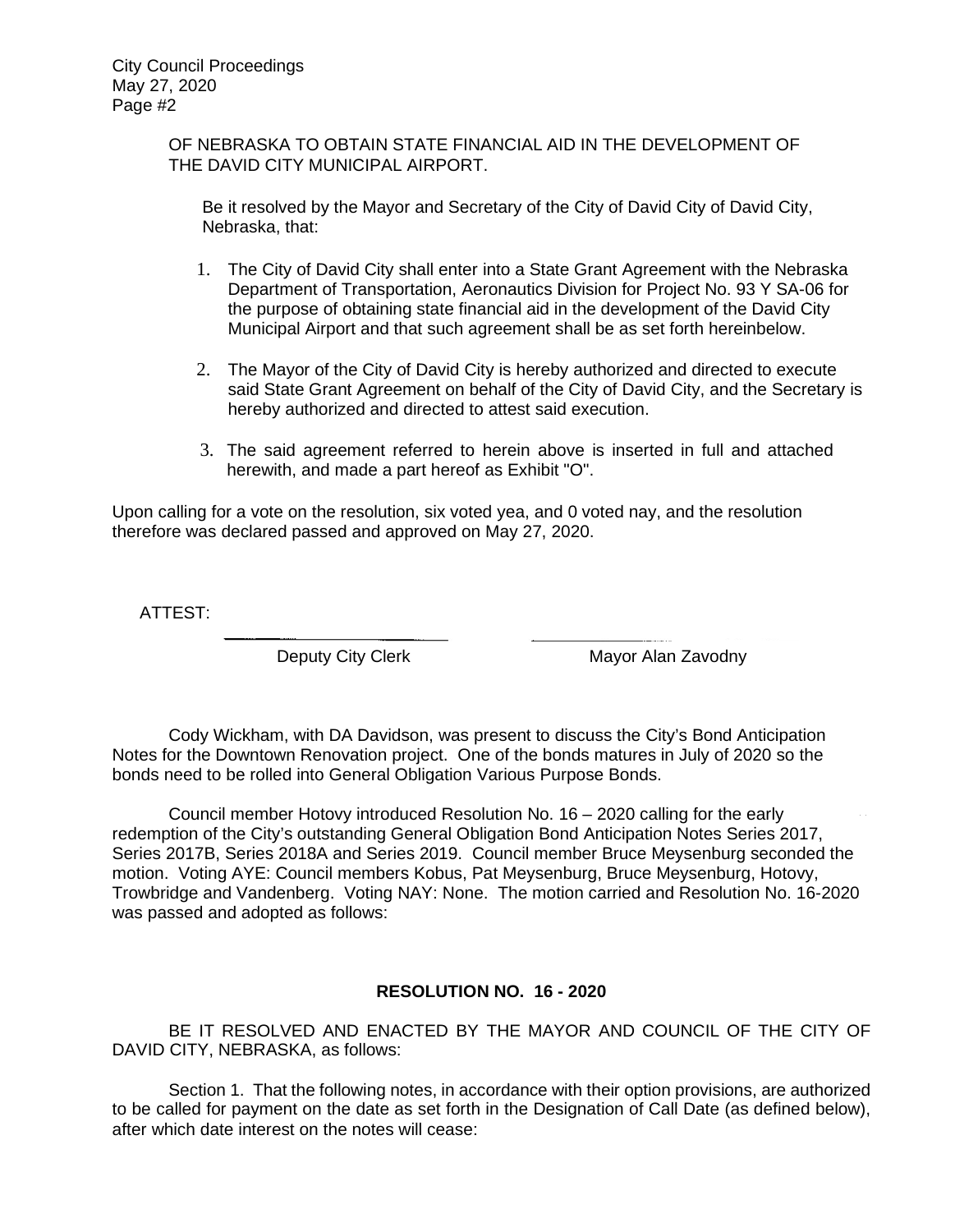OF NEBRASKA TO OBTAIN STATE FINANCIAL AID IN THE DEVELOPMENT OF THE DAVID CITY MUNICIPAL AIRPORT.

Be it resolved by the Mayor and Secretary of the City of David City of David City, Nebraska, that:

1. The City of David City shall enter into a State Grant Agreement with the Nebraska Department of Transportation, Aeronautics Division for Project No. 93 Y SA-06 for the purpose of obtaining state financial aid in the development of the David City Municipal Airport and that such agreement shall be as set forth hereinbelow.

2. The Mayor of the City of David City is hereby authorized and directed to execute said State Grant Agreement on behalf of the City of David City, and the Secretary is hereby authorized and directed to attest said execution.

3. The said agreement referred to herein above is inserted in full and attached herewith, and made a part hereof as Exhibit "O".

Upon calling for a vote on the resolution, six voted yea, and 0 voted nay, and the resolution therefore was declared passed and approved on May 27, 2020.

ATTEST:

Deputy City Clerk                                        Mayor Alan Zavodny

Cody Wickham, with DA Davidson, was present to discuss the City's Bond Anticipation Notes for the Downtown Renovation project. One of the bonds matures in July of 2020 so the bonds need to be rolled into General Obligation Various Purpose Bonds.

Council member Hotovy introduced Resolution No. 16 – 2020 calling for the early redemption of the City's outstanding General Obligation Bond Anticipation Notes Series 2017, Series 2017B, Series 2018A and Series 2019. Council member Bruce Meysenburg seconded the motion. Voting AYE: Council members Kobus, Pat Meysenburg, Bruce Meysenburg, Hotovy, Trowbridge and Vandenberg. Voting NAY: None. The motion carried and Resolution No. 16-2020 was passed and adopted as follows:

**RESOLUTION NO. 16 - 2020**

BE IT RESOLVED AND ENACTED BY THE MAYOR AND COUNCIL OF THE CITY OF DAVID CITY, NEBRASKA, as follows:

Section 1. That the following notes, in accordance with their option provisions, are authorized to be called for payment on the date as set forth in the Designation of Call Date (as defined below), after which date interest on the notes will cease: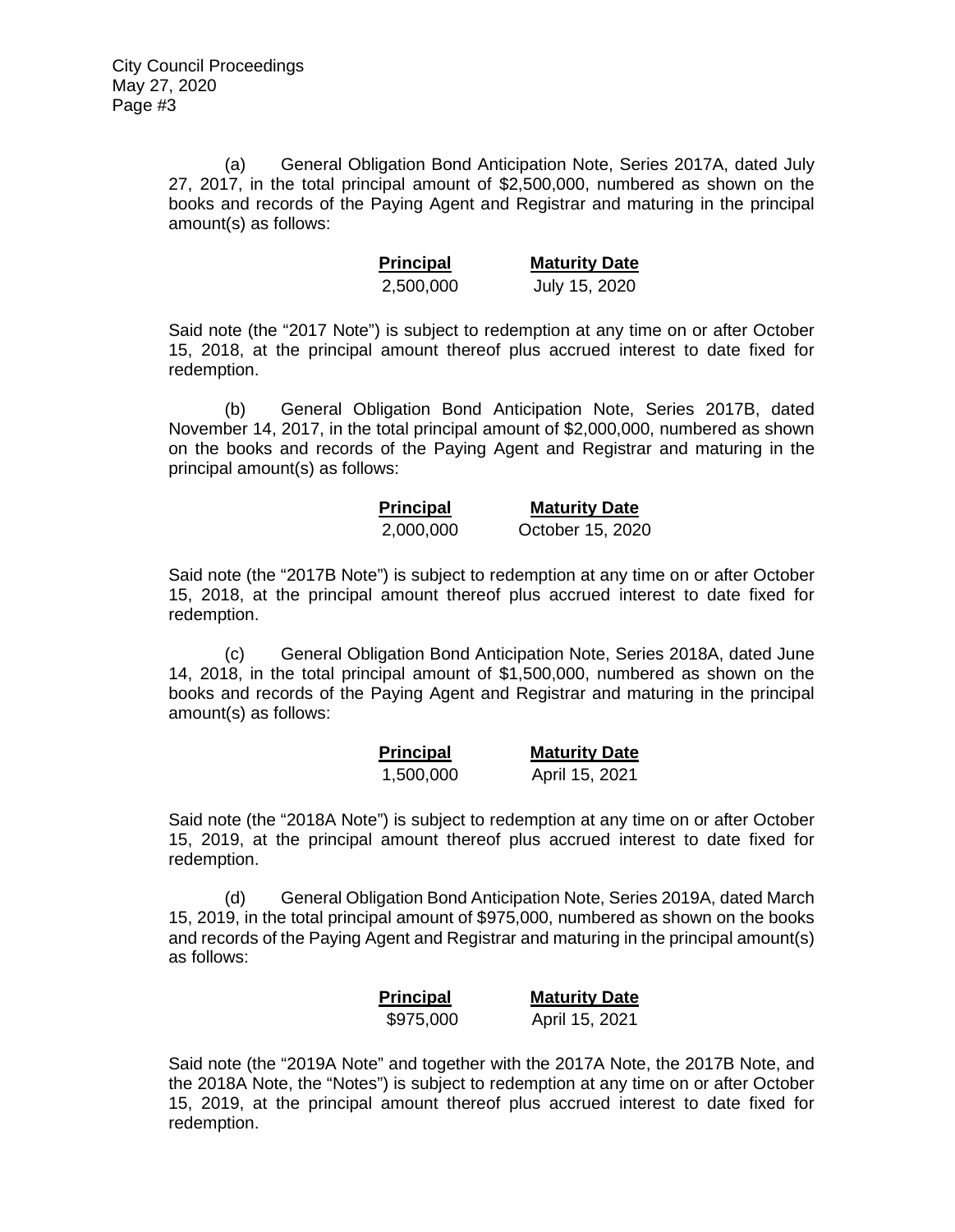(a) General Obligation Bond Anticipation Note, Series 2017A, dated July 27, 2017, in the total principal amount of $2,500,000, numbered as shown on the books and records of the Paying Agent and Registrar and maturing in the principal amount(s) as follows:

| **Principal** | **Maturity Date** |
|---|---|
| 2,500,000 | July 15, 2020 |

Said note (the "2017 Note") is subject to redemption at any time on or after October 15, 2018, at the principal amount thereof plus accrued interest to date fixed for redemption.

(b) General Obligation Bond Anticipation Note, Series 2017B, dated November 14, 2017, in the total principal amount of $2,000,000, numbered as shown on the books and records of the Paying Agent and Registrar and maturing in the principal amount(s) as follows:

| **Principal** | **Maturity Date** |
|---|---|
| 2,000,000 | October 15, 2020 |

Said note (the "2017B Note") is subject to redemption at any time on or after October 15, 2018, at the principal amount thereof plus accrued interest to date fixed for redemption.

(c) General Obligation Bond Anticipation Note, Series 2018A, dated June 14, 2018, in the total principal amount of $1,500,000, numbered as shown on the books and records of the Paying Agent and Registrar and maturing in the principal amount(s) as follows:

| **Principal** | **Maturity Date** |
|---|---|
| 1,500,000 | April 15, 2021 |

Said note (the "2018A Note") is subject to redemption at any time on or after October 15, 2019, at the principal amount thereof plus accrued interest to date fixed for redemption.

(d) General Obligation Bond Anticipation Note, Series 2019A, dated March 15, 2019, in the total principal amount of $975,000, numbered as shown on the books and records of the Paying Agent and Registrar and maturing in the principal amount(s) as follows:

| **Principal** | **Maturity Date** |
|---|---|
| $975,000 | April 15, 2021 |

Said note (the "2019A Note" and together with the 2017A Note, the 2017B Note, and the 2018A Note, the "Notes") is subject to redemption at any time on or after October 15, 2019, at the principal amount thereof plus accrued interest to date fixed for redemption.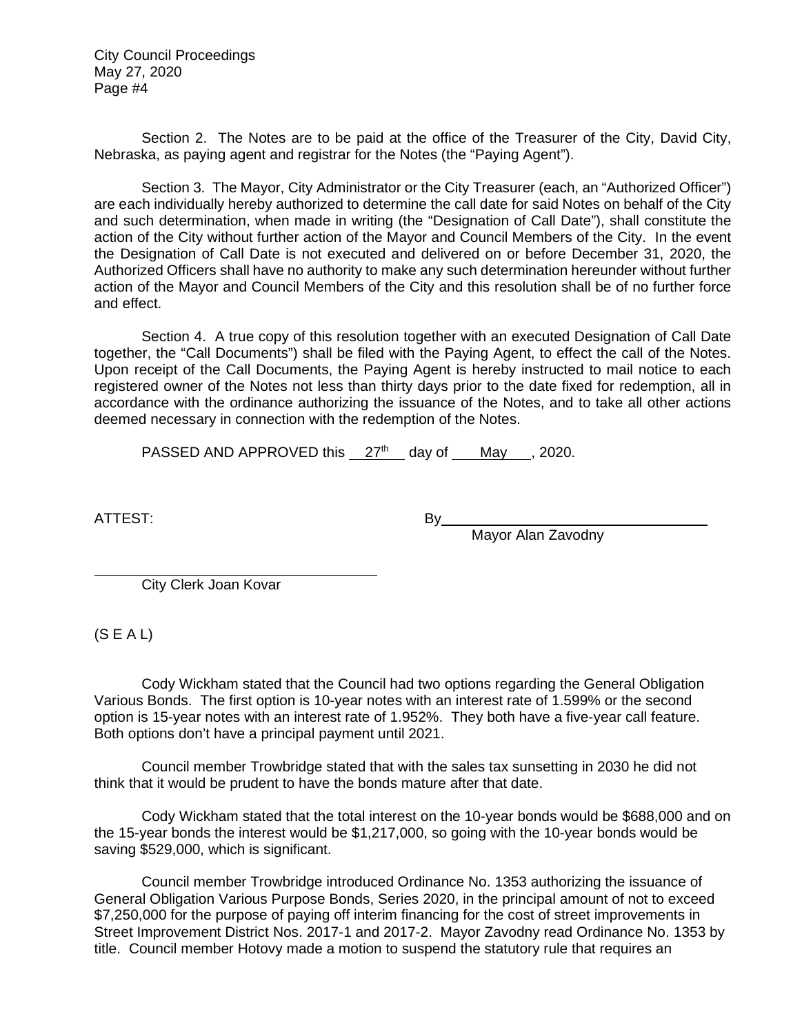Section 2. The Notes are to be paid at the office of the Treasurer of the City, David City, Nebraska, as paying agent and registrar for the Notes (the "Paying Agent").

Section 3. The Mayor, City Administrator or the City Treasurer (each, an "Authorized Officer") are each individually hereby authorized to determine the call date for said Notes on behalf of the City and such determination, when made in writing (the "Designation of Call Date"), shall constitute the action of the City without further action of the Mayor and Council Members of the City. In the event the Designation of Call Date is not executed and delivered on or before December 31, 2020, the Authorized Officers shall have no authority to make any such determination hereunder without further action of the Mayor and Council Members of the City and this resolution shall be of no further force and effect.

Section 4. A true copy of this resolution together with an executed Designation of Call Date together, the "Call Documents") shall be filed with the Paying Agent, to effect the call of the Notes. Upon receipt of the Call Documents, the Paying Agent is hereby instructed to mail notice to each registered owner of the Notes not less than thirty days prior to the date fixed for redemption, all in accordance with the ordinance authorizing the issuance of the Notes, and to take all other actions deemed necessary in connection with the redemption of the Notes.

PASSED AND APPROVED this 27th day of May, 2020.

ATTEST:

By ______________________________
Mayor Alan Zavodny

______________________________
City Clerk Joan Kovar

(S E A L)

Cody Wickham stated that the Council had two options regarding the General Obligation Various Bonds. The first option is 10-year notes with an interest rate of 1.599% or the second option is 15-year notes with an interest rate of 1.952%. They both have a five-year call feature. Both options don't have a principal payment until 2021.

Council member Trowbridge stated that with the sales tax sunsetting in 2030 he did not think that it would be prudent to have the bonds mature after that date.

Cody Wickham stated that the total interest on the 10-year bonds would be $688,000 and on the 15-year bonds the interest would be $1,217,000, so going with the 10-year bonds would be saving $529,000, which is significant.

Council member Trowbridge introduced Ordinance No. 1353 authorizing the issuance of General Obligation Various Purpose Bonds, Series 2020, in the principal amount of not to exceed $7,250,000 for the purpose of paying off interim financing for the cost of street improvements in Street Improvement District Nos. 2017-1 and 2017-2. Mayor Zavodny read Ordinance No. 1353 by title. Council member Hotovy made a motion to suspend the statutory rule that requires an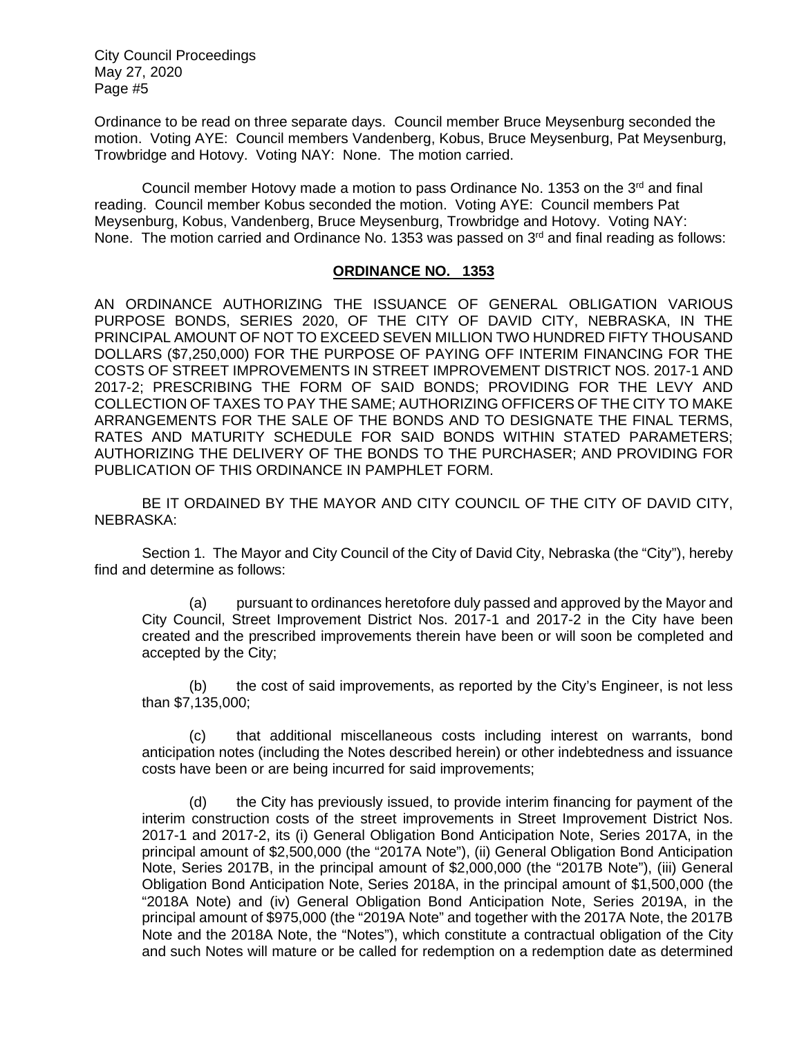Ordinance to be read on three separate days. Council member Bruce Meysenburg seconded the motion. Voting AYE: Council members Vandenberg, Kobus, Bruce Meysenburg, Pat Meysenburg, Trowbridge and Hotovy. Voting NAY: None. The motion carried.

Council member Hotovy made a motion to pass Ordinance No. 1353 on the 3rd and final reading. Council member Kobus seconded the motion. Voting AYE: Council members Pat Meysenburg, Kobus, Vandenberg, Bruce Meysenburg, Trowbridge and Hotovy. Voting NAY: None. The motion carried and Ordinance No. 1353 was passed on 3rd and final reading as follows:

**ORDINANCE NO. 1353**

AN ORDINANCE AUTHORIZING THE ISSUANCE OF GENERAL OBLIGATION VARIOUS PURPOSE BONDS, SERIES 2020, OF THE CITY OF DAVID CITY, NEBRASKA, IN THE PRINCIPAL AMOUNT OF NOT TO EXCEED SEVEN MILLION TWO HUNDRED FIFTY THOUSAND DOLLARS ($7,250,000) FOR THE PURPOSE OF PAYING OFF INTERIM FINANCING FOR THE COSTS OF STREET IMPROVEMENTS IN STREET IMPROVEMENT DISTRICT NOS. 2017-1 AND 2017-2; PRESCRIBING THE FORM OF SAID BONDS; PROVIDING FOR THE LEVY AND COLLECTION OF TAXES TO PAY THE SAME; AUTHORIZING OFFICERS OF THE CITY TO MAKE ARRANGEMENTS FOR THE SALE OF THE BONDS AND TO DESIGNATE THE FINAL TERMS, RATES AND MATURITY SCHEDULE FOR SAID BONDS WITHIN STATED PARAMETERS; AUTHORIZING THE DELIVERY OF THE BONDS TO THE PURCHASER; AND PROVIDING FOR PUBLICATION OF THIS ORDINANCE IN PAMPHLET FORM.

BE IT ORDAINED BY THE MAYOR AND CITY COUNCIL OF THE CITY OF DAVID CITY, NEBRASKA:

Section 1. The Mayor and City Council of the City of David City, Nebraska (the "City"), hereby find and determine as follows:

(a) pursuant to ordinances heretofore duly passed and approved by the Mayor and City Council, Street Improvement District Nos. 2017-1 and 2017-2 in the City have been created and the prescribed improvements therein have been or will soon be completed and accepted by the City;

(b) the cost of said improvements, as reported by the City's Engineer, is not less than $7,135,000;

(c) that additional miscellaneous costs including interest on warrants, bond anticipation notes (including the Notes described herein) or other indebtedness and issuance costs have been or are being incurred for said improvements;

(d) the City has previously issued, to provide interim financing for payment of the interim construction costs of the street improvements in Street Improvement District Nos. 2017-1 and 2017-2, its (i) General Obligation Bond Anticipation Note, Series 2017A, in the principal amount of $2,500,000 (the "2017A Note"), (ii) General Obligation Bond Anticipation Note, Series 2017B, in the principal amount of $2,000,000 (the "2017B Note"), (iii) General Obligation Bond Anticipation Note, Series 2018A, in the principal amount of $1,500,000 (the "2018A Note) and (iv) General Obligation Bond Anticipation Note, Series 2019A, in the principal amount of $975,000 (the "2019A Note" and together with the 2017A Note, the 2017B Note and the 2018A Note, the "Notes"), which constitute a contractual obligation of the City and such Notes will mature or be called for redemption on a redemption date as determined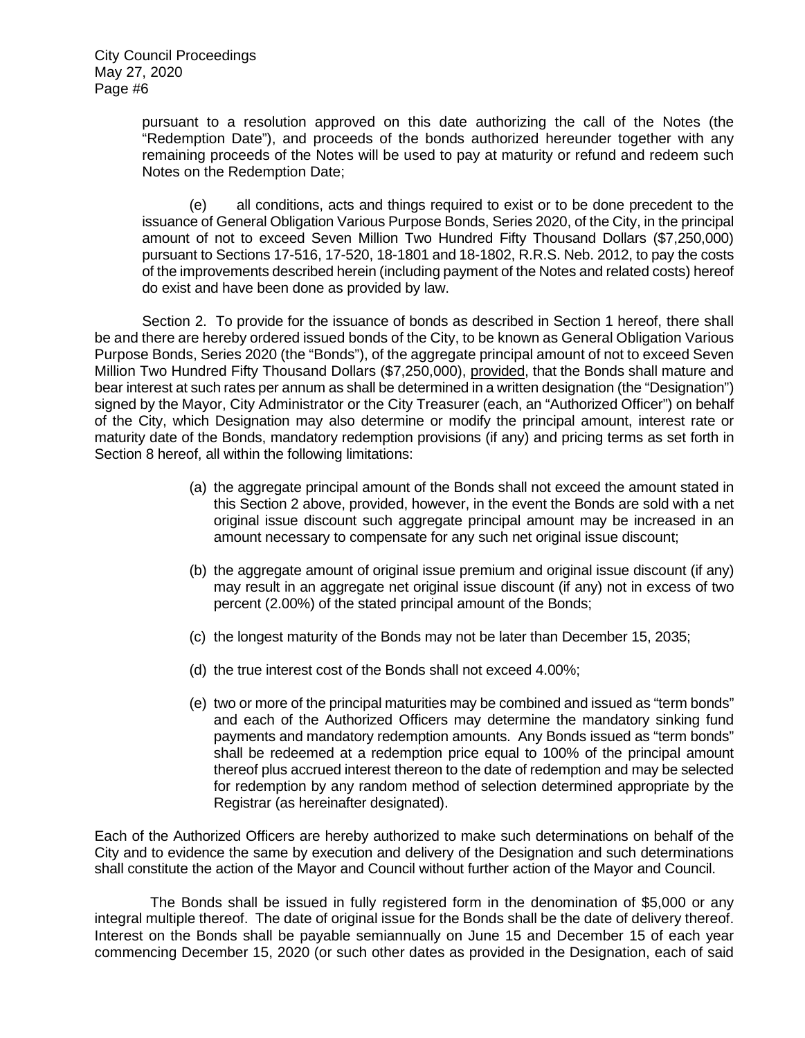pursuant to a resolution approved on this date authorizing the call of the Notes (the "Redemption Date"), and proceeds of the bonds authorized hereunder together with any remaining proceeds of the Notes will be used to pay at maturity or refund and redeem such Notes on the Redemption Date;

(e) all conditions, acts and things required to exist or to be done precedent to the issuance of General Obligation Various Purpose Bonds, Series 2020, of the City, in the principal amount of not to exceed Seven Million Two Hundred Fifty Thousand Dollars ($7,250,000) pursuant to Sections 17-516, 17-520, 18-1801 and 18-1802, R.R.S. Neb. 2012, to pay the costs of the improvements described herein (including payment of the Notes and related costs) hereof do exist and have been done as provided by law.

Section 2. To provide for the issuance of bonds as described in Section 1 hereof, there shall be and there are hereby ordered issued bonds of the City, to be known as General Obligation Various Purpose Bonds, Series 2020 (the "Bonds"), of the aggregate principal amount of not to exceed Seven Million Two Hundred Fifty Thousand Dollars ($7,250,000), provided, that the Bonds shall mature and bear interest at such rates per annum as shall be determined in a written designation (the "Designation") signed by the Mayor, City Administrator or the City Treasurer (each, an "Authorized Officer") on behalf of the City, which Designation may also determine or modify the principal amount, interest rate or maturity date of the Bonds, mandatory redemption provisions (if any) and pricing terms as set forth in Section 8 hereof, all within the following limitations:

(a) the aggregate principal amount of the Bonds shall not exceed the amount stated in this Section 2 above, provided, however, in the event the Bonds are sold with a net original issue discount such aggregate principal amount may be increased in an amount necessary to compensate for any such net original issue discount;

(b) the aggregate amount of original issue premium and original issue discount (if any) may result in an aggregate net original issue discount (if any) not in excess of two percent (2.00%) of the stated principal amount of the Bonds;

(c) the longest maturity of the Bonds may not be later than December 15, 2035;

(d) the true interest cost of the Bonds shall not exceed 4.00%;

(e) two or more of the principal maturities may be combined and issued as "term bonds" and each of the Authorized Officers may determine the mandatory sinking fund payments and mandatory redemption amounts. Any Bonds issued as "term bonds" shall be redeemed at a redemption price equal to 100% of the principal amount thereof plus accrued interest thereon to the date of redemption and may be selected for redemption by any random method of selection determined appropriate by the Registrar (as hereinafter designated).

Each of the Authorized Officers are hereby authorized to make such determinations on behalf of the City and to evidence the same by execution and delivery of the Designation and such determinations shall constitute the action of the Mayor and Council without further action of the Mayor and Council.

The Bonds shall be issued in fully registered form in the denomination of $5,000 or any integral multiple thereof. The date of original issue for the Bonds shall be the date of delivery thereof. Interest on the Bonds shall be payable semiannually on June 15 and December 15 of each year commencing December 15, 2020 (or such other dates as provided in the Designation, each of said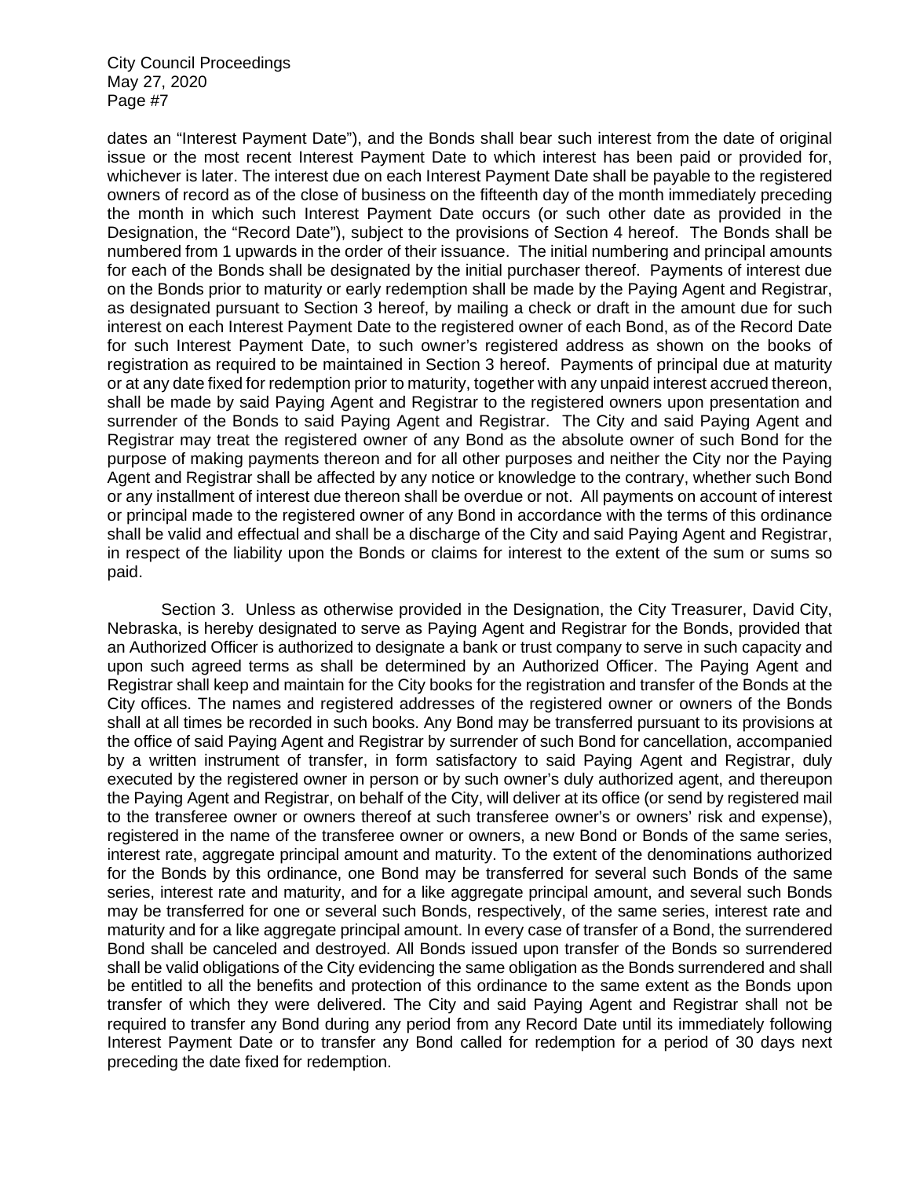dates an "Interest Payment Date"), and the Bonds shall bear such interest from the date of original issue or the most recent Interest Payment Date to which interest has been paid or provided for, whichever is later. The interest due on each Interest Payment Date shall be payable to the registered owners of record as of the close of business on the fifteenth day of the month immediately preceding the month in which such Interest Payment Date occurs (or such other date as provided in the Designation, the "Record Date"), subject to the provisions of Section 4 hereof. The Bonds shall be numbered from 1 upwards in the order of their issuance. The initial numbering and principal amounts for each of the Bonds shall be designated by the initial purchaser thereof. Payments of interest due on the Bonds prior to maturity or early redemption shall be made by the Paying Agent and Registrar, as designated pursuant to Section 3 hereof, by mailing a check or draft in the amount due for such interest on each Interest Payment Date to the registered owner of each Bond, as of the Record Date for such Interest Payment Date, to such owner's registered address as shown on the books of registration as required to be maintained in Section 3 hereof. Payments of principal due at maturity or at any date fixed for redemption prior to maturity, together with any unpaid interest accrued thereon, shall be made by said Paying Agent and Registrar to the registered owners upon presentation and surrender of the Bonds to said Paying Agent and Registrar. The City and said Paying Agent and Registrar may treat the registered owner of any Bond as the absolute owner of such Bond for the purpose of making payments thereon and for all other purposes and neither the City nor the Paying Agent and Registrar shall be affected by any notice or knowledge to the contrary, whether such Bond or any installment of interest due thereon shall be overdue or not. All payments on account of interest or principal made to the registered owner of any Bond in accordance with the terms of this ordinance shall be valid and effectual and shall be a discharge of the City and said Paying Agent and Registrar, in respect of the liability upon the Bonds or claims for interest to the extent of the sum or sums so paid.

Section 3. Unless as otherwise provided in the Designation, the City Treasurer, David City, Nebraska, is hereby designated to serve as Paying Agent and Registrar for the Bonds, provided that an Authorized Officer is authorized to designate a bank or trust company to serve in such capacity and upon such agreed terms as shall be determined by an Authorized Officer. The Paying Agent and Registrar shall keep and maintain for the City books for the registration and transfer of the Bonds at the City offices. The names and registered addresses of the registered owner or owners of the Bonds shall at all times be recorded in such books. Any Bond may be transferred pursuant to its provisions at the office of said Paying Agent and Registrar by surrender of such Bond for cancellation, accompanied by a written instrument of transfer, in form satisfactory to said Paying Agent and Registrar, duly executed by the registered owner in person or by such owner's duly authorized agent, and thereupon the Paying Agent and Registrar, on behalf of the City, will deliver at its office (or send by registered mail to the transferee owner or owners thereof at such transferee owner's or owners' risk and expense), registered in the name of the transferee owner or owners, a new Bond or Bonds of the same series, interest rate, aggregate principal amount and maturity. To the extent of the denominations authorized for the Bonds by this ordinance, one Bond may be transferred for several such Bonds of the same series, interest rate and maturity, and for a like aggregate principal amount, and several such Bonds may be transferred for one or several such Bonds, respectively, of the same series, interest rate and maturity and for a like aggregate principal amount. In every case of transfer of a Bond, the surrendered Bond shall be canceled and destroyed. All Bonds issued upon transfer of the Bonds so surrendered shall be valid obligations of the City evidencing the same obligation as the Bonds surrendered and shall be entitled to all the benefits and protection of this ordinance to the same extent as the Bonds upon transfer of which they were delivered. The City and said Paying Agent and Registrar shall not be required to transfer any Bond during any period from any Record Date until its immediately following Interest Payment Date or to transfer any Bond called for redemption for a period of 30 days next preceding the date fixed for redemption.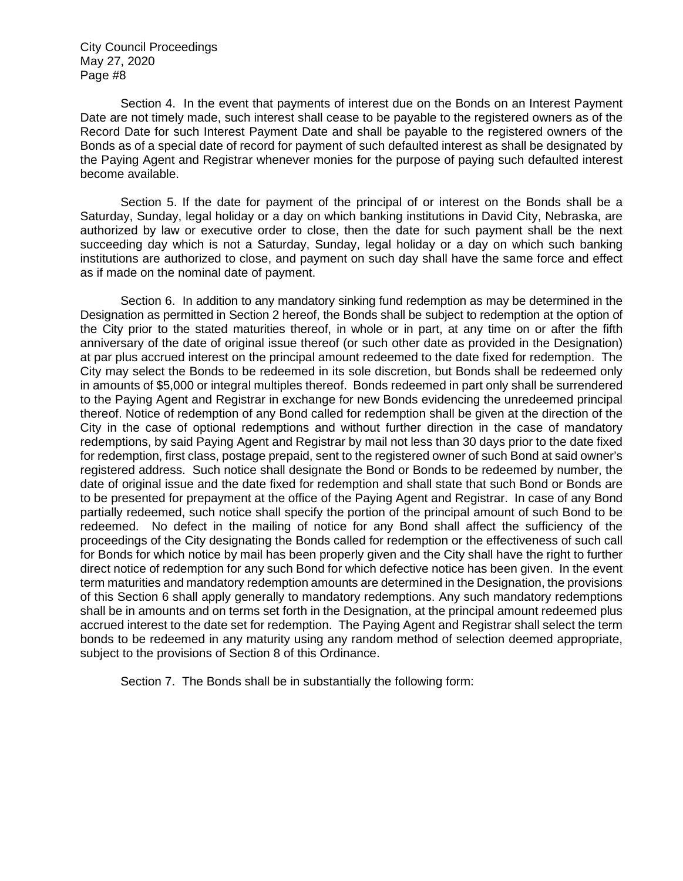Section 4. In the event that payments of interest due on the Bonds on an Interest Payment Date are not timely made, such interest shall cease to be payable to the registered owners as of the Record Date for such Interest Payment Date and shall be payable to the registered owners of the Bonds as of a special date of record for payment of such defaulted interest as shall be designated by the Paying Agent and Registrar whenever monies for the purpose of paying such defaulted interest become available.

Section 5. If the date for payment of the principal of or interest on the Bonds shall be a Saturday, Sunday, legal holiday or a day on which banking institutions in David City, Nebraska, are authorized by law or executive order to close, then the date for such payment shall be the next succeeding day which is not a Saturday, Sunday, legal holiday or a day on which such banking institutions are authorized to close, and payment on such day shall have the same force and effect as if made on the nominal date of payment.

Section 6. In addition to any mandatory sinking fund redemption as may be determined in the Designation as permitted in Section 2 hereof, the Bonds shall be subject to redemption at the option of the City prior to the stated maturities thereof, in whole or in part, at any time on or after the fifth anniversary of the date of original issue thereof (or such other date as provided in the Designation) at par plus accrued interest on the principal amount redeemed to the date fixed for redemption. The City may select the Bonds to be redeemed in its sole discretion, but Bonds shall be redeemed only in amounts of $5,000 or integral multiples thereof. Bonds redeemed in part only shall be surrendered to the Paying Agent and Registrar in exchange for new Bonds evidencing the unredeemed principal thereof. Notice of redemption of any Bond called for redemption shall be given at the direction of the City in the case of optional redemptions and without further direction in the case of mandatory redemptions, by said Paying Agent and Registrar by mail not less than 30 days prior to the date fixed for redemption, first class, postage prepaid, sent to the registered owner of such Bond at said owner's registered address. Such notice shall designate the Bond or Bonds to be redeemed by number, the date of original issue and the date fixed for redemption and shall state that such Bond or Bonds are to be presented for prepayment at the office of the Paying Agent and Registrar. In case of any Bond partially redeemed, such notice shall specify the portion of the principal amount of such Bond to be redeemed. No defect in the mailing of notice for any Bond shall affect the sufficiency of the proceedings of the City designating the Bonds called for redemption or the effectiveness of such call for Bonds for which notice by mail has been properly given and the City shall have the right to further direct notice of redemption for any such Bond for which defective notice has been given. In the event term maturities and mandatory redemption amounts are determined in the Designation, the provisions of this Section 6 shall apply generally to mandatory redemptions. Any such mandatory redemptions shall be in amounts and on terms set forth in the Designation, at the principal amount redeemed plus accrued interest to the date set for redemption. The Paying Agent and Registrar shall select the term bonds to be redeemed in any maturity using any random method of selection deemed appropriate, subject to the provisions of Section 8 of this Ordinance.

Section 7. The Bonds shall be in substantially the following form: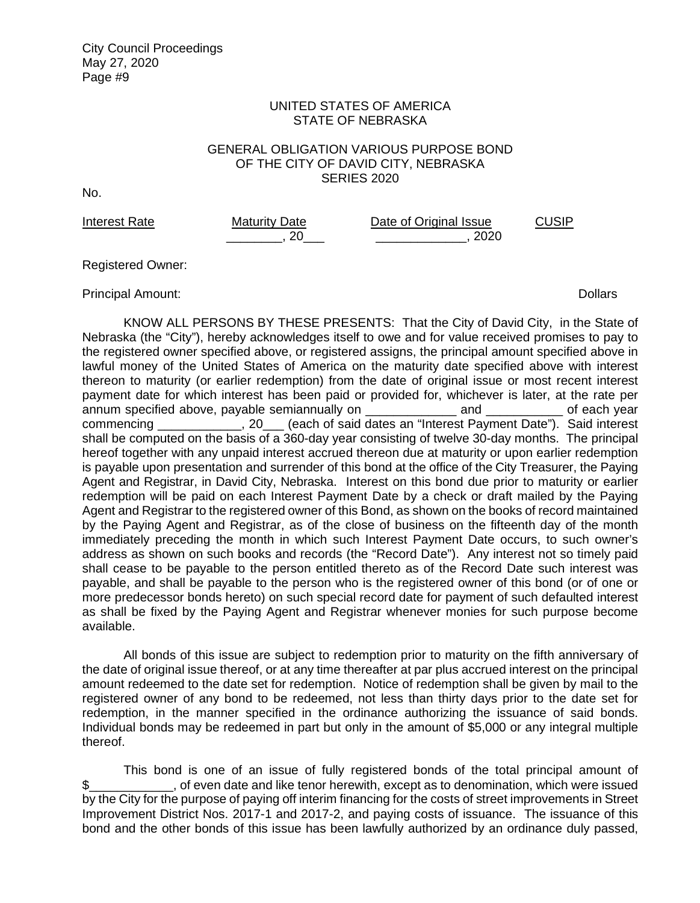UNITED STATES OF AMERICA
STATE OF NEBRASKA

GENERAL OBLIGATION VARIOUS PURPOSE BOND
OF THE CITY OF DAVID CITY, NEBRASKA
SERIES 2020

No.

| Interest Rate | Maturity Date | Date of Original Issue | CUSIP |
|---|---|---|---|
| | ________, 20___ | _____________, 2020 | |

Registered Owner:

Principal Amount: Dollars

KNOW ALL PERSONS BY THESE PRESENTS: That the City of David City, in the State of Nebraska (the "City"), hereby acknowledges itself to owe and for value received promises to pay to the registered owner specified above, or registered assigns, the principal amount specified above in lawful money of the United States of America on the maturity date specified above with interest thereon to maturity (or earlier redemption) from the date of original issue or most recent interest payment date for which interest has been paid or provided for, whichever is later, at the rate per annum specified above, payable semiannually on _____________ and ___________ of each year commencing ____________, 20___ (each of said dates an "Interest Payment Date"). Said interest shall be computed on the basis of a 360-day year consisting of twelve 30-day months. The principal hereof together with any unpaid interest accrued thereon due at maturity or upon earlier redemption is payable upon presentation and surrender of this bond at the office of the City Treasurer, the Paying Agent and Registrar, in David City, Nebraska. Interest on this bond due prior to maturity or earlier redemption will be paid on each Interest Payment Date by a check or draft mailed by the Paying Agent and Registrar to the registered owner of this Bond, as shown on the books of record maintained by the Paying Agent and Registrar, as of the close of business on the fifteenth day of the month immediately preceding the month in which such Interest Payment Date occurs, to such owner's address as shown on such books and records (the "Record Date"). Any interest not so timely paid shall cease to be payable to the person entitled thereto as of the Record Date such interest was payable, and shall be payable to the person who is the registered owner of this bond (or of one or more predecessor bonds hereto) on such special record date for payment of such defaulted interest as shall be fixed by the Paying Agent and Registrar whenever monies for such purpose become available.

All bonds of this issue are subject to redemption prior to maturity on the fifth anniversary of the date of original issue thereof, or at any time thereafter at par plus accrued interest on the principal amount redeemed to the date set for redemption. Notice of redemption shall be given by mail to the registered owner of any bond to be redeemed, not less than thirty days prior to the date set for redemption, in the manner specified in the ordinance authorizing the issuance of said bonds. Individual bonds may be redeemed in part but only in the amount of $5,000 or any integral multiple thereof.

This bond is one of an issue of fully registered bonds of the total principal amount of $____________, of even date and like tenor herewith, except as to denomination, which were issued by the City for the purpose of paying off interim financing for the costs of street improvements in Street Improvement District Nos. 2017-1 and 2017-2, and paying costs of issuance. The issuance of this bond and the other bonds of this issue has been lawfully authorized by an ordinance duly passed,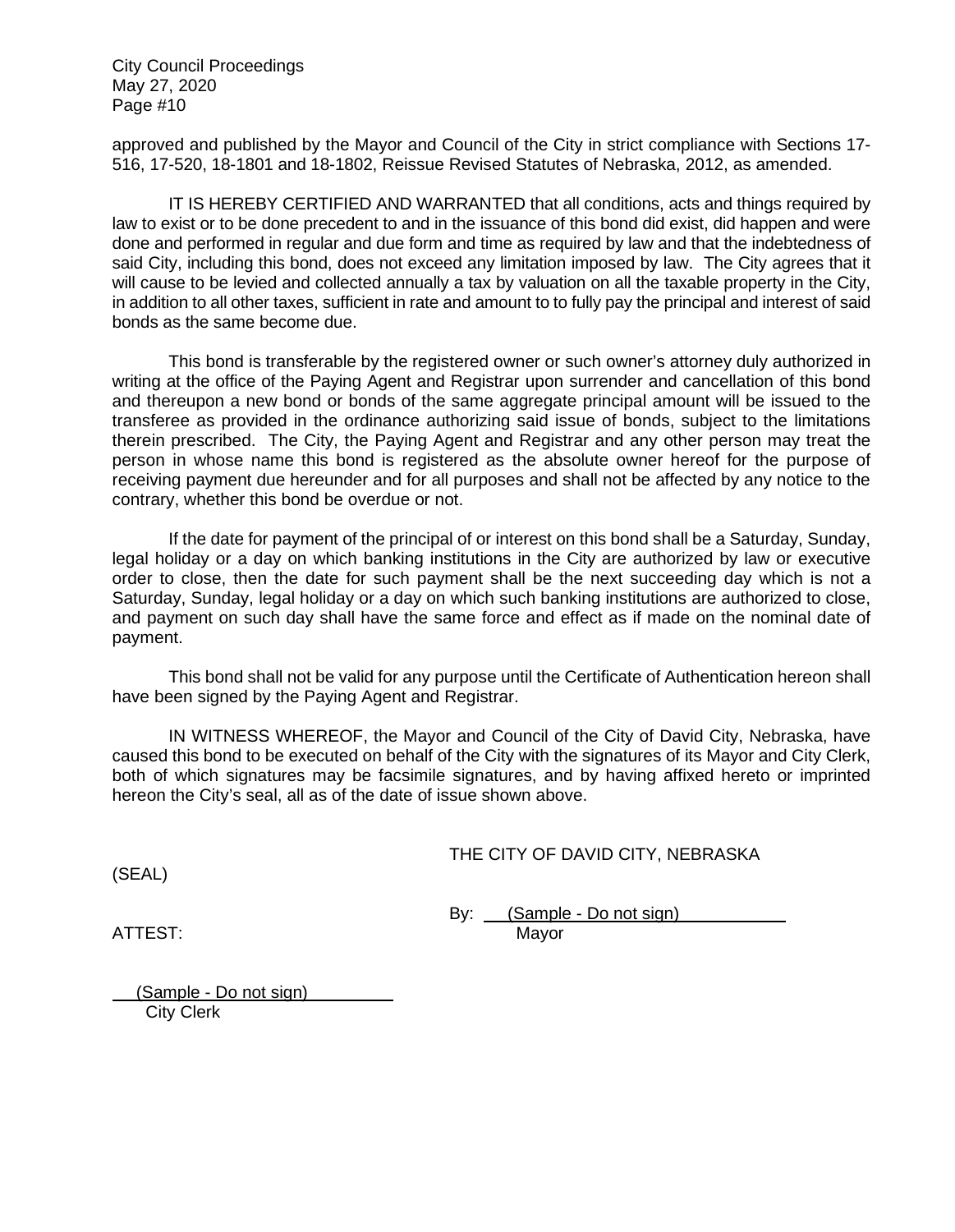approved and published by the Mayor and Council of the City in strict compliance with Sections 17-516, 17-520, 18-1801 and 18-1802, Reissue Revised Statutes of Nebraska, 2012, as amended.

IT IS HEREBY CERTIFIED AND WARRANTED that all conditions, acts and things required by law to exist or to be done precedent to and in the issuance of this bond did exist, did happen and were done and performed in regular and due form and time as required by law and that the indebtedness of said City, including this bond, does not exceed any limitation imposed by law. The City agrees that it will cause to be levied and collected annually a tax by valuation on all the taxable property in the City, in addition to all other taxes, sufficient in rate and amount to to fully pay the principal and interest of said bonds as the same become due.

This bond is transferable by the registered owner or such owner's attorney duly authorized in writing at the office of the Paying Agent and Registrar upon surrender and cancellation of this bond and thereupon a new bond or bonds of the same aggregate principal amount will be issued to the transferee as provided in the ordinance authorizing said issue of bonds, subject to the limitations therein prescribed. The City, the Paying Agent and Registrar and any other person may treat the person in whose name this bond is registered as the absolute owner hereof for the purpose of receiving payment due hereunder and for all purposes and shall not be affected by any notice to the contrary, whether this bond be overdue or not.

If the date for payment of the principal of or interest on this bond shall be a Saturday, Sunday, legal holiday or a day on which banking institutions in the City are authorized by law or executive order to close, then the date for such payment shall be the next succeeding day which is not a Saturday, Sunday, legal holiday or a day on which such banking institutions are authorized to close, and payment on such day shall have the same force and effect as if made on the nominal date of payment.

This bond shall not be valid for any purpose until the Certificate of Authentication hereon shall have been signed by the Paying Agent and Registrar.

IN WITNESS WHEREOF, the Mayor and Council of the City of David City, Nebraska, have caused this bond to be executed on behalf of the City with the signatures of its Mayor and City Clerk, both of which signatures may be facsimile signatures, and by having affixed hereto or imprinted hereon the City's seal, all as of the date of issue shown above.

THE CITY OF DAVID CITY, NEBRASKA

(SEAL)

By: (Sample - Do not sign)
Mayor

ATTEST:

(Sample - Do not sign)
City Clerk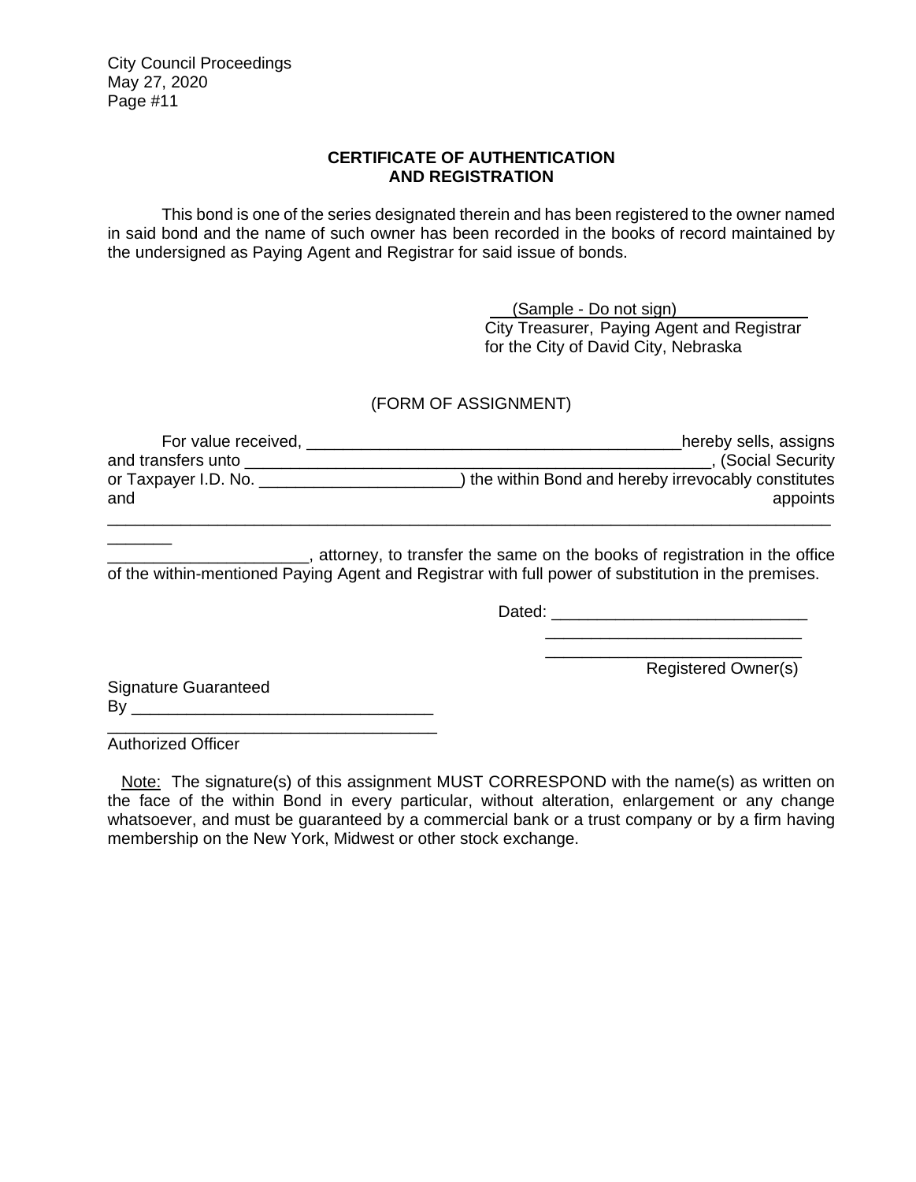**CERTIFICATE OF AUTHENTICATION AND REGISTRATION**

This bond is one of the series designated therein and has been registered to the owner named in said bond and the name of such owner has been recorded in the books of record maintained by the undersigned as Paying Agent and Registrar for said issue of bonds.

(Sample - Do not sign)
City Treasurer, Paying Agent and Registrar
for the City of David City, Nebraska

(FORM OF ASSIGNMENT)

For value received, __________________________________________hereby sells, assigns and transfers unto __________________________________________________, (Social Security or Taxpayer I.D. No. ______________________) the within Bond and hereby irrevocably constitutes and appoints ____________________________________________________________________________________

______________________, attorney, to transfer the same on the books of registration in the office of the within-mentioned Paying Agent and Registrar with full power of substitution in the premises.

Dated: ___________________________

___________________________

___________________________
Registered Owner(s)

Signature Guaranteed
By ________________________________

__________________________________
Authorized Officer

Note: The signature(s) of this assignment MUST CORRESPOND with the name(s) as written on the face of the within Bond in every particular, without alteration, enlargement or any change whatsoever, and must be guaranteed by a commercial bank or a trust company or by a firm having membership on the New York, Midwest or other stock exchange.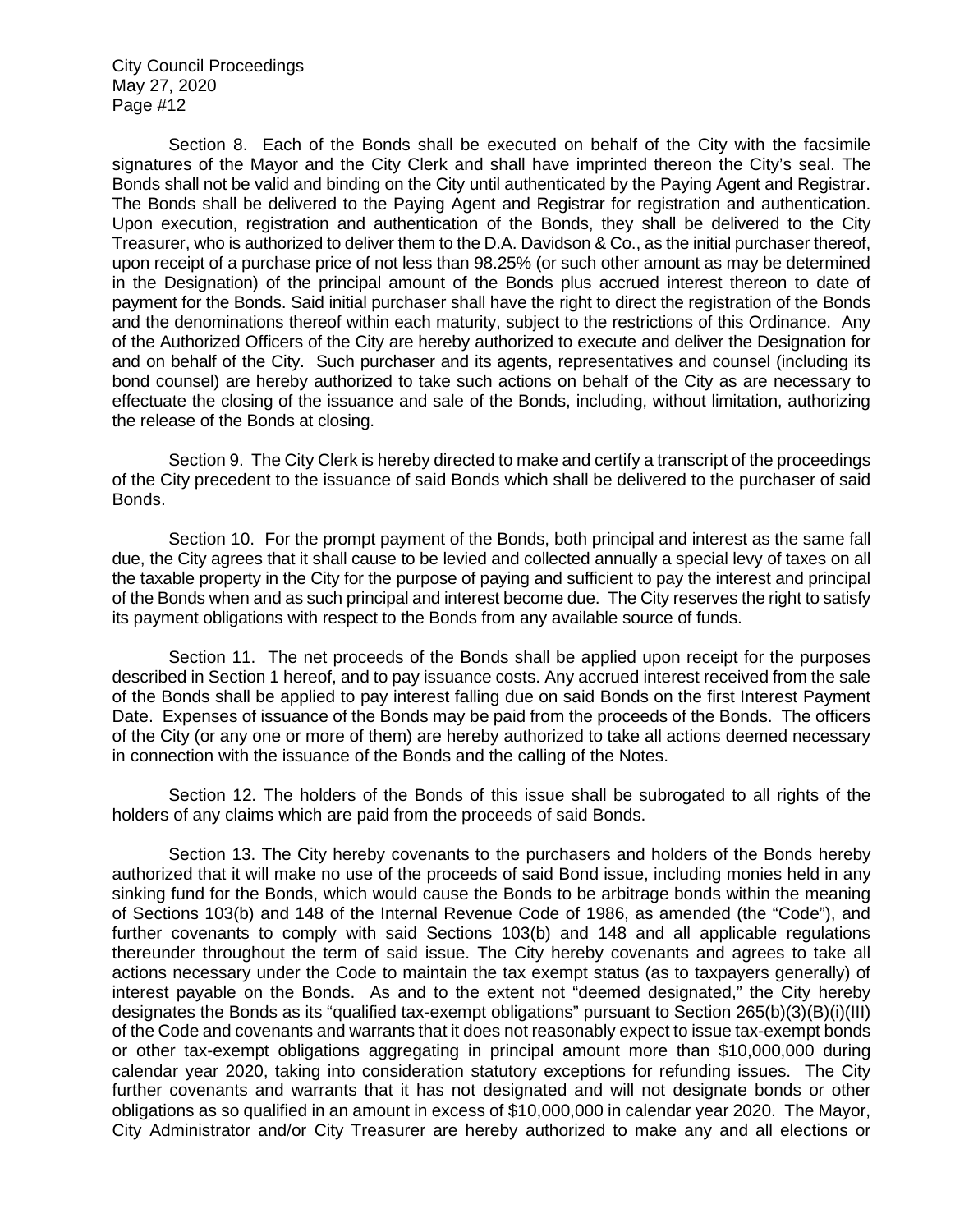Section 8. Each of the Bonds shall be executed on behalf of the City with the facsimile signatures of the Mayor and the City Clerk and shall have imprinted thereon the City's seal. The Bonds shall not be valid and binding on the City until authenticated by the Paying Agent and Registrar. The Bonds shall be delivered to the Paying Agent and Registrar for registration and authentication. Upon execution, registration and authentication of the Bonds, they shall be delivered to the City Treasurer, who is authorized to deliver them to the D.A. Davidson & Co., as the initial purchaser thereof, upon receipt of a purchase price of not less than 98.25% (or such other amount as may be determined in the Designation) of the principal amount of the Bonds plus accrued interest thereon to date of payment for the Bonds. Said initial purchaser shall have the right to direct the registration of the Bonds and the denominations thereof within each maturity, subject to the restrictions of this Ordinance. Any of the Authorized Officers of the City are hereby authorized to execute and deliver the Designation for and on behalf of the City. Such purchaser and its agents, representatives and counsel (including its bond counsel) are hereby authorized to take such actions on behalf of the City as are necessary to effectuate the closing of the issuance and sale of the Bonds, including, without limitation, authorizing the release of the Bonds at closing.

Section 9. The City Clerk is hereby directed to make and certify a transcript of the proceedings of the City precedent to the issuance of said Bonds which shall be delivered to the purchaser of said Bonds.

Section 10. For the prompt payment of the Bonds, both principal and interest as the same fall due, the City agrees that it shall cause to be levied and collected annually a special levy of taxes on all the taxable property in the City for the purpose of paying and sufficient to pay the interest and principal of the Bonds when and as such principal and interest become due. The City reserves the right to satisfy its payment obligations with respect to the Bonds from any available source of funds.

Section 11. The net proceeds of the Bonds shall be applied upon receipt for the purposes described in Section 1 hereof, and to pay issuance costs. Any accrued interest received from the sale of the Bonds shall be applied to pay interest falling due on said Bonds on the first Interest Payment Date. Expenses of issuance of the Bonds may be paid from the proceeds of the Bonds. The officers of the City (or any one or more of them) are hereby authorized to take all actions deemed necessary in connection with the issuance of the Bonds and the calling of the Notes.

Section 12. The holders of the Bonds of this issue shall be subrogated to all rights of the holders of any claims which are paid from the proceeds of said Bonds.

Section 13. The City hereby covenants to the purchasers and holders of the Bonds hereby authorized that it will make no use of the proceeds of said Bond issue, including monies held in any sinking fund for the Bonds, which would cause the Bonds to be arbitrage bonds within the meaning of Sections 103(b) and 148 of the Internal Revenue Code of 1986, as amended (the "Code"), and further covenants to comply with said Sections 103(b) and 148 and all applicable regulations thereunder throughout the term of said issue. The City hereby covenants and agrees to take all actions necessary under the Code to maintain the tax exempt status (as to taxpayers generally) of interest payable on the Bonds. As and to the extent not "deemed designated," the City hereby designates the Bonds as its "qualified tax-exempt obligations" pursuant to Section 265(b)(3)(B)(i)(III) of the Code and covenants and warrants that it does not reasonably expect to issue tax-exempt bonds or other tax-exempt obligations aggregating in principal amount more than $10,000,000 during calendar year 2020, taking into consideration statutory exceptions for refunding issues. The City further covenants and warrants that it has not designated and will not designate bonds or other obligations as so qualified in an amount in excess of $10,000,000 in calendar year 2020. The Mayor, City Administrator and/or City Treasurer are hereby authorized to make any and all elections or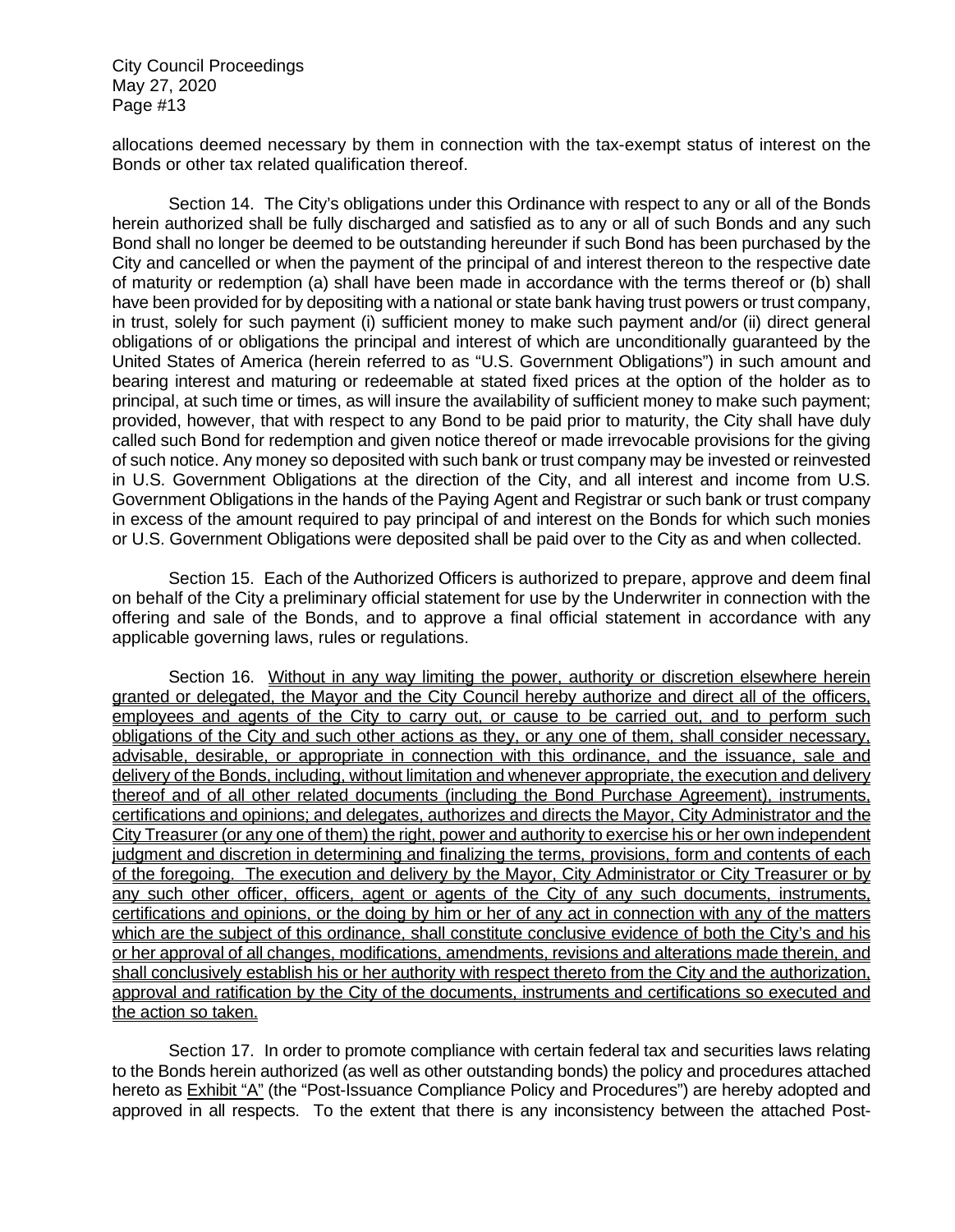allocations deemed necessary by them in connection with the tax-exempt status of interest on the Bonds or other tax related qualification thereof.

Section 14. The City's obligations under this Ordinance with respect to any or all of the Bonds herein authorized shall be fully discharged and satisfied as to any or all of such Bonds and any such Bond shall no longer be deemed to be outstanding hereunder if such Bond has been purchased by the City and cancelled or when the payment of the principal of and interest thereon to the respective date of maturity or redemption (a) shall have been made in accordance with the terms thereof or (b) shall have been provided for by depositing with a national or state bank having trust powers or trust company, in trust, solely for such payment (i) sufficient money to make such payment and/or (ii) direct general obligations of or obligations the principal and interest of which are unconditionally guaranteed by the United States of America (herein referred to as "U.S. Government Obligations") in such amount and bearing interest and maturing or redeemable at stated fixed prices at the option of the holder as to principal, at such time or times, as will insure the availability of sufficient money to make such payment; provided, however, that with respect to any Bond to be paid prior to maturity, the City shall have duly called such Bond for redemption and given notice thereof or made irrevocable provisions for the giving of such notice. Any money so deposited with such bank or trust company may be invested or reinvested in U.S. Government Obligations at the direction of the City, and all interest and income from U.S. Government Obligations in the hands of the Paying Agent and Registrar or such bank or trust company in excess of the amount required to pay principal of and interest on the Bonds for which such monies or U.S. Government Obligations were deposited shall be paid over to the City as and when collected.

Section 15. Each of the Authorized Officers is authorized to prepare, approve and deem final on behalf of the City a preliminary official statement for use by the Underwriter in connection with the offering and sale of the Bonds, and to approve a final official statement in accordance with any applicable governing laws, rules or regulations.

Section 16. <u>Without in any way limiting the power, authority or discretion elsewhere herein granted or delegated, the Mayor and the City Council hereby authorize and direct all of the officers, employees and agents of the City to carry out, or cause to be carried out, and to perform such obligations of the City and such other actions as they, or any one of them, shall consider necessary, advisable, desirable, or appropriate in connection with this ordinance, and the issuance, sale and delivery of the Bonds, including, without limitation and whenever appropriate, the execution and delivery thereof and of all other related documents (including the Bond Purchase Agreement), instruments, certifications and opinions; and delegates, authorizes and directs the Mayor, City Administrator and the City Treasurer (or any one of them) the right, power and authority to exercise his or her own independent judgment and discretion in determining and finalizing the terms, provisions, form and contents of each of the foregoing. The execution and delivery by the Mayor, City Administrator or City Treasurer or by any such other officer, officers, agent or agents of the City of any such documents, instruments, certifications and opinions, or the doing by him or her of any act in connection with any of the matters which are the subject of this ordinance, shall constitute conclusive evidence of both the City's and his or her approval of all changes, modifications, amendments, revisions and alterations made therein, and shall conclusively establish his or her authority with respect thereto from the City and the authorization, approval and ratification by the City of the documents, instruments and certifications so executed and the action so taken.</u>

Section 17. In order to promote compliance with certain federal tax and securities laws relating to the Bonds herein authorized (as well as other outstanding bonds) the policy and procedures attached hereto as <u>Exhibit "A"</u> (the "Post-Issuance Compliance Policy and Procedures") are hereby adopted and approved in all respects. To the extent that there is any inconsistency between the attached Post-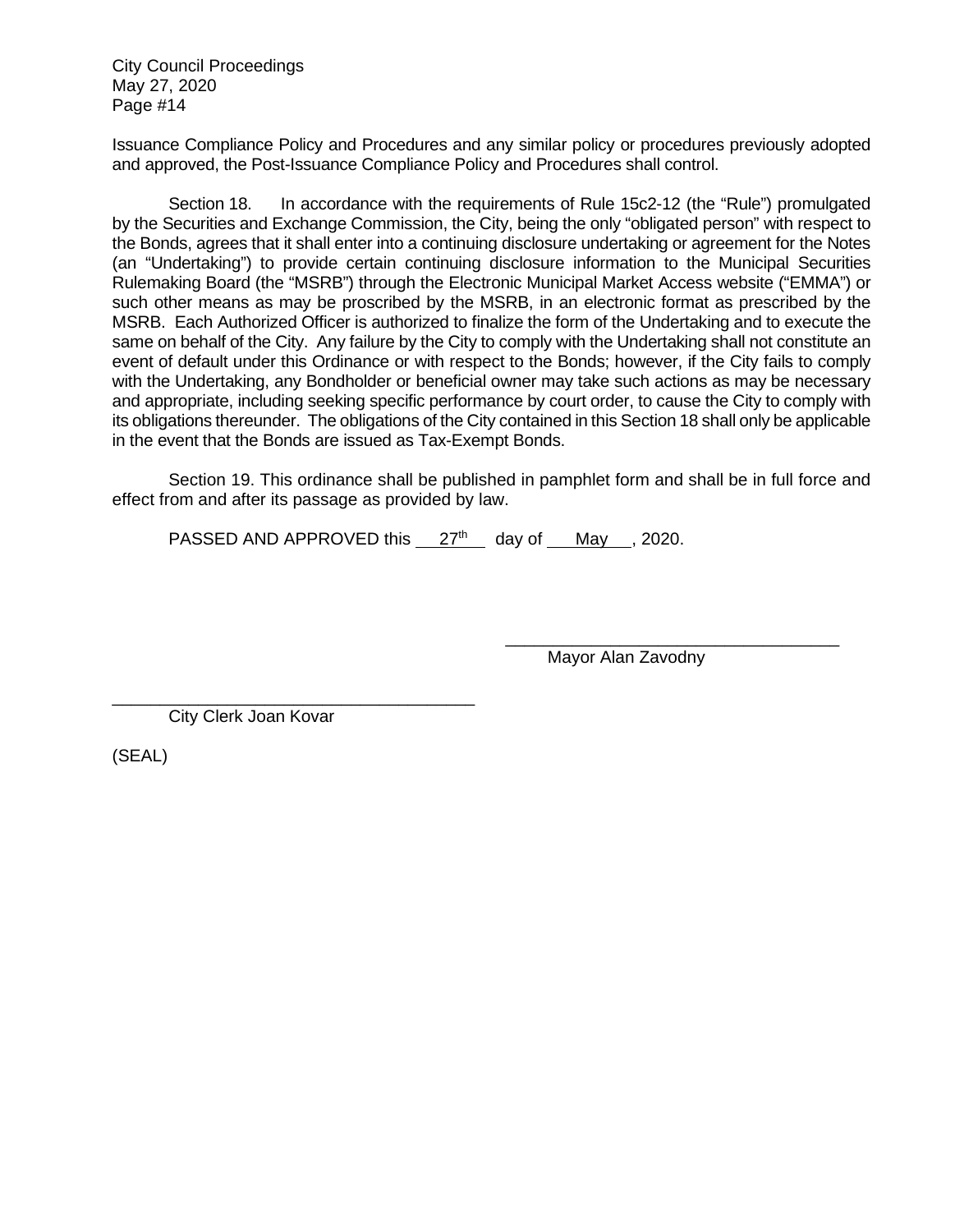Issuance Compliance Policy and Procedures and any similar policy or procedures previously adopted and approved, the Post-Issuance Compliance Policy and Procedures shall control.

Section 18. In accordance with the requirements of Rule 15c2-12 (the "Rule") promulgated by the Securities and Exchange Commission, the City, being the only "obligated person" with respect to the Bonds, agrees that it shall enter into a continuing disclosure undertaking or agreement for the Notes (an "Undertaking") to provide certain continuing disclosure information to the Municipal Securities Rulemaking Board (the "MSRB") through the Electronic Municipal Market Access website ("EMMA") or such other means as may be proscribed by the MSRB, in an electronic format as prescribed by the MSRB. Each Authorized Officer is authorized to finalize the form of the Undertaking and to execute the same on behalf of the City. Any failure by the City to comply with the Undertaking shall not constitute an event of default under this Ordinance or with respect to the Bonds; however, if the City fails to comply with the Undertaking, any Bondholder or beneficial owner may take such actions as may be necessary and appropriate, including seeking specific performance by court order, to cause the City to comply with its obligations thereunder. The obligations of the City contained in this Section 18 shall only be applicable in the event that the Bonds are issued as Tax-Exempt Bonds.

Section 19. This ordinance shall be published in pamphlet form and shall be in full force and effect from and after its passage as provided by law.

PASSED AND APPROVED this 27th day of May, 2020.

\_\_\_\_\_\_\_\_\_\_\_\_\_\_\_\_\_\_\_\_\_\_\_\_\_\_\_\_\_\_\_\_\_\_
Mayor Alan Zavodny

\_\_\_\_\_\_\_\_\_\_\_\_\_\_\_\_\_\_\_\_\_\_\_\_\_\_\_\_\_\_\_\_\_\_
City Clerk Joan Kovar

(SEAL)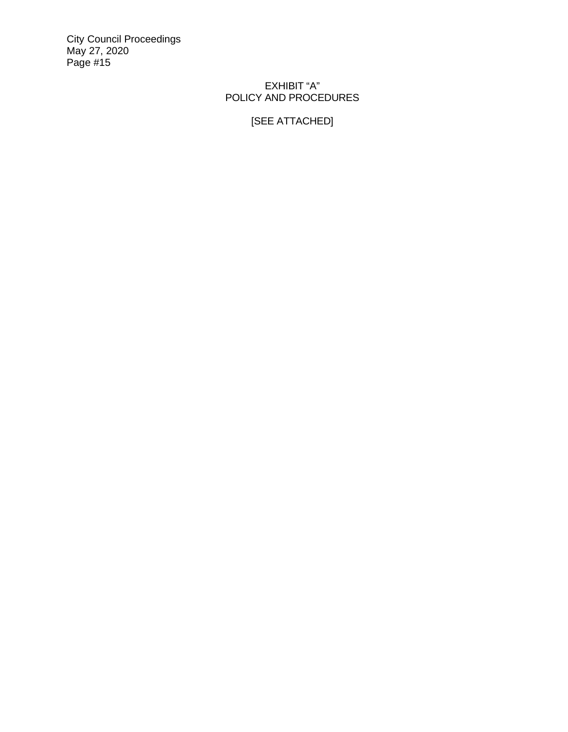EXHIBIT “A”
POLICY AND PROCEDURES

[SEE ATTACHED]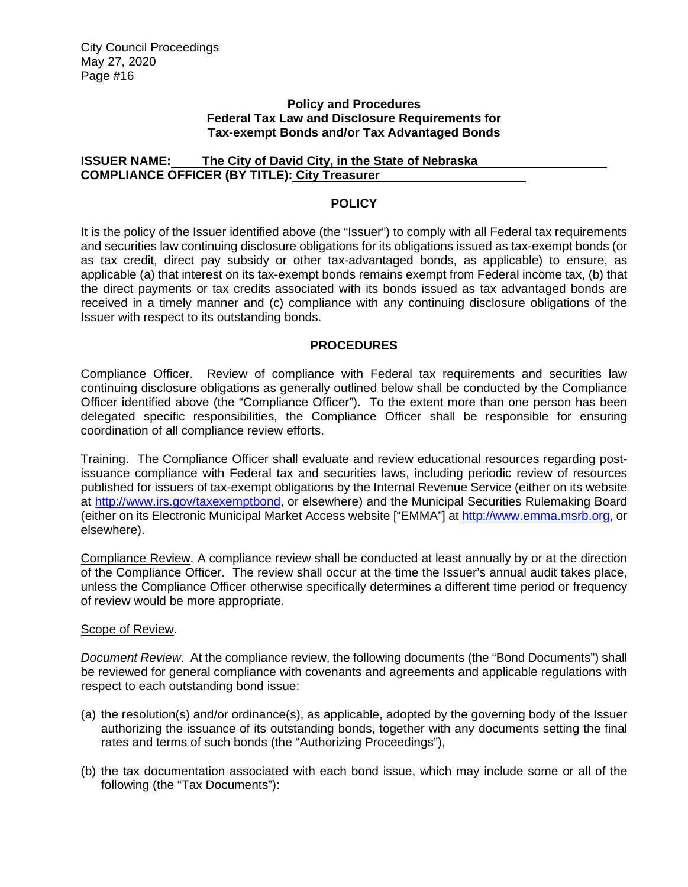**Policy and Procedures**
**Federal Tax Law and Disclosure Requirements for**
**Tax-exempt Bonds and/or Tax Advantaged Bonds**

**ISSUER NAME: The City of David City, in the State of Nebraska**
**COMPLIANCE OFFICER (BY TITLE): City Treasurer**

## POLICY

It is the policy of the Issuer identified above (the "Issuer") to comply with all Federal tax requirements and securities law continuing disclosure obligations for its obligations issued as tax-exempt bonds (or as tax credit, direct pay subsidy or other tax-advantaged bonds, as applicable) to ensure, as applicable (a) that interest on its tax-exempt bonds remains exempt from Federal income tax, (b) that the direct payments or tax credits associated with its bonds issued as tax advantaged bonds are received in a timely manner and (c) compliance with any continuing disclosure obligations of the Issuer with respect to its outstanding bonds.

## PROCEDURES

Compliance Officer. Review of compliance with Federal tax requirements and securities law continuing disclosure obligations as generally outlined below shall be conducted by the Compliance Officer identified above (the "Compliance Officer"). To the extent more than one person has been delegated specific responsibilities, the Compliance Officer shall be responsible for ensuring coordination of all compliance review efforts.

Training. The Compliance Officer shall evaluate and review educational resources regarding post-issuance compliance with Federal tax and securities laws, including periodic review of resources published for issuers of tax-exempt obligations by the Internal Revenue Service (either on its website at http://www.irs.gov/taxexemptbond, or elsewhere) and the Municipal Securities Rulemaking Board (either on its Electronic Municipal Market Access website ["EMMA"] at http://www.emma.msrb.org, or elsewhere).

Compliance Review. A compliance review shall be conducted at least annually by or at the direction of the Compliance Officer. The review shall occur at the time the Issuer's annual audit takes place, unless the Compliance Officer otherwise specifically determines a different time period or frequency of review would be more appropriate.

Scope of Review.

*Document Review*. At the compliance review, the following documents (the "Bond Documents") shall be reviewed for general compliance with covenants and agreements and applicable regulations with respect to each outstanding bond issue:

(a) the resolution(s) and/or ordinance(s), as applicable, adopted by the governing body of the Issuer authorizing the issuance of its outstanding bonds, together with any documents setting the final rates and terms of such bonds (the "Authorizing Proceedings"),

(b) the tax documentation associated with each bond issue, which may include some or all of the following (the "Tax Documents"):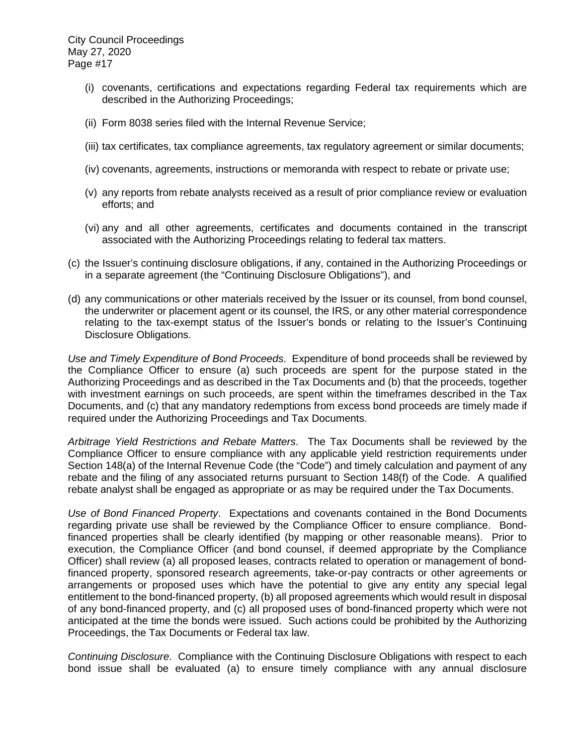(i) covenants, certifications and expectations regarding Federal tax requirements which are described in the Authorizing Proceedings;

(ii) Form 8038 series filed with the Internal Revenue Service;

(iii) tax certificates, tax compliance agreements, tax regulatory agreement or similar documents;

(iv) covenants, agreements, instructions or memoranda with respect to rebate or private use;

(v) any reports from rebate analysts received as a result of prior compliance review or evaluation efforts; and

(vi) any and all other agreements, certificates and documents contained in the transcript associated with the Authorizing Proceedings relating to federal tax matters.

(c) the Issuer's continuing disclosure obligations, if any, contained in the Authorizing Proceedings or in a separate agreement (the "Continuing Disclosure Obligations"), and

(d) any communications or other materials received by the Issuer or its counsel, from bond counsel, the underwriter or placement agent or its counsel, the IRS, or any other material correspondence relating to the tax-exempt status of the Issuer's bonds or relating to the Issuer's Continuing Disclosure Obligations.

*Use and Timely Expenditure of Bond Proceeds*. Expenditure of bond proceeds shall be reviewed by the Compliance Officer to ensure (a) such proceeds are spent for the purpose stated in the Authorizing Proceedings and as described in the Tax Documents and (b) that the proceeds, together with investment earnings on such proceeds, are spent within the timeframes described in the Tax Documents, and (c) that any mandatory redemptions from excess bond proceeds are timely made if required under the Authorizing Proceedings and Tax Documents.

*Arbitrage Yield Restrictions and Rebate Matters*. The Tax Documents shall be reviewed by the Compliance Officer to ensure compliance with any applicable yield restriction requirements under Section 148(a) of the Internal Revenue Code (the "Code") and timely calculation and payment of any rebate and the filing of any associated returns pursuant to Section 148(f) of the Code. A qualified rebate analyst shall be engaged as appropriate or as may be required under the Tax Documents.

*Use of Bond Financed Property*. Expectations and covenants contained in the Bond Documents regarding private use shall be reviewed by the Compliance Officer to ensure compliance. Bond-financed properties shall be clearly identified (by mapping or other reasonable means). Prior to execution, the Compliance Officer (and bond counsel, if deemed appropriate by the Compliance Officer) shall review (a) all proposed leases, contracts related to operation or management of bond-financed property, sponsored research agreements, take-or-pay contracts or other agreements or arrangements or proposed uses which have the potential to give any entity any special legal entitlement to the bond-financed property, (b) all proposed agreements which would result in disposal of any bond-financed property, and (c) all proposed uses of bond-financed property which were not anticipated at the time the bonds were issued. Such actions could be prohibited by the Authorizing Proceedings, the Tax Documents or Federal tax law.

*Continuing Disclosure*. Compliance with the Continuing Disclosure Obligations with respect to each bond issue shall be evaluated (a) to ensure timely compliance with any annual disclosure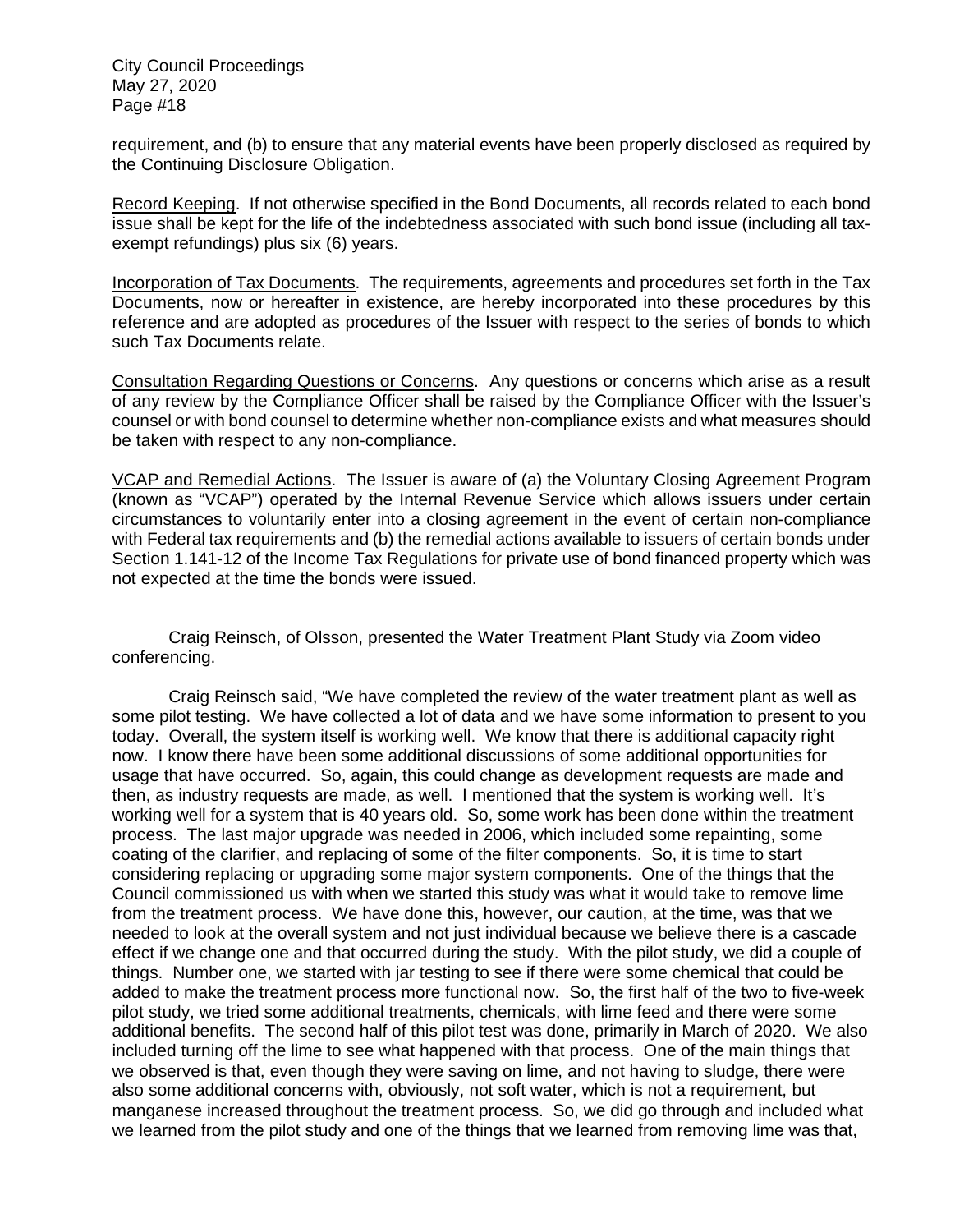requirement, and (b) to ensure that any material events have been properly disclosed as required by the Continuing Disclosure Obligation.

Record Keeping. If not otherwise specified in the Bond Documents, all records related to each bond issue shall be kept for the life of the indebtedness associated with such bond issue (including all tax-exempt refundings) plus six (6) years.

Incorporation of Tax Documents. The requirements, agreements and procedures set forth in the Tax Documents, now or hereafter in existence, are hereby incorporated into these procedures by this reference and are adopted as procedures of the Issuer with respect to the series of bonds to which such Tax Documents relate.

Consultation Regarding Questions or Concerns. Any questions or concerns which arise as a result of any review by the Compliance Officer shall be raised by the Compliance Officer with the Issuer's counsel or with bond counsel to determine whether non-compliance exists and what measures should be taken with respect to any non-compliance.

VCAP and Remedial Actions. The Issuer is aware of (a) the Voluntary Closing Agreement Program (known as "VCAP") operated by the Internal Revenue Service which allows issuers under certain circumstances to voluntarily enter into a closing agreement in the event of certain non-compliance with Federal tax requirements and (b) the remedial actions available to issuers of certain bonds under Section 1.141-12 of the Income Tax Regulations for private use of bond financed property which was not expected at the time the bonds were issued.

Craig Reinsch, of Olsson, presented the Water Treatment Plant Study via Zoom video conferencing.

Craig Reinsch said, "We have completed the review of the water treatment plant as well as some pilot testing. We have collected a lot of data and we have some information to present to you today. Overall, the system itself is working well. We know that there is additional capacity right now. I know there have been some additional discussions of some additional opportunities for usage that have occurred. So, again, this could change as development requests are made and then, as industry requests are made, as well. I mentioned that the system is working well. It's working well for a system that is 40 years old. So, some work has been done within the treatment process. The last major upgrade was needed in 2006, which included some repainting, some coating of the clarifier, and replacing of some of the filter components. So, it is time to start considering replacing or upgrading some major system components. One of the things that the Council commissioned us with when we started this study was what it would take to remove lime from the treatment process. We have done this, however, our caution, at the time, was that we needed to look at the overall system and not just individual because we believe there is a cascade effect if we change one and that occurred during the study. With the pilot study, we did a couple of things. Number one, we started with jar testing to see if there were some chemical that could be added to make the treatment process more functional now. So, the first half of the two to five-week pilot study, we tried some additional treatments, chemicals, with lime feed and there were some additional benefits. The second half of this pilot test was done, primarily in March of 2020. We also included turning off the lime to see what happened with that process. One of the main things that we observed is that, even though they were saving on lime, and not having to sludge, there were also some additional concerns with, obviously, not soft water, which is not a requirement, but manganese increased throughout the treatment process. So, we did go through and included what we learned from the pilot study and one of the things that we learned from removing lime was that,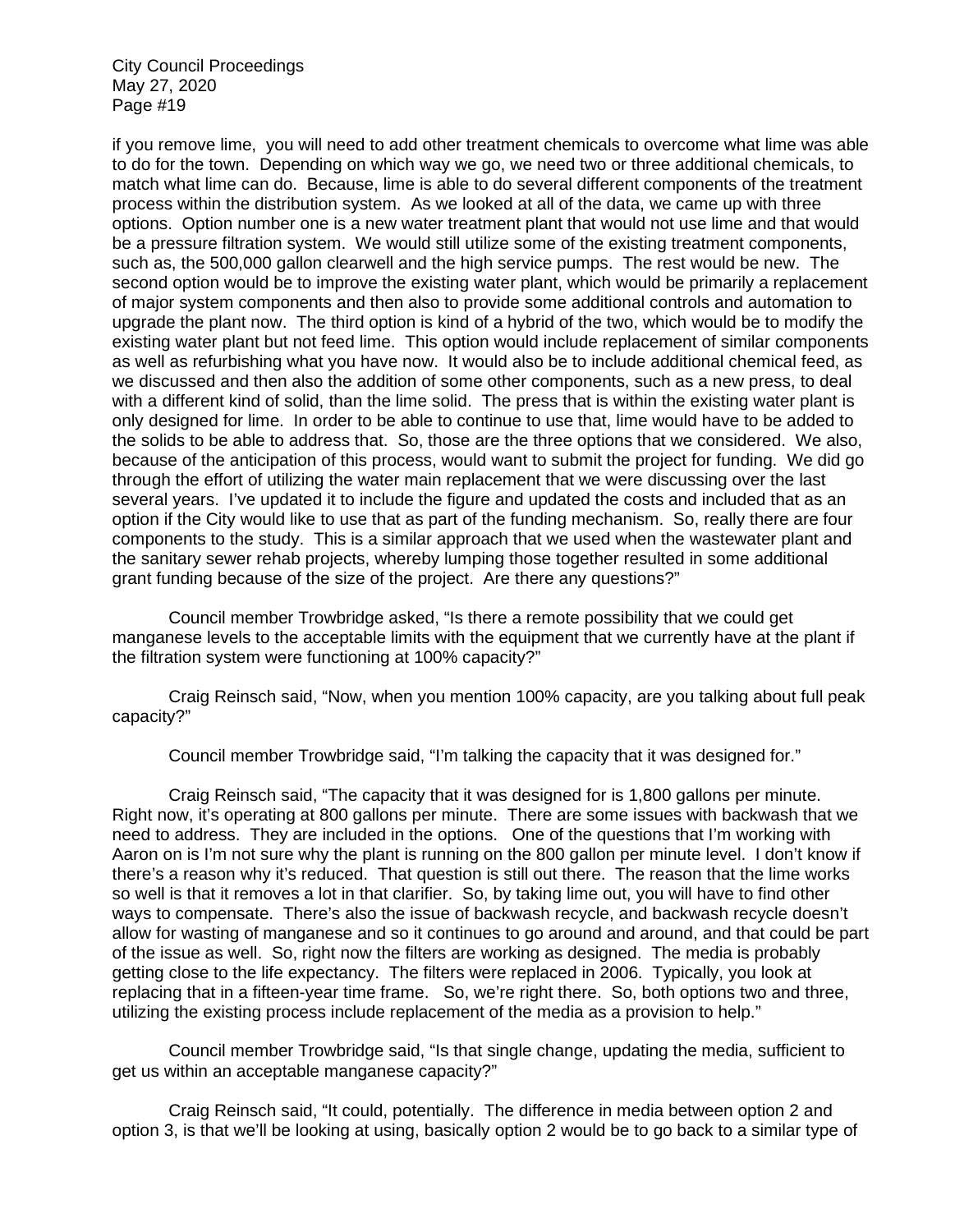if you remove lime, you will need to add other treatment chemicals to overcome what lime was able to do for the town. Depending on which way we go, we need two or three additional chemicals, to match what lime can do. Because, lime is able to do several different components of the treatment process within the distribution system. As we looked at all of the data, we came up with three options. Option number one is a new water treatment plant that would not use lime and that would be a pressure filtration system. We would still utilize some of the existing treatment components, such as, the 500,000 gallon clearwell and the high service pumps. The rest would be new. The second option would be to improve the existing water plant, which would be primarily a replacement of major system components and then also to provide some additional controls and automation to upgrade the plant now. The third option is kind of a hybrid of the two, which would be to modify the existing water plant but not feed lime. This option would include replacement of similar components as well as refurbishing what you have now. It would also be to include additional chemical feed, as we discussed and then also the addition of some other components, such as a new press, to deal with a different kind of solid, than the lime solid. The press that is within the existing water plant is only designed for lime. In order to be able to continue to use that, lime would have to be added to the solids to be able to address that. So, those are the three options that we considered. We also, because of the anticipation of this process, would want to submit the project for funding. We did go through the effort of utilizing the water main replacement that we were discussing over the last several years. I've updated it to include the figure and updated the costs and included that as an option if the City would like to use that as part of the funding mechanism. So, really there are four components to the study. This is a similar approach that we used when the wastewater plant and the sanitary sewer rehab projects, whereby lumping those together resulted in some additional grant funding because of the size of the project. Are there any questions?"

Council member Trowbridge asked, "Is there a remote possibility that we could get manganese levels to the acceptable limits with the equipment that we currently have at the plant if the filtration system were functioning at 100% capacity?"

Craig Reinsch said, "Now, when you mention 100% capacity, are you talking about full peak capacity?"

Council member Trowbridge said, "I'm talking the capacity that it was designed for."

Craig Reinsch said, "The capacity that it was designed for is 1,800 gallons per minute. Right now, it's operating at 800 gallons per minute. There are some issues with backwash that we need to address. They are included in the options. One of the questions that I'm working with Aaron on is I'm not sure why the plant is running on the 800 gallon per minute level. I don't know if there's a reason why it's reduced. That question is still out there. The reason that the lime works so well is that it removes a lot in that clarifier. So, by taking lime out, you will have to find other ways to compensate. There's also the issue of backwash recycle, and backwash recycle doesn't allow for wasting of manganese and so it continues to go around and around, and that could be part of the issue as well. So, right now the filters are working as designed. The media is probably getting close to the life expectancy. The filters were replaced in 2006. Typically, you look at replacing that in a fifteen-year time frame. So, we're right there. So, both options two and three, utilizing the existing process include replacement of the media as a provision to help."

Council member Trowbridge said, "Is that single change, updating the media, sufficient to get us within an acceptable manganese capacity?"

Craig Reinsch said, "It could, potentially. The difference in media between option 2 and option 3, is that we'll be looking at using, basically option 2 would be to go back to a similar type of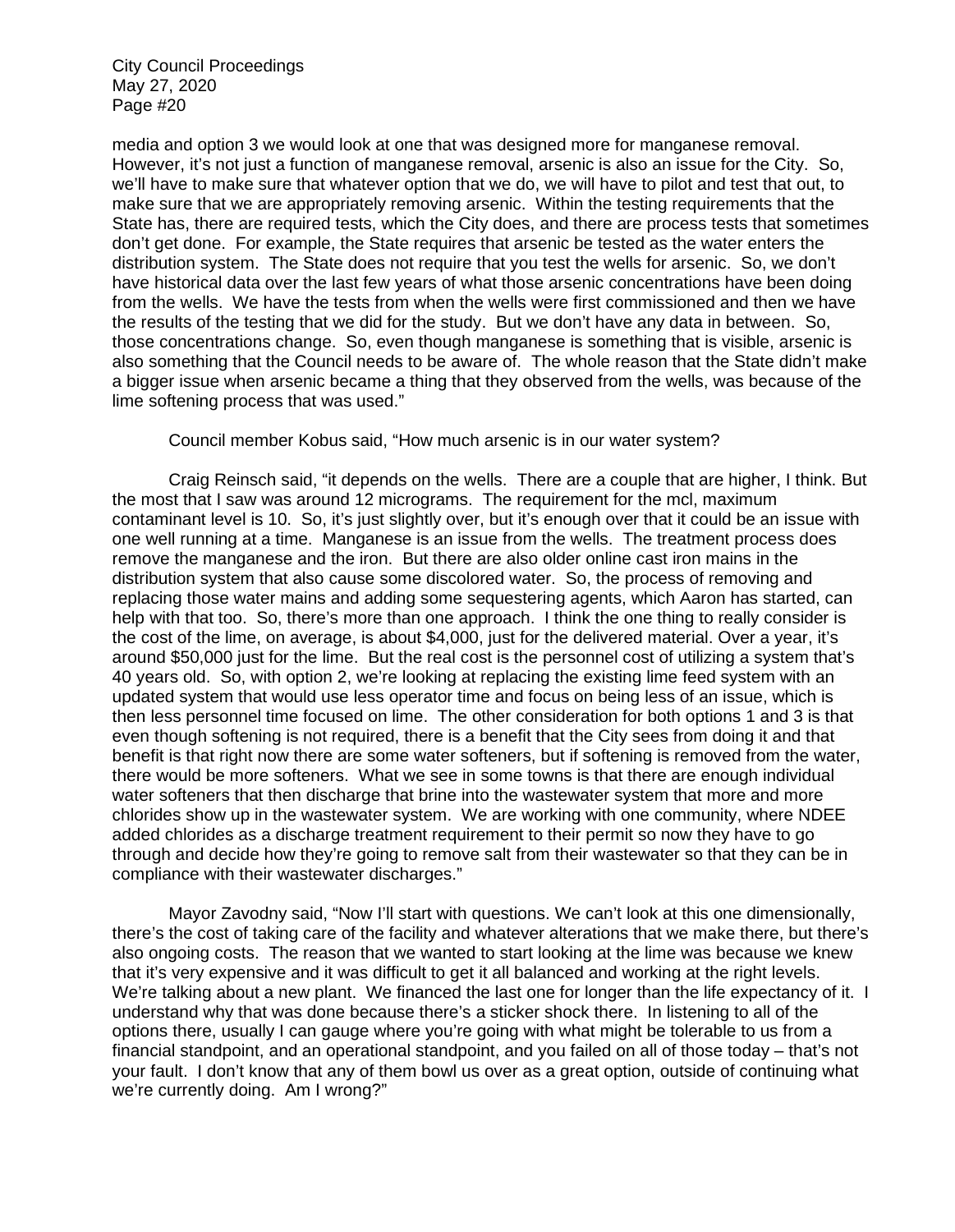media and option 3 we would look at one that was designed more for manganese removal. However, it's not just a function of manganese removal, arsenic is also an issue for the City. So, we'll have to make sure that whatever option that we do, we will have to pilot and test that out, to make sure that we are appropriately removing arsenic. Within the testing requirements that the State has, there are required tests, which the City does, and there are process tests that sometimes don't get done. For example, the State requires that arsenic be tested as the water enters the distribution system. The State does not require that you test the wells for arsenic. So, we don't have historical data over the last few years of what those arsenic concentrations have been doing from the wells. We have the tests from when the wells were first commissioned and then we have the results of the testing that we did for the study. But we don't have any data in between. So, those concentrations change. So, even though manganese is something that is visible, arsenic is also something that the Council needs to be aware of. The whole reason that the State didn't make a bigger issue when arsenic became a thing that they observed from the wells, was because of the lime softening process that was used."

Council member Kobus said, "How much arsenic is in our water system?

Craig Reinsch said, "it depends on the wells. There are a couple that are higher, I think. But the most that I saw was around 12 micrograms. The requirement for the mcl, maximum contaminant level is 10. So, it's just slightly over, but it's enough over that it could be an issue with one well running at a time. Manganese is an issue from the wells. The treatment process does remove the manganese and the iron. But there are also older online cast iron mains in the distribution system that also cause some discolored water. So, the process of removing and replacing those water mains and adding some sequestering agents, which Aaron has started, can help with that too. So, there's more than one approach. I think the one thing to really consider is the cost of the lime, on average, is about $4,000, just for the delivered material. Over a year, it's around $50,000 just for the lime. But the real cost is the personnel cost of utilizing a system that's 40 years old. So, with option 2, we're looking at replacing the existing lime feed system with an updated system that would use less operator time and focus on being less of an issue, which is then less personnel time focused on lime. The other consideration for both options 1 and 3 is that even though softening is not required, there is a benefit that the City sees from doing it and that benefit is that right now there are some water softeners, but if softening is removed from the water, there would be more softeners. What we see in some towns is that there are enough individual water softeners that then discharge that brine into the wastewater system that more and more chlorides show up in the wastewater system. We are working with one community, where NDEE added chlorides as a discharge treatment requirement to their permit so now they have to go through and decide how they're going to remove salt from their wastewater so that they can be in compliance with their wastewater discharges."

Mayor Zavodny said, "Now I'll start with questions. We can't look at this one dimensionally, there's the cost of taking care of the facility and whatever alterations that we make there, but there's also ongoing costs. The reason that we wanted to start looking at the lime was because we knew that it's very expensive and it was difficult to get it all balanced and working at the right levels. We're talking about a new plant. We financed the last one for longer than the life expectancy of it. I understand why that was done because there's a sticker shock there. In listening to all of the options there, usually I can gauge where you're going with what might be tolerable to us from a financial standpoint, and an operational standpoint, and you failed on all of those today – that's not your fault. I don't know that any of them bowl us over as a great option, outside of continuing what we're currently doing. Am I wrong?"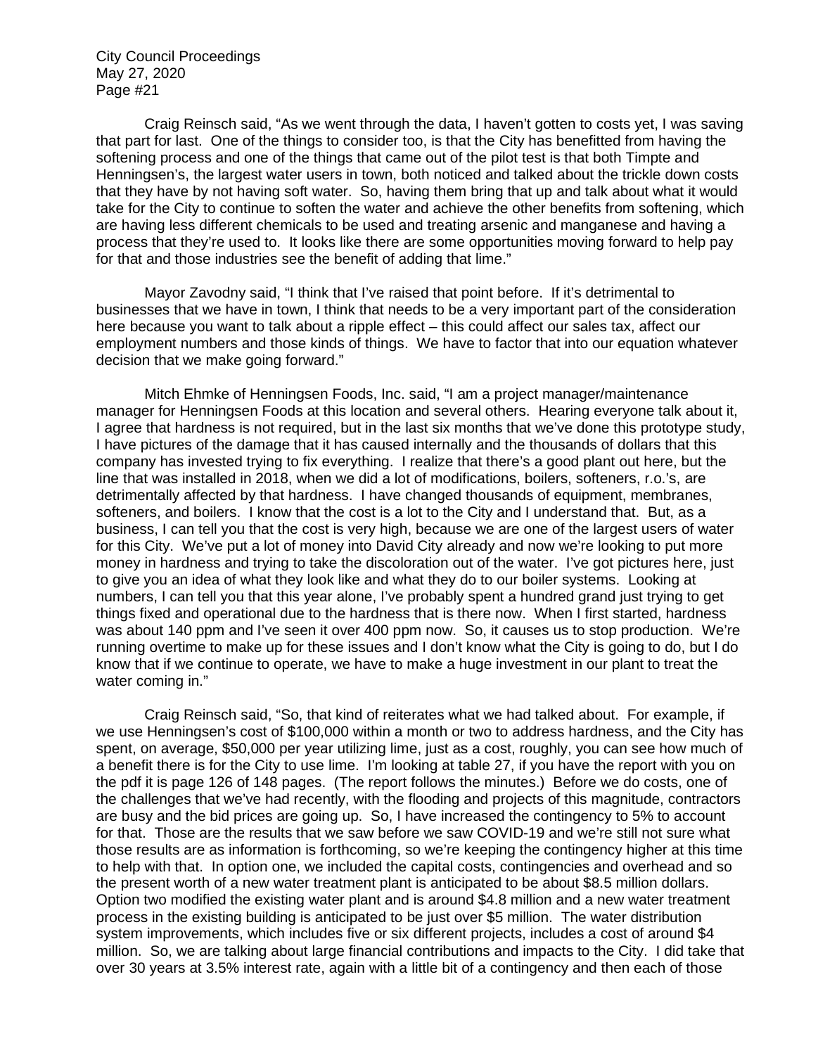Craig Reinsch said, “As we went through the data, I haven’t gotten to costs yet, I was saving that part for last. One of the things to consider too, is that the City has benefitted from having the softening process and one of the things that came out of the pilot test is that both Timpte and Henningsen’s, the largest water users in town, both noticed and talked about the trickle down costs that they have by not having soft water. So, having them bring that up and talk about what it would take for the City to continue to soften the water and achieve the other benefits from softening, which are having less different chemicals to be used and treating arsenic and manganese and having a process that they’re used to. It looks like there are some opportunities moving forward to help pay for that and those industries see the benefit of adding that lime.”

Mayor Zavodny said, “I think that I’ve raised that point before. If it’s detrimental to businesses that we have in town, I think that needs to be a very important part of the consideration here because you want to talk about a ripple effect – this could affect our sales tax, affect our employment numbers and those kinds of things. We have to factor that into our equation whatever decision that we make going forward.”

Mitch Ehmke of Henningsen Foods, Inc. said, “I am a project manager/maintenance manager for Henningsen Foods at this location and several others. Hearing everyone talk about it, I agree that hardness is not required, but in the last six months that we’ve done this prototype study, I have pictures of the damage that it has caused internally and the thousands of dollars that this company has invested trying to fix everything. I realize that there’s a good plant out here, but the line that was installed in 2018, when we did a lot of modifications, boilers, softeners, r.o.’s, are detrimentally affected by that hardness. I have changed thousands of equipment, membranes, softeners, and boilers. I know that the cost is a lot to the City and I understand that. But, as a business, I can tell you that the cost is very high, because we are one of the largest users of water for this City. We’ve put a lot of money into David City already and now we’re looking to put more money in hardness and trying to take the discoloration out of the water. I’ve got pictures here, just to give you an idea of what they look like and what they do to our boiler systems. Looking at numbers, I can tell you that this year alone, I’ve probably spent a hundred grand just trying to get things fixed and operational due to the hardness that is there now. When I first started, hardness was about 140 ppm and I’ve seen it over 400 ppm now. So, it causes us to stop production. We’re running overtime to make up for these issues and I don’t know what the City is going to do, but I do know that if we continue to operate, we have to make a huge investment in our plant to treat the water coming in.”

Craig Reinsch said, “So, that kind of reiterates what we had talked about. For example, if we use Henningsen’s cost of $100,000 within a month or two to address hardness, and the City has spent, on average, $50,000 per year utilizing lime, just as a cost, roughly, you can see how much of a benefit there is for the City to use lime. I’m looking at table 27, if you have the report with you on the pdf it is page 126 of 148 pages. (The report follows the minutes.) Before we do costs, one of the challenges that we’ve had recently, with the flooding and projects of this magnitude, contractors are busy and the bid prices are going up. So, I have increased the contingency to 5% to account for that. Those are the results that we saw before we saw COVID-19 and we’re still not sure what those results are as information is forthcoming, so we’re keeping the contingency higher at this time to help with that. In option one, we included the capital costs, contingencies and overhead and so the present worth of a new water treatment plant is anticipated to be about $8.5 million dollars. Option two modified the existing water plant and is around $4.8 million and a new water treatment process in the existing building is anticipated to be just over $5 million. The water distribution system improvements, which includes five or six different projects, includes a cost of around $4 million. So, we are talking about large financial contributions and impacts to the City. I did take that over 30 years at 3.5% interest rate, again with a little bit of a contingency and then each of those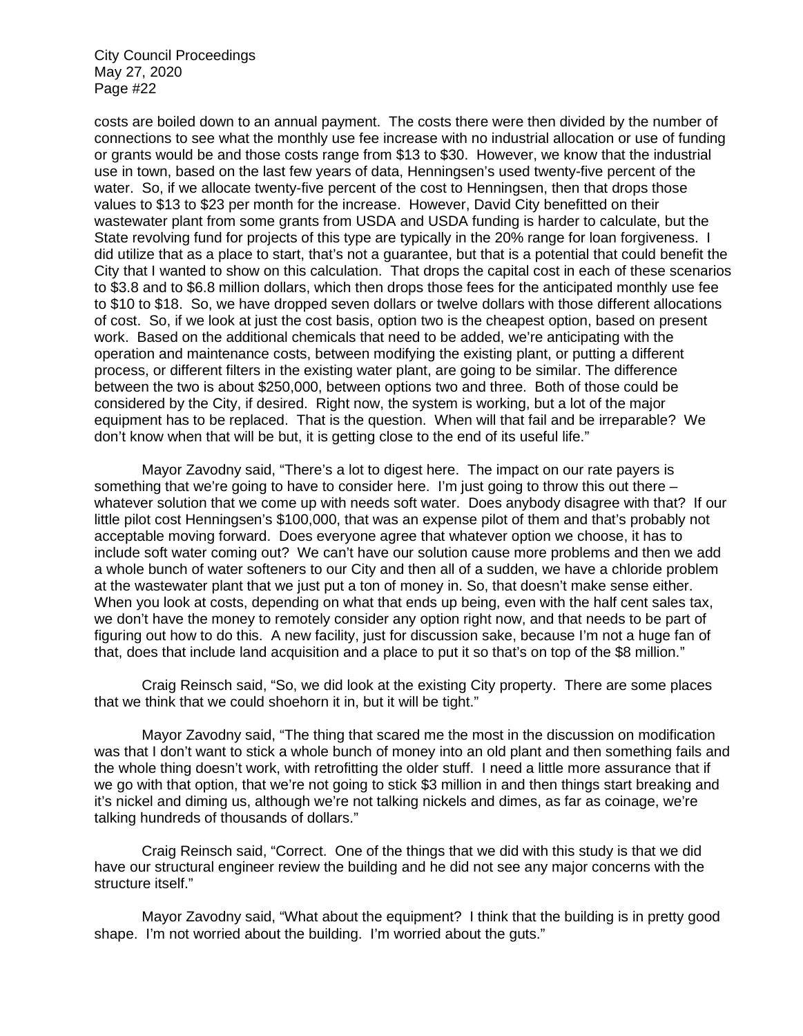costs are boiled down to an annual payment. The costs there were then divided by the number of connections to see what the monthly use fee increase with no industrial allocation or use of funding or grants would be and those costs range from $13 to $30. However, we know that the industrial use in town, based on the last few years of data, Henningsen's used twenty-five percent of the water. So, if we allocate twenty-five percent of the cost to Henningsen, then that drops those values to $13 to $23 per month for the increase. However, David City benefitted on their wastewater plant from some grants from USDA and USDA funding is harder to calculate, but the State revolving fund for projects of this type are typically in the 20% range for loan forgiveness. I did utilize that as a place to start, that's not a guarantee, but that is a potential that could benefit the City that I wanted to show on this calculation. That drops the capital cost in each of these scenarios to $3.8 and to $6.8 million dollars, which then drops those fees for the anticipated monthly use fee to $10 to $18. So, we have dropped seven dollars or twelve dollars with those different allocations of cost. So, if we look at just the cost basis, option two is the cheapest option, based on present work. Based on the additional chemicals that need to be added, we're anticipating with the operation and maintenance costs, between modifying the existing plant, or putting a different process, or different filters in the existing water plant, are going to be similar. The difference between the two is about $250,000, between options two and three. Both of those could be considered by the City, if desired. Right now, the system is working, but a lot of the major equipment has to be replaced. That is the question. When will that fail and be irreparable? We don't know when that will be but, it is getting close to the end of its useful life."

Mayor Zavodny said, "There's a lot to digest here. The impact on our rate payers is something that we're going to have to consider here. I'm just going to throw this out there – whatever solution that we come up with needs soft water. Does anybody disagree with that? If our little pilot cost Henningsen's $100,000, that was an expense pilot of them and that's probably not acceptable moving forward. Does everyone agree that whatever option we choose, it has to include soft water coming out? We can't have our solution cause more problems and then we add a whole bunch of water softeners to our City and then all of a sudden, we have a chloride problem at the wastewater plant that we just put a ton of money in. So, that doesn't make sense either. When you look at costs, depending on what that ends up being, even with the half cent sales tax, we don't have the money to remotely consider any option right now, and that needs to be part of figuring out how to do this. A new facility, just for discussion sake, because I'm not a huge fan of that, does that include land acquisition and a place to put it so that's on top of the $8 million."

Craig Reinsch said, "So, we did look at the existing City property. There are some places that we think that we could shoehorn it in, but it will be tight."

Mayor Zavodny said, "The thing that scared me the most in the discussion on modification was that I don't want to stick a whole bunch of money into an old plant and then something fails and the whole thing doesn't work, with retrofitting the older stuff. I need a little more assurance that if we go with that option, that we're not going to stick $3 million in and then things start breaking and it's nickel and diming us, although we're not talking nickels and dimes, as far as coinage, we're talking hundreds of thousands of dollars."

Craig Reinsch said, "Correct. One of the things that we did with this study is that we did have our structural engineer review the building and he did not see any major concerns with the structure itself."

Mayor Zavodny said, "What about the equipment? I think that the building is in pretty good shape. I'm not worried about the building. I'm worried about the guts."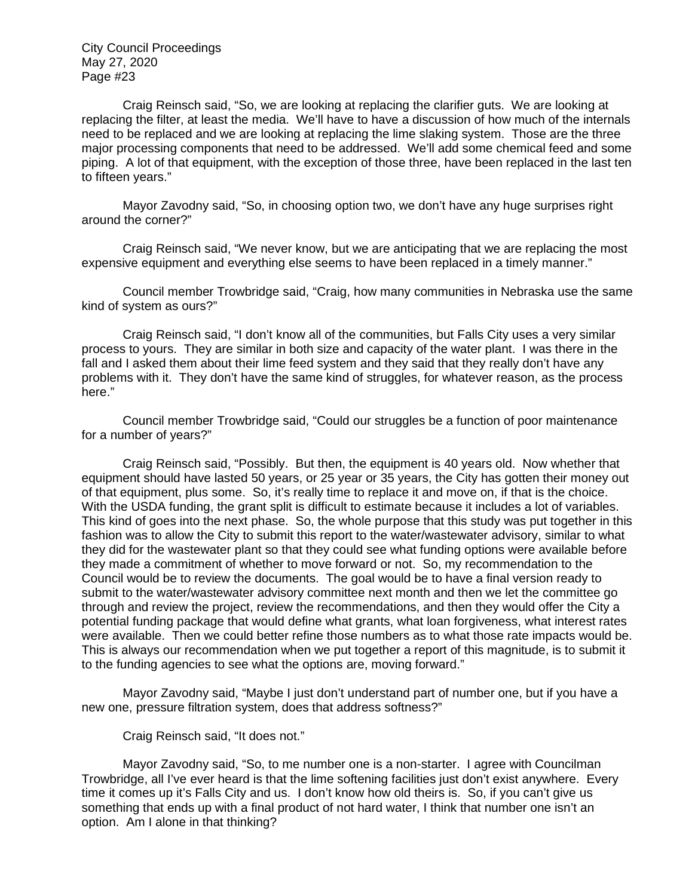Craig Reinsch said, "So, we are looking at replacing the clarifier guts. We are looking at replacing the filter, at least the media. We'll have to have a discussion of how much of the internals need to be replaced and we are looking at replacing the lime slaking system. Those are the three major processing components that need to be addressed. We'll add some chemical feed and some piping. A lot of that equipment, with the exception of those three, have been replaced in the last ten to fifteen years."

Mayor Zavodny said, "So, in choosing option two, we don't have any huge surprises right around the corner?"

Craig Reinsch said, "We never know, but we are anticipating that we are replacing the most expensive equipment and everything else seems to have been replaced in a timely manner."

Council member Trowbridge said, "Craig, how many communities in Nebraska use the same kind of system as ours?"

Craig Reinsch said, "I don't know all of the communities, but Falls City uses a very similar process to yours. They are similar in both size and capacity of the water plant. I was there in the fall and I asked them about their lime feed system and they said that they really don't have any problems with it. They don't have the same kind of struggles, for whatever reason, as the process here."

Council member Trowbridge said, "Could our struggles be a function of poor maintenance for a number of years?"

Craig Reinsch said, "Possibly. But then, the equipment is 40 years old. Now whether that equipment should have lasted 50 years, or 25 year or 35 years, the City has gotten their money out of that equipment, plus some. So, it's really time to replace it and move on, if that is the choice. With the USDA funding, the grant split is difficult to estimate because it includes a lot of variables. This kind of goes into the next phase. So, the whole purpose that this study was put together in this fashion was to allow the City to submit this report to the water/wastewater advisory, similar to what they did for the wastewater plant so that they could see what funding options were available before they made a commitment of whether to move forward or not. So, my recommendation to the Council would be to review the documents. The goal would be to have a final version ready to submit to the water/wastewater advisory committee next month and then we let the committee go through and review the project, review the recommendations, and then they would offer the City a potential funding package that would define what grants, what loan forgiveness, what interest rates were available. Then we could better refine those numbers as to what those rate impacts would be. This is always our recommendation when we put together a report of this magnitude, is to submit it to the funding agencies to see what the options are, moving forward."

Mayor Zavodny said, "Maybe I just don't understand part of number one, but if you have a new one, pressure filtration system, does that address softness?"

Craig Reinsch said, "It does not."

Mayor Zavodny said, "So, to me number one is a non-starter. I agree with Councilman Trowbridge, all I've ever heard is that the lime softening facilities just don't exist anywhere. Every time it comes up it's Falls City and us. I don't know how old theirs is. So, if you can't give us something that ends up with a final product of not hard water, I think that number one isn't an option. Am I alone in that thinking?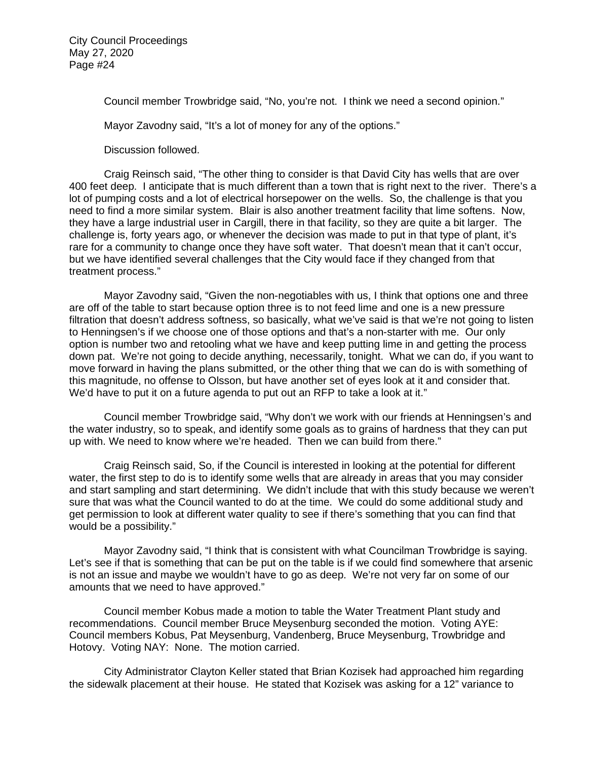Council member Trowbridge said, "No, you're not. I think we need a second opinion."

Mayor Zavodny said, "It's a lot of money for any of the options."

Discussion followed.

Craig Reinsch said, "The other thing to consider is that David City has wells that are over 400 feet deep. I anticipate that is much different than a town that is right next to the river. There's a lot of pumping costs and a lot of electrical horsepower on the wells. So, the challenge is that you need to find a more similar system. Blair is also another treatment facility that lime softens. Now, they have a large industrial user in Cargill, there in that facility, so they are quite a bit larger. The challenge is, forty years ago, or whenever the decision was made to put in that type of plant, it's rare for a community to change once they have soft water. That doesn't mean that it can't occur, but we have identified several challenges that the City would face if they changed from that treatment process."

Mayor Zavodny said, "Given the non-negotiables with us, I think that options one and three are off of the table to start because option three is to not feed lime and one is a new pressure filtration that doesn't address softness, so basically, what we've said is that we're not going to listen to Henningsen's if we choose one of those options and that's a non-starter with me. Our only option is number two and retooling what we have and keep putting lime in and getting the process down pat. We're not going to decide anything, necessarily, tonight. What we can do, if you want to move forward in having the plans submitted, or the other thing that we can do is with something of this magnitude, no offense to Olsson, but have another set of eyes look at it and consider that. We'd have to put it on a future agenda to put out an RFP to take a look at it."

Council member Trowbridge said, "Why don't we work with our friends at Henningsen's and the water industry, so to speak, and identify some goals as to grains of hardness that they can put up with. We need to know where we're headed. Then we can build from there."

Craig Reinsch said, So, if the Council is interested in looking at the potential for different water, the first step to do is to identify some wells that are already in areas that you may consider and start sampling and start determining. We didn't include that with this study because we weren't sure that was what the Council wanted to do at the time. We could do some additional study and get permission to look at different water quality to see if there's something that you can find that would be a possibility."

Mayor Zavodny said, "I think that is consistent with what Councilman Trowbridge is saying. Let's see if that is something that can be put on the table is if we could find somewhere that arsenic is not an issue and maybe we wouldn't have to go as deep. We're not very far on some of our amounts that we need to have approved."

Council member Kobus made a motion to table the Water Treatment Plant study and recommendations. Council member Bruce Meysenburg seconded the motion. Voting AYE: Council members Kobus, Pat Meysenburg, Vandenberg, Bruce Meysenburg, Trowbridge and Hotovy. Voting NAY: None. The motion carried.

City Administrator Clayton Keller stated that Brian Kozisek had approached him regarding the sidewalk placement at their house. He stated that Kozisek was asking for a 12" variance to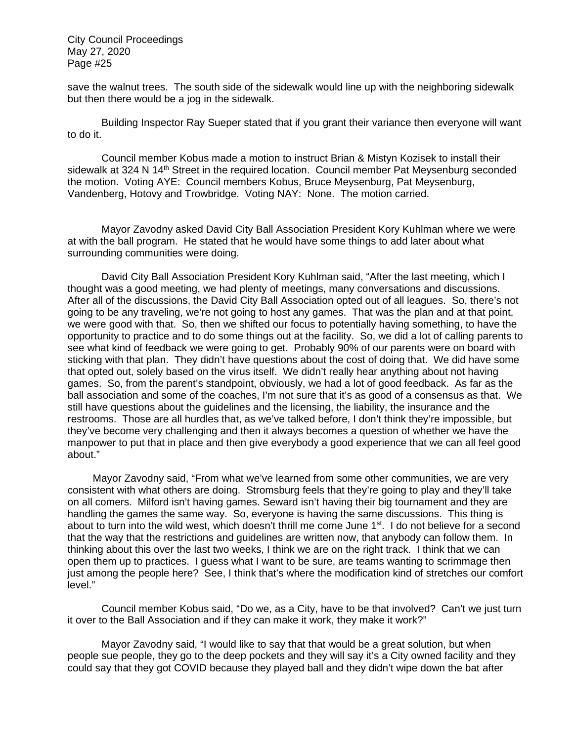save the walnut trees. The south side of the sidewalk would line up with the neighboring sidewalk but then there would be a jog in the sidewalk.

Building Inspector Ray Sueper stated that if you grant their variance then everyone will want to do it.

Council member Kobus made a motion to instruct Brian & Mistyn Kozisek to install their sidewalk at 324 N 14th Street in the required location. Council member Pat Meysenburg seconded the motion. Voting AYE: Council members Kobus, Bruce Meysenburg, Pat Meysenburg, Vandenberg, Hotovy and Trowbridge. Voting NAY: None. The motion carried.

Mayor Zavodny asked David City Ball Association President Kory Kuhlman where we were at with the ball program. He stated that he would have some things to add later about what surrounding communities were doing.

David City Ball Association President Kory Kuhlman said, "After the last meeting, which I thought was a good meeting, we had plenty of meetings, many conversations and discussions. After all of the discussions, the David City Ball Association opted out of all leagues. So, there's not going to be any traveling, we're not going to host any games. That was the plan and at that point, we were good with that. So, then we shifted our focus to potentially having something, to have the opportunity to practice and to do some things out at the facility. So, we did a lot of calling parents to see what kind of feedback we were going to get. Probably 90% of our parents were on board with sticking with that plan. They didn't have questions about the cost of doing that. We did have some that opted out, solely based on the virus itself. We didn't really hear anything about not having games. So, from the parent's standpoint, obviously, we had a lot of good feedback. As far as the ball association and some of the coaches, I'm not sure that it's as good of a consensus as that. We still have questions about the guidelines and the licensing, the liability, the insurance and the restrooms. Those are all hurdles that, as we've talked before, I don't think they're impossible, but they've become very challenging and then it always becomes a question of whether we have the manpower to put that in place and then give everybody a good experience that we can all feel good about."

Mayor Zavodny said, "From what we've learned from some other communities, we are very consistent with what others are doing. Stromsburg feels that they're going to play and they'll take on all comers. Milford isn't having games. Seward isn't having their big tournament and they are handling the games the same way. So, everyone is having the same discussions. This thing is about to turn into the wild west, which doesn't thrill me come June 1st. I do not believe for a second that the way that the restrictions and guidelines are written now, that anybody can follow them. In thinking about this over the last two weeks, I think we are on the right track. I think that we can open them up to practices. I guess what I want to be sure, are teams wanting to scrimmage then just among the people here? See, I think that's where the modification kind of stretches our comfort level."

Council member Kobus said, "Do we, as a City, have to be that involved? Can't we just turn it over to the Ball Association and if they can make it work, they make it work?"

Mayor Zavodny said, "I would like to say that that would be a great solution, but when people sue people, they go to the deep pockets and they will say it's a City owned facility and they could say that they got COVID because they played ball and they didn't wipe down the bat after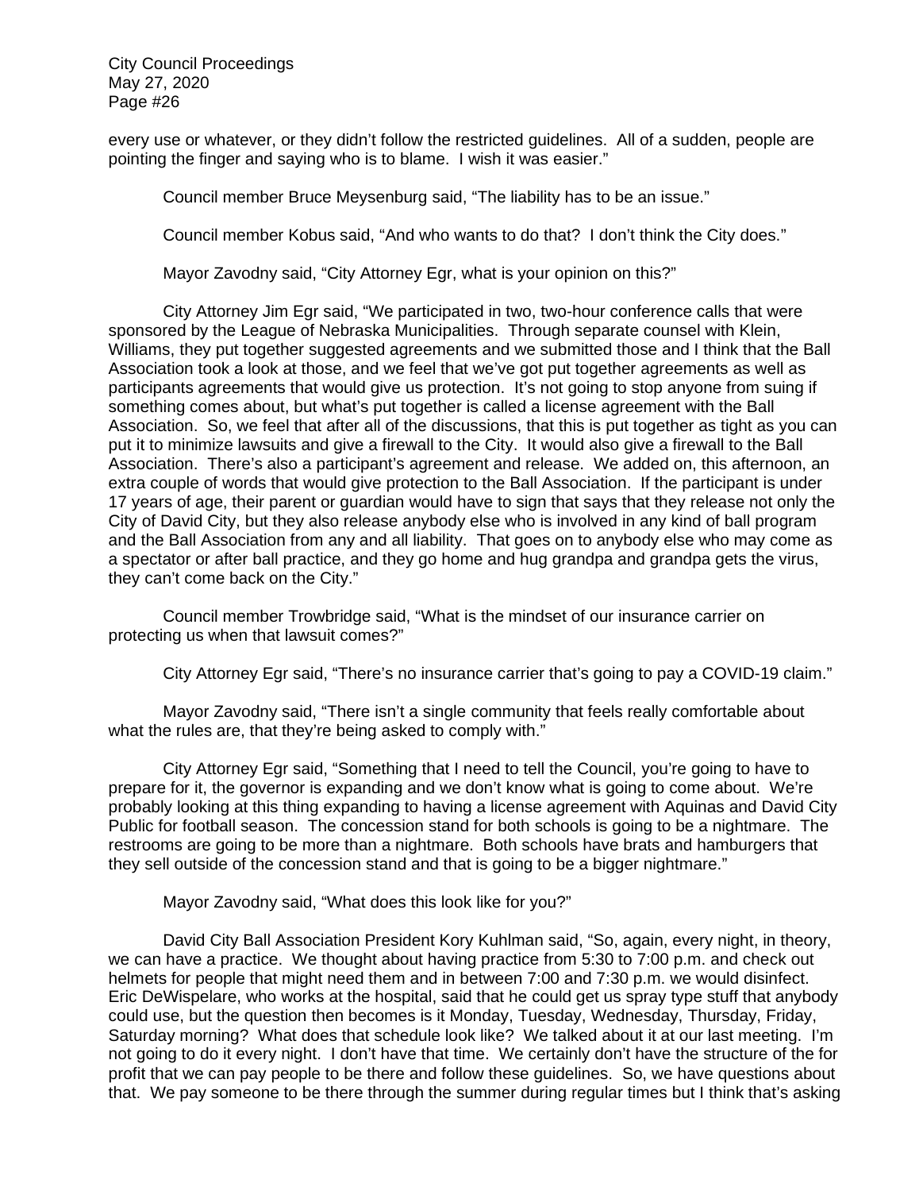every use or whatever, or they didn't follow the restricted guidelines. All of a sudden, people are pointing the finger and saying who is to blame. I wish it was easier."

Council member Bruce Meysenburg said, "The liability has to be an issue."

Council member Kobus said, "And who wants to do that? I don't think the City does."

Mayor Zavodny said, "City Attorney Egr, what is your opinion on this?"

City Attorney Jim Egr said, "We participated in two, two-hour conference calls that were sponsored by the League of Nebraska Municipalities. Through separate counsel with Klein, Williams, they put together suggested agreements and we submitted those and I think that the Ball Association took a look at those, and we feel that we've got put together agreements as well as participants agreements that would give us protection. It's not going to stop anyone from suing if something comes about, but what's put together is called a license agreement with the Ball Association. So, we feel that after all of the discussions, that this is put together as tight as you can put it to minimize lawsuits and give a firewall to the City. It would also give a firewall to the Ball Association. There's also a participant's agreement and release. We added on, this afternoon, an extra couple of words that would give protection to the Ball Association. If the participant is under 17 years of age, their parent or guardian would have to sign that says that they release not only the City of David City, but they also release anybody else who is involved in any kind of ball program and the Ball Association from any and all liability. That goes on to anybody else who may come as a spectator or after ball practice, and they go home and hug grandpa and grandpa gets the virus, they can't come back on the City."

Council member Trowbridge said, "What is the mindset of our insurance carrier on protecting us when that lawsuit comes?"

City Attorney Egr said, "There's no insurance carrier that's going to pay a COVID-19 claim."

Mayor Zavodny said, "There isn't a single community that feels really comfortable about what the rules are, that they're being asked to comply with."

City Attorney Egr said, "Something that I need to tell the Council, you're going to have to prepare for it, the governor is expanding and we don't know what is going to come about. We're probably looking at this thing expanding to having a license agreement with Aquinas and David City Public for football season. The concession stand for both schools is going to be a nightmare. The restrooms are going to be more than a nightmare. Both schools have brats and hamburgers that they sell outside of the concession stand and that is going to be a bigger nightmare."

Mayor Zavodny said, "What does this look like for you?"

David City Ball Association President Kory Kuhlman said, "So, again, every night, in theory, we can have a practice. We thought about having practice from 5:30 to 7:00 p.m. and check out helmets for people that might need them and in between 7:00 and 7:30 p.m. we would disinfect. Eric DeWispelare, who works at the hospital, said that he could get us spray type stuff that anybody could use, but the question then becomes is it Monday, Tuesday, Wednesday, Thursday, Friday, Saturday morning? What does that schedule look like? We talked about it at our last meeting. I'm not going to do it every night. I don't have that time. We certainly don't have the structure of the for profit that we can pay people to be there and follow these guidelines. So, we have questions about that. We pay someone to be there through the summer during regular times but I think that's asking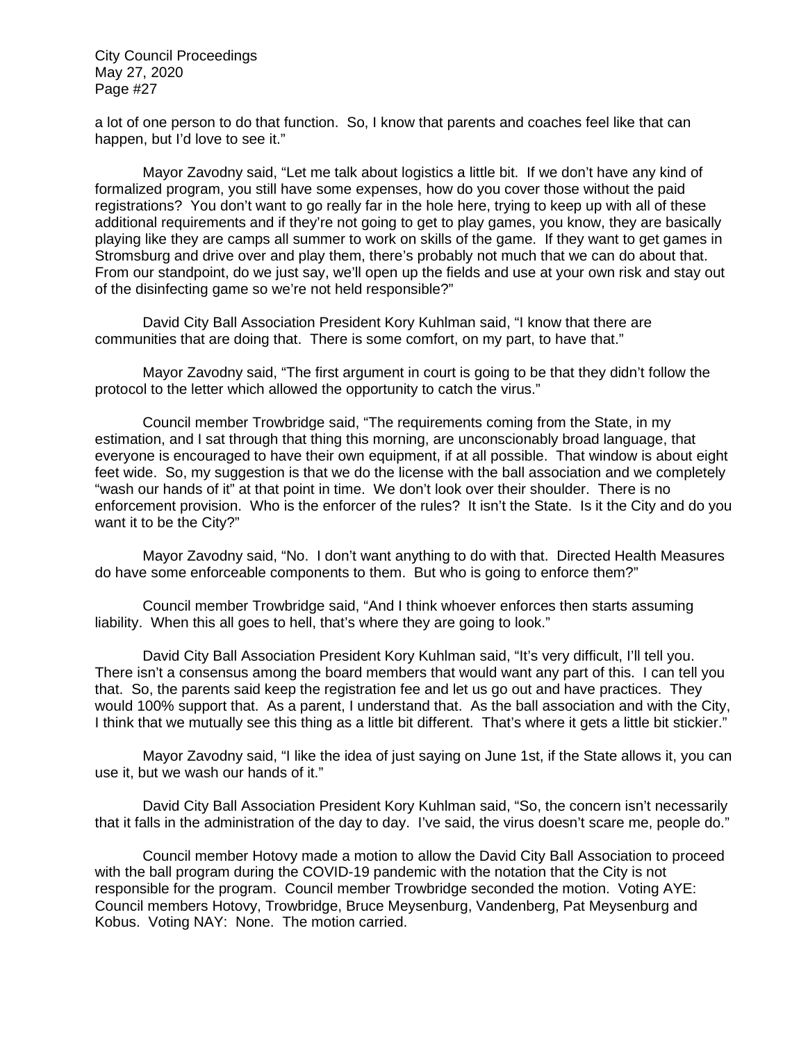a lot of one person to do that function. So, I know that parents and coaches feel like that can happen, but I'd love to see it."

Mayor Zavodny said, "Let me talk about logistics a little bit. If we don't have any kind of formalized program, you still have some expenses, how do you cover those without the paid registrations? You don't want to go really far in the hole here, trying to keep up with all of these additional requirements and if they're not going to get to play games, you know, they are basically playing like they are camps all summer to work on skills of the game. If they want to get games in Stromsburg and drive over and play them, there's probably not much that we can do about that. From our standpoint, do we just say, we'll open up the fields and use at your own risk and stay out of the disinfecting game so we're not held responsible?"

David City Ball Association President Kory Kuhlman said, "I know that there are communities that are doing that. There is some comfort, on my part, to have that."

Mayor Zavodny said, "The first argument in court is going to be that they didn't follow the protocol to the letter which allowed the opportunity to catch the virus."

Council member Trowbridge said, "The requirements coming from the State, in my estimation, and I sat through that thing this morning, are unconscionably broad language, that everyone is encouraged to have their own equipment, if at all possible. That window is about eight feet wide. So, my suggestion is that we do the license with the ball association and we completely "wash our hands of it" at that point in time. We don't look over their shoulder. There is no enforcement provision. Who is the enforcer of the rules? It isn't the State. Is it the City and do you want it to be the City?"

Mayor Zavodny said, "No. I don't want anything to do with that. Directed Health Measures do have some enforceable components to them. But who is going to enforce them?"

Council member Trowbridge said, "And I think whoever enforces then starts assuming liability. When this all goes to hell, that's where they are going to look."

David City Ball Association President Kory Kuhlman said, "It's very difficult, I'll tell you. There isn't a consensus among the board members that would want any part of this. I can tell you that. So, the parents said keep the registration fee and let us go out and have practices. They would 100% support that. As a parent, I understand that. As the ball association and with the City, I think that we mutually see this thing as a little bit different. That's where it gets a little bit stickier."

Mayor Zavodny said, "I like the idea of just saying on June 1st, if the State allows it, you can use it, but we wash our hands of it."

David City Ball Association President Kory Kuhlman said, "So, the concern isn't necessarily that it falls in the administration of the day to day. I've said, the virus doesn't scare me, people do."

Council member Hotovy made a motion to allow the David City Ball Association to proceed with the ball program during the COVID-19 pandemic with the notation that the City is not responsible for the program. Council member Trowbridge seconded the motion. Voting AYE: Council members Hotovy, Trowbridge, Bruce Meysenburg, Vandenberg, Pat Meysenburg and Kobus. Voting NAY: None. The motion carried.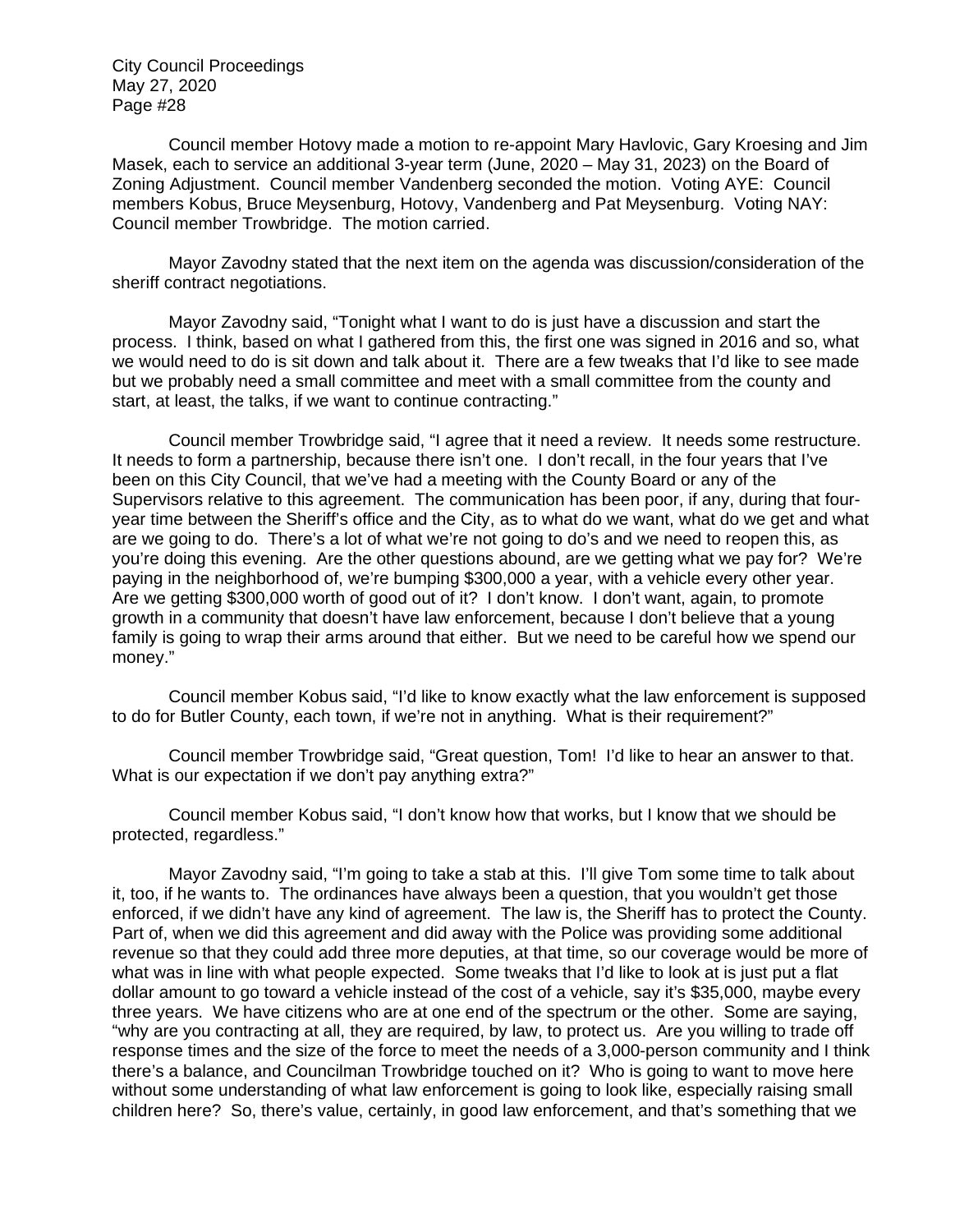Council member Hotovy made a motion to re-appoint Mary Havlovic, Gary Kroesing and Jim Masek, each to service an additional 3-year term (June, 2020 – May 31, 2023) on the Board of Zoning Adjustment. Council member Vandenberg seconded the motion. Voting AYE: Council members Kobus, Bruce Meysenburg, Hotovy, Vandenberg and Pat Meysenburg. Voting NAY: Council member Trowbridge. The motion carried.

Mayor Zavodny stated that the next item on the agenda was discussion/consideration of the sheriff contract negotiations.

Mayor Zavodny said, "Tonight what I want to do is just have a discussion and start the process. I think, based on what I gathered from this, the first one was signed in 2016 and so, what we would need to do is sit down and talk about it. There are a few tweaks that I'd like to see made but we probably need a small committee and meet with a small committee from the county and start, at least, the talks, if we want to continue contracting."

Council member Trowbridge said, "I agree that it need a review. It needs some restructure. It needs to form a partnership, because there isn't one. I don't recall, in the four years that I've been on this City Council, that we've had a meeting with the County Board or any of the Supervisors relative to this agreement. The communication has been poor, if any, during that four-year time between the Sheriff's office and the City, as to what do we want, what do we get and what are we going to do. There's a lot of what we're not going to do's and we need to reopen this, as you're doing this evening. Are the other questions abound, are we getting what we pay for? We're paying in the neighborhood of, we're bumping $300,000 a year, with a vehicle every other year. Are we getting $300,000 worth of good out of it? I don't know. I don't want, again, to promote growth in a community that doesn't have law enforcement, because I don't believe that a young family is going to wrap their arms around that either. But we need to be careful how we spend our money."

Council member Kobus said, "I'd like to know exactly what the law enforcement is supposed to do for Butler County, each town, if we're not in anything. What is their requirement?"

Council member Trowbridge said, "Great question, Tom! I'd like to hear an answer to that. What is our expectation if we don't pay anything extra?"

Council member Kobus said, "I don't know how that works, but I know that we should be protected, regardless."

Mayor Zavodny said, "I'm going to take a stab at this. I'll give Tom some time to talk about it, too, if he wants to. The ordinances have always been a question, that you wouldn't get those enforced, if we didn't have any kind of agreement. The law is, the Sheriff has to protect the County. Part of, when we did this agreement and did away with the Police was providing some additional revenue so that they could add three more deputies, at that time, so our coverage would be more of what was in line with what people expected. Some tweaks that I'd like to look at is just put a flat dollar amount to go toward a vehicle instead of the cost of a vehicle, say it's $35,000, maybe every three years. We have citizens who are at one end of the spectrum or the other. Some are saying, "why are you contracting at all, they are required, by law, to protect us. Are you willing to trade off response times and the size of the force to meet the needs of a 3,000-person community and I think there's a balance, and Councilman Trowbridge touched on it? Who is going to want to move here without some understanding of what law enforcement is going to look like, especially raising small children here? So, there's value, certainly, in good law enforcement, and that's something that we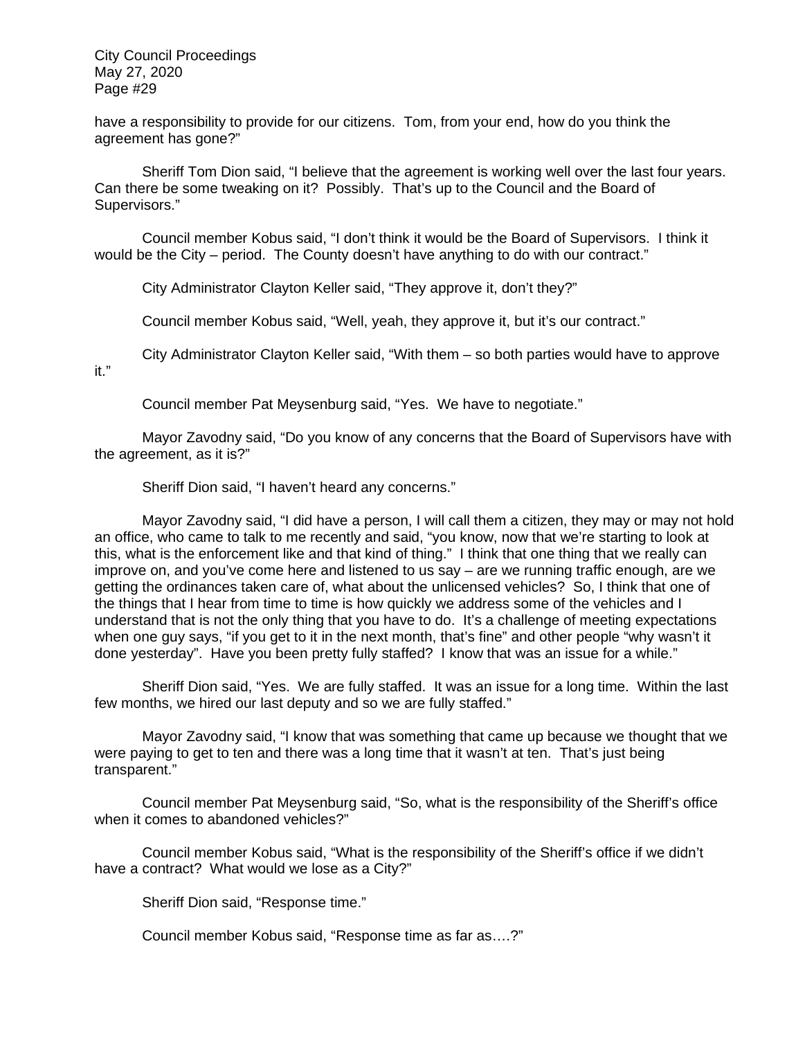have a responsibility to provide for our citizens.  Tom, from your end, how do you think the agreement has gone?"

Sheriff Tom Dion said, "I believe that the agreement is working well over the last four years. Can there be some tweaking on it?  Possibly.  That's up to the Council and the Board of Supervisors."

Council member Kobus said, "I don't think it would be the Board of Supervisors.  I think it would be the City – period.  The County doesn't have anything to do with our contract."

City Administrator Clayton Keller said, "They approve it, don't they?"

Council member Kobus said, "Well, yeah, they approve it, but it's our contract."

City Administrator Clayton Keller said, "With them – so both parties would have to approve it."

Council member Pat Meysenburg said, "Yes.  We have to negotiate."

Mayor Zavodny said, "Do you know of any concerns that the Board of Supervisors have with the agreement, as it is?"

Sheriff Dion said, "I haven't heard any concerns."

Mayor Zavodny said, "I did have a person, I will call them a citizen, they may or may not hold an office, who came to talk to me recently and said, "you know, now that we're starting to look at this, what is the enforcement like and that kind of thing."  I think that one thing that we really can improve on, and you've come here and listened to us say – are we running traffic enough, are we getting the ordinances taken care of, what about the unlicensed vehicles?  So, I think that one of the things that I hear from time to time is how quickly we address some of the vehicles and I understand that is not the only thing that you have to do.  It's a challenge of meeting expectations when one guy says, "if you get to it in the next month, that's fine" and other people "why wasn't it done yesterday".  Have you been pretty fully staffed?  I know that was an issue for a while."

Sheriff Dion said, "Yes.  We are fully staffed.  It was an issue for a long time.  Within the last few months, we hired our last deputy and so we are fully staffed."

Mayor Zavodny said, "I know that was something that came up because we thought that we were paying to get to ten and there was a long time that it wasn't at ten.  That's just being transparent."

Council member Pat Meysenburg said, "So, what is the responsibility of the Sheriff's office when it comes to abandoned vehicles?"

Council member Kobus said, "What is the responsibility of the Sheriff's office if we didn't have a contract?  What would we lose as a City?"

Sheriff Dion said, "Response time."

Council member Kobus said, "Response time as far as….?"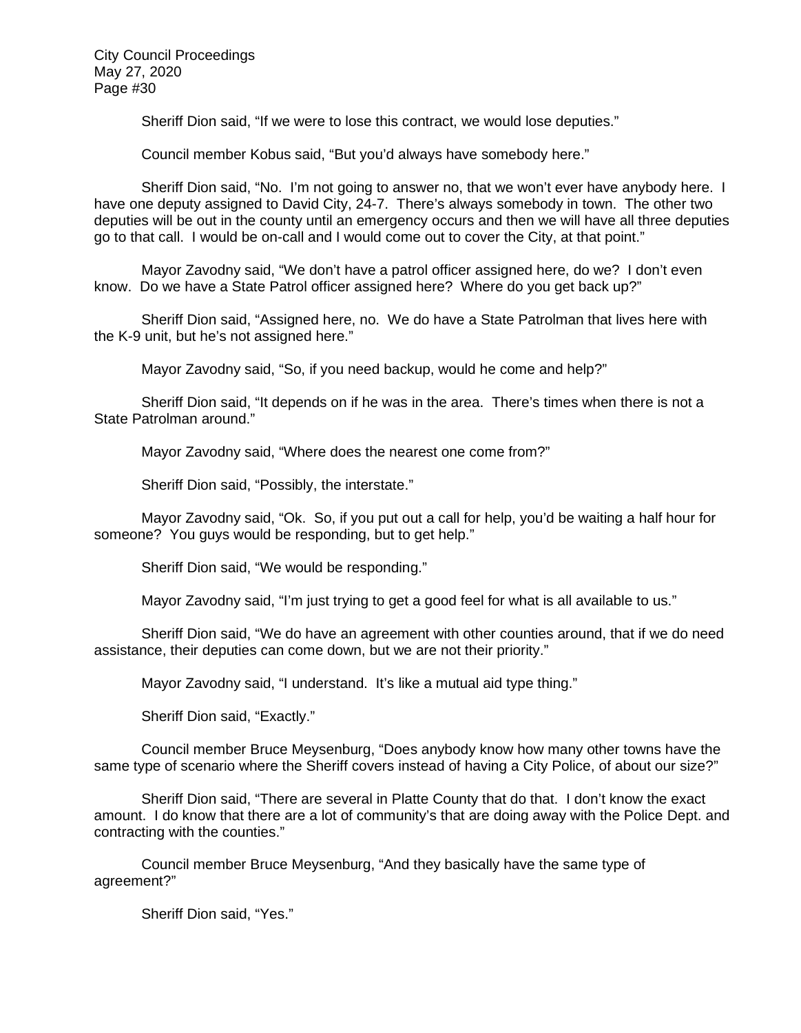Sheriff Dion said, "If we were to lose this contract, we would lose deputies."

Council member Kobus said, "But you'd always have somebody here."

Sheriff Dion said, "No. I'm not going to answer no, that we won't ever have anybody here. I have one deputy assigned to David City, 24-7. There's always somebody in town. The other two deputies will be out in the county until an emergency occurs and then we will have all three deputies go to that call. I would be on-call and I would come out to cover the City, at that point."

Mayor Zavodny said, "We don't have a patrol officer assigned here, do we? I don't even know. Do we have a State Patrol officer assigned here? Where do you get back up?"

Sheriff Dion said, "Assigned here, no. We do have a State Patrolman that lives here with the K-9 unit, but he's not assigned here."

Mayor Zavodny said, "So, if you need backup, would he come and help?"

Sheriff Dion said, "It depends on if he was in the area. There's times when there is not a State Patrolman around."

Mayor Zavodny said, "Where does the nearest one come from?"

Sheriff Dion said, "Possibly, the interstate."

Mayor Zavodny said, "Ok. So, if you put out a call for help, you'd be waiting a half hour for someone? You guys would be responding, but to get help."

Sheriff Dion said, "We would be responding."

Mayor Zavodny said, "I'm just trying to get a good feel for what is all available to us."

Sheriff Dion said, "We do have an agreement with other counties around, that if we do need assistance, their deputies can come down, but we are not their priority."

Mayor Zavodny said, "I understand. It's like a mutual aid type thing."

Sheriff Dion said, "Exactly."

Council member Bruce Meysenburg, "Does anybody know how many other towns have the same type of scenario where the Sheriff covers instead of having a City Police, of about our size?"

Sheriff Dion said, "There are several in Platte County that do that. I don't know the exact amount. I do know that there are a lot of community's that are doing away with the Police Dept. and contracting with the counties."

Council member Bruce Meysenburg, "And they basically have the same type of agreement?"

Sheriff Dion said, "Yes."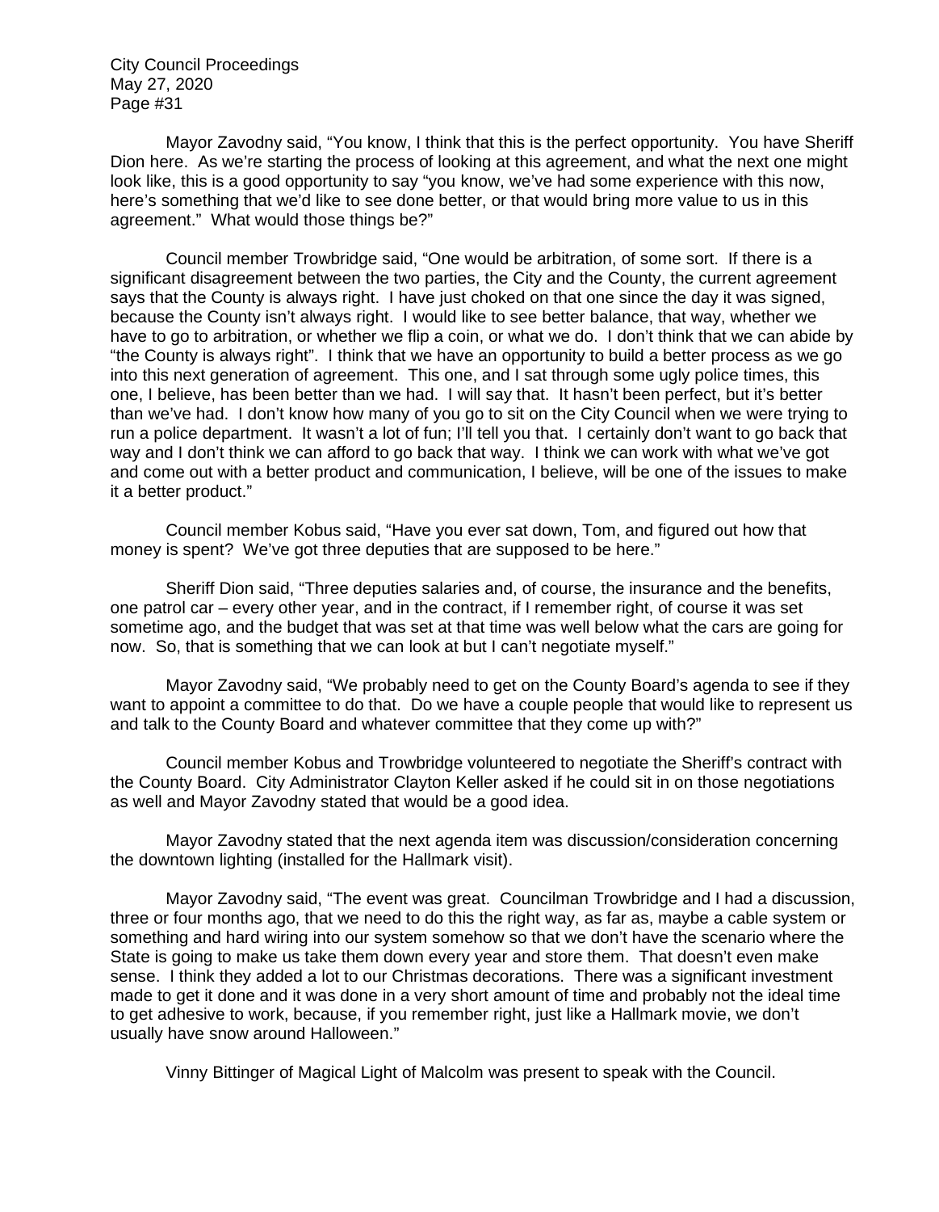Mayor Zavodny said, "You know, I think that this is the perfect opportunity. You have Sheriff Dion here. As we're starting the process of looking at this agreement, and what the next one might look like, this is a good opportunity to say "you know, we've had some experience with this now, here's something that we'd like to see done better, or that would bring more value to us in this agreement." What would those things be?"

Council member Trowbridge said, "One would be arbitration, of some sort. If there is a significant disagreement between the two parties, the City and the County, the current agreement says that the County is always right. I have just choked on that one since the day it was signed, because the County isn't always right. I would like to see better balance, that way, whether we have to go to arbitration, or whether we flip a coin, or what we do. I don't think that we can abide by "the County is always right". I think that we have an opportunity to build a better process as we go into this next generation of agreement. This one, and I sat through some ugly police times, this one, I believe, has been better than we had. I will say that. It hasn't been perfect, but it's better than we've had. I don't know how many of you go to sit on the City Council when we were trying to run a police department. It wasn't a lot of fun; I'll tell you that. I certainly don't want to go back that way and I don't think we can afford to go back that way. I think we can work with what we've got and come out with a better product and communication, I believe, will be one of the issues to make it a better product."

Council member Kobus said, "Have you ever sat down, Tom, and figured out how that money is spent? We've got three deputies that are supposed to be here."

Sheriff Dion said, "Three deputies salaries and, of course, the insurance and the benefits, one patrol car – every other year, and in the contract, if I remember right, of course it was set sometime ago, and the budget that was set at that time was well below what the cars are going for now. So, that is something that we can look at but I can't negotiate myself."

Mayor Zavodny said, "We probably need to get on the County Board's agenda to see if they want to appoint a committee to do that. Do we have a couple people that would like to represent us and talk to the County Board and whatever committee that they come up with?"

Council member Kobus and Trowbridge volunteered to negotiate the Sheriff's contract with the County Board. City Administrator Clayton Keller asked if he could sit in on those negotiations as well and Mayor Zavodny stated that would be a good idea.

Mayor Zavodny stated that the next agenda item was discussion/consideration concerning the downtown lighting (installed for the Hallmark visit).

Mayor Zavodny said, "The event was great. Councilman Trowbridge and I had a discussion, three or four months ago, that we need to do this the right way, as far as, maybe a cable system or something and hard wiring into our system somehow so that we don't have the scenario where the State is going to make us take them down every year and store them. That doesn't even make sense. I think they added a lot to our Christmas decorations. There was a significant investment made to get it done and it was done in a very short amount of time and probably not the ideal time to get adhesive to work, because, if you remember right, just like a Hallmark movie, we don't usually have snow around Halloween."

Vinny Bittinger of Magical Light of Malcolm was present to speak with the Council.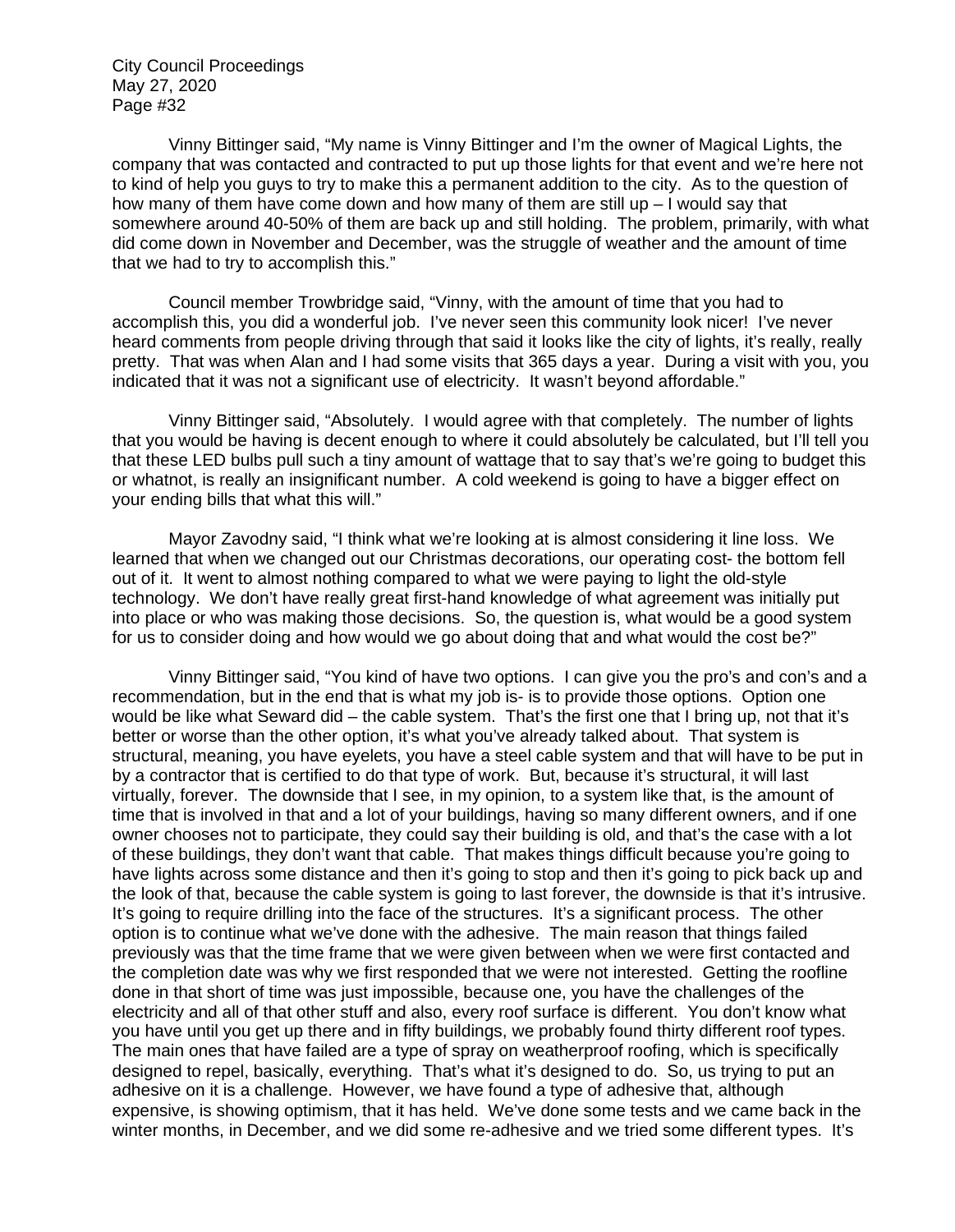Vinny Bittinger said, "My name is Vinny Bittinger and I'm the owner of Magical Lights, the company that was contacted and contracted to put up those lights for that event and we're here not to kind of help you guys to try to make this a permanent addition to the city. As to the question of how many of them have come down and how many of them are still up – I would say that somewhere around 40-50% of them are back up and still holding. The problem, primarily, with what did come down in November and December, was the struggle of weather and the amount of time that we had to try to accomplish this."

Council member Trowbridge said, "Vinny, with the amount of time that you had to accomplish this, you did a wonderful job. I've never seen this community look nicer! I've never heard comments from people driving through that said it looks like the city of lights, it's really, really pretty. That was when Alan and I had some visits that 365 days a year. During a visit with you, you indicated that it was not a significant use of electricity. It wasn't beyond affordable."

Vinny Bittinger said, "Absolutely. I would agree with that completely. The number of lights that you would be having is decent enough to where it could absolutely be calculated, but I'll tell you that these LED bulbs pull such a tiny amount of wattage that to say that's we're going to budget this or whatnot, is really an insignificant number. A cold weekend is going to have a bigger effect on your ending bills that what this will."

Mayor Zavodny said, "I think what we're looking at is almost considering it line loss. We learned that when we changed out our Christmas decorations, our operating cost- the bottom fell out of it. It went to almost nothing compared to what we were paying to light the old-style technology. We don't have really great first-hand knowledge of what agreement was initially put into place or who was making those decisions. So, the question is, what would be a good system for us to consider doing and how would we go about doing that and what would the cost be?"

Vinny Bittinger said, "You kind of have two options. I can give you the pro's and con's and a recommendation, but in the end that is what my job is- is to provide those options. Option one would be like what Seward did – the cable system. That's the first one that I bring up, not that it's better or worse than the other option, it's what you've already talked about. That system is structural, meaning, you have eyelets, you have a steel cable system and that will have to be put in by a contractor that is certified to do that type of work. But, because it's structural, it will last virtually, forever. The downside that I see, in my opinion, to a system like that, is the amount of time that is involved in that and a lot of your buildings, having so many different owners, and if one owner chooses not to participate, they could say their building is old, and that's the case with a lot of these buildings, they don't want that cable. That makes things difficult because you're going to have lights across some distance and then it's going to stop and then it's going to pick back up and the look of that, because the cable system is going to last forever, the downside is that it's intrusive. It's going to require drilling into the face of the structures. It's a significant process. The other option is to continue what we've done with the adhesive. The main reason that things failed previously was that the time frame that we were given between when we were first contacted and the completion date was why we first responded that we were not interested. Getting the roofline done in that short of time was just impossible, because one, you have the challenges of the electricity and all of that other stuff and also, every roof surface is different. You don't know what you have until you get up there and in fifty buildings, we probably found thirty different roof types. The main ones that have failed are a type of spray on weatherproof roofing, which is specifically designed to repel, basically, everything. That's what it's designed to do. So, us trying to put an adhesive on it is a challenge. However, we have found a type of adhesive that, although expensive, is showing optimism, that it has held. We've done some tests and we came back in the winter months, in December, and we did some re-adhesive and we tried some different types. It's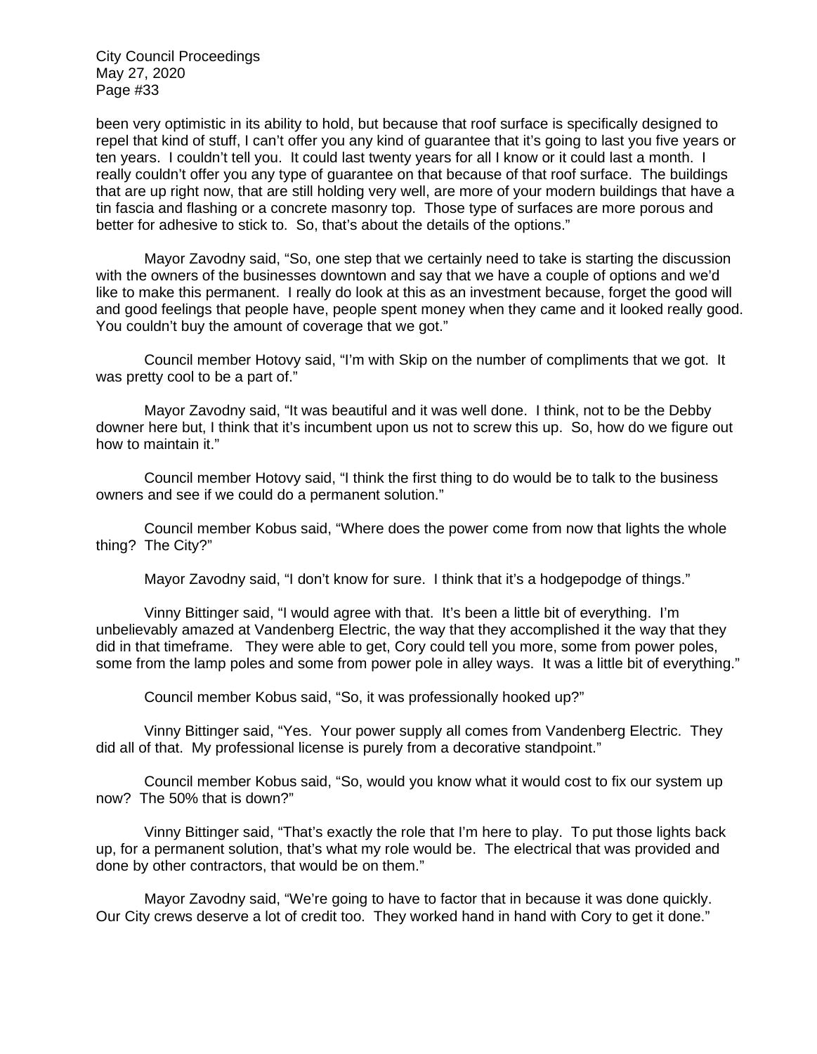been very optimistic in its ability to hold, but because that roof surface is specifically designed to repel that kind of stuff, I can't offer you any kind of guarantee that it's going to last you five years or ten years. I couldn't tell you. It could last twenty years for all I know or it could last a month. I really couldn't offer you any type of guarantee on that because of that roof surface. The buildings that are up right now, that are still holding very well, are more of your modern buildings that have a tin fascia and flashing or a concrete masonry top. Those type of surfaces are more porous and better for adhesive to stick to. So, that's about the details of the options."

Mayor Zavodny said, "So, one step that we certainly need to take is starting the discussion with the owners of the businesses downtown and say that we have a couple of options and we'd like to make this permanent. I really do look at this as an investment because, forget the good will and good feelings that people have, people spent money when they came and it looked really good. You couldn't buy the amount of coverage that we got."

Council member Hotovy said, "I'm with Skip on the number of compliments that we got. It was pretty cool to be a part of."

Mayor Zavodny said, "It was beautiful and it was well done. I think, not to be the Debby downer here but, I think that it's incumbent upon us not to screw this up. So, how do we figure out how to maintain it."

Council member Hotovy said, "I think the first thing to do would be to talk to the business owners and see if we could do a permanent solution."

Council member Kobus said, "Where does the power come from now that lights the whole thing? The City?"

Mayor Zavodny said, "I don't know for sure. I think that it's a hodgepodge of things."

Vinny Bittinger said, "I would agree with that. It's been a little bit of everything. I'm unbelievably amazed at Vandenberg Electric, the way that they accomplished it the way that they did in that timeframe. They were able to get, Cory could tell you more, some from power poles, some from the lamp poles and some from power pole in alley ways. It was a little bit of everything."

Council member Kobus said, "So, it was professionally hooked up?"

Vinny Bittinger said, "Yes. Your power supply all comes from Vandenberg Electric. They did all of that. My professional license is purely from a decorative standpoint."

Council member Kobus said, "So, would you know what it would cost to fix our system up now? The 50% that is down?"

Vinny Bittinger said, "That's exactly the role that I'm here to play. To put those lights back up, for a permanent solution, that's what my role would be. The electrical that was provided and done by other contractors, that would be on them."

Mayor Zavodny said, "We're going to have to factor that in because it was done quickly. Our City crews deserve a lot of credit too. They worked hand in hand with Cory to get it done."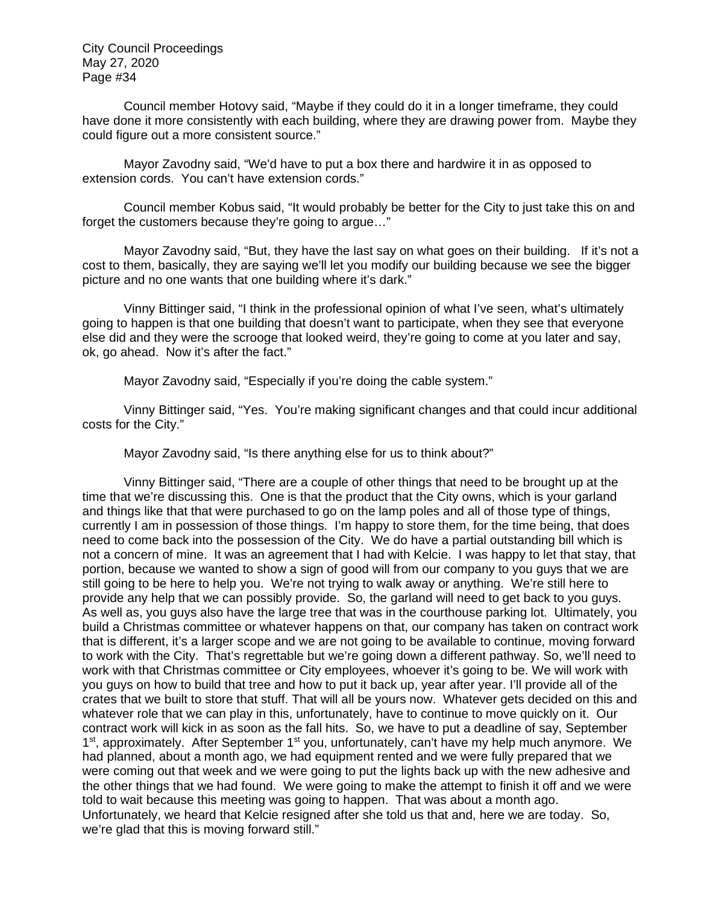Council member Hotovy said, “Maybe if they could do it in a longer timeframe, they could have done it more consistently with each building, where they are drawing power from. Maybe they could figure out a more consistent source.”

Mayor Zavodny said, “We’d have to put a box there and hardwire it in as opposed to extension cords. You can’t have extension cords.”

Council member Kobus said, “It would probably be better for the City to just take this on and forget the customers because they’re going to argue…”

Mayor Zavodny said, “But, they have the last say on what goes on their building. If it’s not a cost to them, basically, they are saying we’ll let you modify our building because we see the bigger picture and no one wants that one building where it’s dark.”

Vinny Bittinger said, “I think in the professional opinion of what I’ve seen, what’s ultimately going to happen is that one building that doesn’t want to participate, when they see that everyone else did and they were the scrooge that looked weird, they’re going to come at you later and say, ok, go ahead. Now it’s after the fact.”

Mayor Zavodny said, “Especially if you’re doing the cable system.”

Vinny Bittinger said, “Yes. You’re making significant changes and that could incur additional costs for the City.”

Mayor Zavodny said, “Is there anything else for us to think about?”

Vinny Bittinger said, “There are a couple of other things that need to be brought up at the time that we’re discussing this. One is that the product that the City owns, which is your garland and things like that that were purchased to go on the lamp poles and all of those type of things, currently I am in possession of those things. I’m happy to store them, for the time being, that does need to come back into the possession of the City. We do have a partial outstanding bill which is not a concern of mine. It was an agreement that I had with Kelcie. I was happy to let that stay, that portion, because we wanted to show a sign of good will from our company to you guys that we are still going to be here to help you. We’re not trying to walk away or anything. We’re still here to provide any help that we can possibly provide. So, the garland will need to get back to you guys. As well as, you guys also have the large tree that was in the courthouse parking lot. Ultimately, you build a Christmas committee or whatever happens on that, our company has taken on contract work that is different, it’s a larger scope and we are not going to be available to continue, moving forward to work with the City. That’s regrettable but we’re going down a different pathway. So, we’ll need to work with that Christmas committee or City employees, whoever it’s going to be. We will work with you guys on how to build that tree and how to put it back up, year after year. I’ll provide all of the crates that we built to store that stuff. That will all be yours now. Whatever gets decided on this and whatever role that we can play in this, unfortunately, have to continue to move quickly on it. Our contract work will kick in as soon as the fall hits. So, we have to put a deadline of say, September 1st, approximately. After September 1st you, unfortunately, can’t have my help much anymore. We had planned, about a month ago, we had equipment rented and we were fully prepared that we were coming out that week and we were going to put the lights back up with the new adhesive and the other things that we had found. We were going to make the attempt to finish it off and we were told to wait because this meeting was going to happen. That was about a month ago. Unfortunately, we heard that Kelcie resigned after she told us that and, here we are today. So, we’re glad that this is moving forward still.”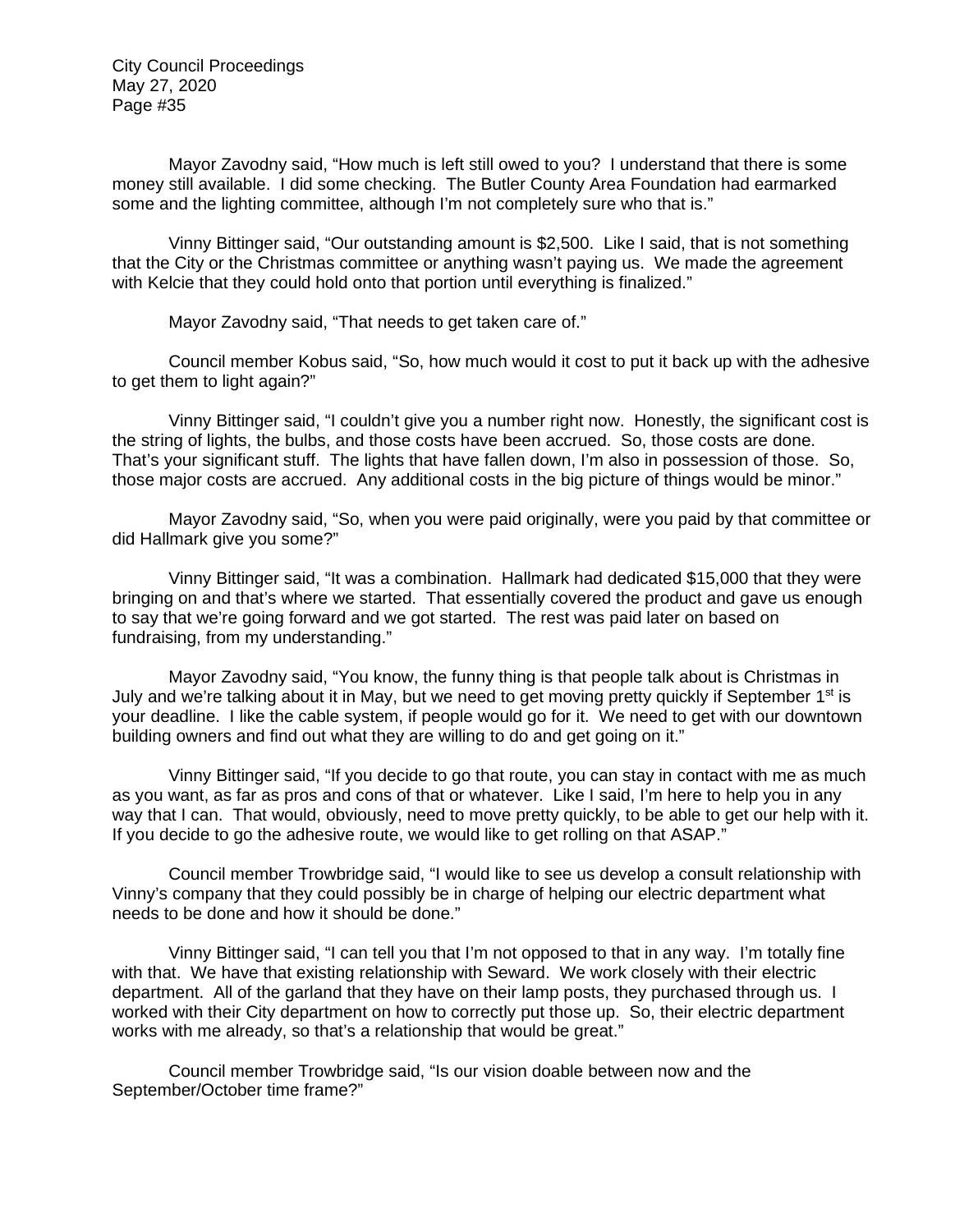Mayor Zavodny said, "How much is left still owed to you? I understand that there is some money still available. I did some checking. The Butler County Area Foundation had earmarked some and the lighting committee, although I'm not completely sure who that is."

Vinny Bittinger said, "Our outstanding amount is $2,500. Like I said, that is not something that the City or the Christmas committee or anything wasn't paying us. We made the agreement with Kelcie that they could hold onto that portion until everything is finalized."

Mayor Zavodny said, "That needs to get taken care of."

Council member Kobus said, "So, how much would it cost to put it back up with the adhesive to get them to light again?"

Vinny Bittinger said, "I couldn't give you a number right now. Honestly, the significant cost is the string of lights, the bulbs, and those costs have been accrued. So, those costs are done. That's your significant stuff. The lights that have fallen down, I'm also in possession of those. So, those major costs are accrued. Any additional costs in the big picture of things would be minor."

Mayor Zavodny said, "So, when you were paid originally, were you paid by that committee or did Hallmark give you some?"

Vinny Bittinger said, "It was a combination. Hallmark had dedicated $15,000 that they were bringing on and that's where we started. That essentially covered the product and gave us enough to say that we're going forward and we got started. The rest was paid later on based on fundraising, from my understanding."

Mayor Zavodny said, "You know, the funny thing is that people talk about is Christmas in July and we're talking about it in May, but we need to get moving pretty quickly if September 1st is your deadline. I like the cable system, if people would go for it. We need to get with our downtown building owners and find out what they are willing to do and get going on it."

Vinny Bittinger said, "If you decide to go that route, you can stay in contact with me as much as you want, as far as pros and cons of that or whatever. Like I said, I'm here to help you in any way that I can. That would, obviously, need to move pretty quickly, to be able to get our help with it. If you decide to go the adhesive route, we would like to get rolling on that ASAP."

Council member Trowbridge said, "I would like to see us develop a consult relationship with Vinny's company that they could possibly be in charge of helping our electric department what needs to be done and how it should be done."

Vinny Bittinger said, "I can tell you that I'm not opposed to that in any way. I'm totally fine with that. We have that existing relationship with Seward. We work closely with their electric department. All of the garland that they have on their lamp posts, they purchased through us. I worked with their City department on how to correctly put those up. So, their electric department works with me already, so that's a relationship that would be great."

Council member Trowbridge said, "Is our vision doable between now and the September/October time frame?"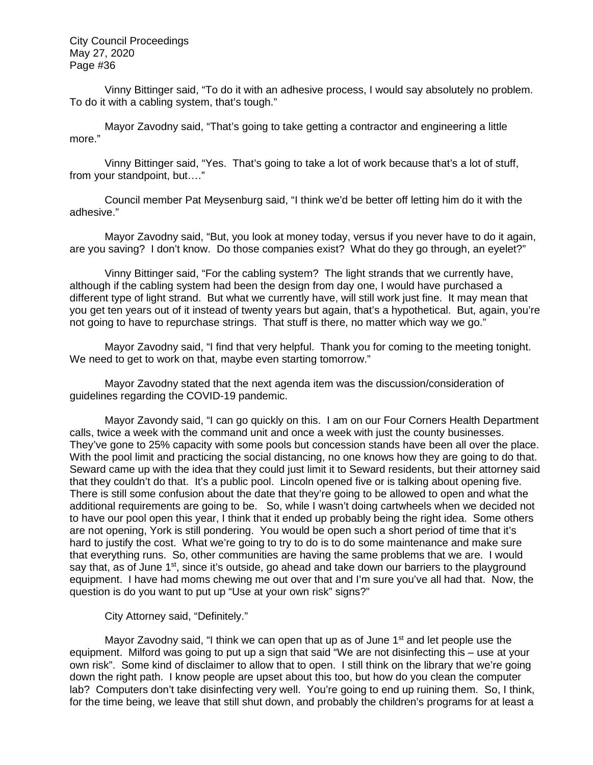Vinny Bittinger said, "To do it with an adhesive process, I would say absolutely no problem. To do it with a cabling system, that's tough."

Mayor Zavodny said, "That's going to take getting a contractor and engineering a little more."

Vinny Bittinger said, "Yes. That's going to take a lot of work because that's a lot of stuff, from your standpoint, but…."

Council member Pat Meysenburg said, "I think we'd be better off letting him do it with the adhesive."

Mayor Zavodny said, "But, you look at money today, versus if you never have to do it again, are you saving? I don't know. Do those companies exist? What do they go through, an eyelet?"

Vinny Bittinger said, "For the cabling system? The light strands that we currently have, although if the cabling system had been the design from day one, I would have purchased a different type of light strand. But what we currently have, will still work just fine. It may mean that you get ten years out of it instead of twenty years but again, that's a hypothetical. But, again, you're not going to have to repurchase strings. That stuff is there, no matter which way we go."

Mayor Zavodny said, "I find that very helpful. Thank you for coming to the meeting tonight. We need to get to work on that, maybe even starting tomorrow."

Mayor Zavodny stated that the next agenda item was the discussion/consideration of guidelines regarding the COVID-19 pandemic.

Mayor Zavondy said, "I can go quickly on this. I am on our Four Corners Health Department calls, twice a week with the command unit and once a week with just the county businesses. They've gone to 25% capacity with some pools but concession stands have been all over the place. With the pool limit and practicing the social distancing, no one knows how they are going to do that. Seward came up with the idea that they could just limit it to Seward residents, but their attorney said that they couldn't do that. It's a public pool. Lincoln opened five or is talking about opening five. There is still some confusion about the date that they're going to be allowed to open and what the additional requirements are going to be. So, while I wasn't doing cartwheels when we decided not to have our pool open this year, I think that it ended up probably being the right idea. Some others are not opening, York is still pondering. You would be open such a short period of time that it's hard to justify the cost. What we're going to try to do is to do some maintenance and make sure that everything runs. So, other communities are having the same problems that we are. I would say that, as of June 1st, since it's outside, go ahead and take down our barriers to the playground equipment. I have had moms chewing me out over that and I'm sure you've all had that. Now, the question is do you want to put up "Use at your own risk" signs?"

City Attorney said, "Definitely."

Mayor Zavodny said, "I think we can open that up as of June 1st and let people use the equipment. Milford was going to put up a sign that said "We are not disinfecting this – use at your own risk". Some kind of disclaimer to allow that to open. I still think on the library that we're going down the right path. I know people are upset about this too, but how do you clean the computer lab? Computers don't take disinfecting very well. You're going to end up ruining them. So, I think, for the time being, we leave that still shut down, and probably the children's programs for at least a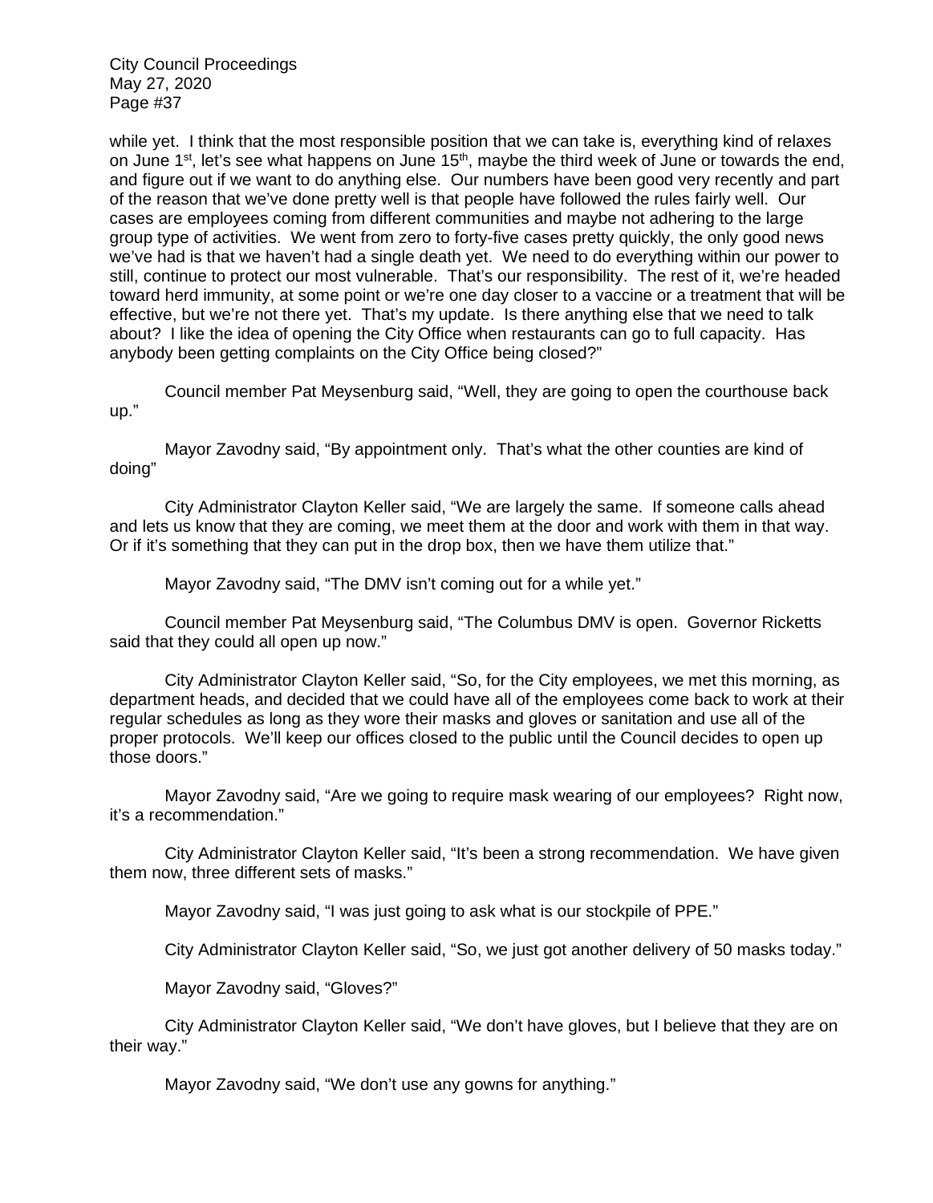while yet. I think that the most responsible position that we can take is, everything kind of relaxes on June 1st, let's see what happens on June 15th, maybe the third week of June or towards the end, and figure out if we want to do anything else. Our numbers have been good very recently and part of the reason that we've done pretty well is that people have followed the rules fairly well. Our cases are employees coming from different communities and maybe not adhering to the large group type of activities. We went from zero to forty-five cases pretty quickly, the only good news we've had is that we haven't had a single death yet. We need to do everything within our power to still, continue to protect our most vulnerable. That's our responsibility. The rest of it, we're headed toward herd immunity, at some point or we're one day closer to a vaccine or a treatment that will be effective, but we're not there yet. That's my update. Is there anything else that we need to talk about? I like the idea of opening the City Office when restaurants can go to full capacity. Has anybody been getting complaints on the City Office being closed?"

Council member Pat Meysenburg said, "Well, they are going to open the courthouse back up."

Mayor Zavodny said, "By appointment only. That's what the other counties are kind of doing"

City Administrator Clayton Keller said, "We are largely the same. If someone calls ahead and lets us know that they are coming, we meet them at the door and work with them in that way. Or if it's something that they can put in the drop box, then we have them utilize that."

Mayor Zavodny said, "The DMV isn't coming out for a while yet."

Council member Pat Meysenburg said, "The Columbus DMV is open. Governor Ricketts said that they could all open up now."

City Administrator Clayton Keller said, "So, for the City employees, we met this morning, as department heads, and decided that we could have all of the employees come back to work at their regular schedules as long as they wore their masks and gloves or sanitation and use all of the proper protocols. We'll keep our offices closed to the public until the Council decides to open up those doors."

Mayor Zavodny said, "Are we going to require mask wearing of our employees? Right now, it's a recommendation."

City Administrator Clayton Keller said, "It's been a strong recommendation. We have given them now, three different sets of masks."

Mayor Zavodny said, "I was just going to ask what is our stockpile of PPE."

City Administrator Clayton Keller said, "So, we just got another delivery of 50 masks today."

Mayor Zavodny said, "Gloves?"

City Administrator Clayton Keller said, "We don't have gloves, but I believe that they are on their way."

Mayor Zavodny said, "We don't use any gowns for anything."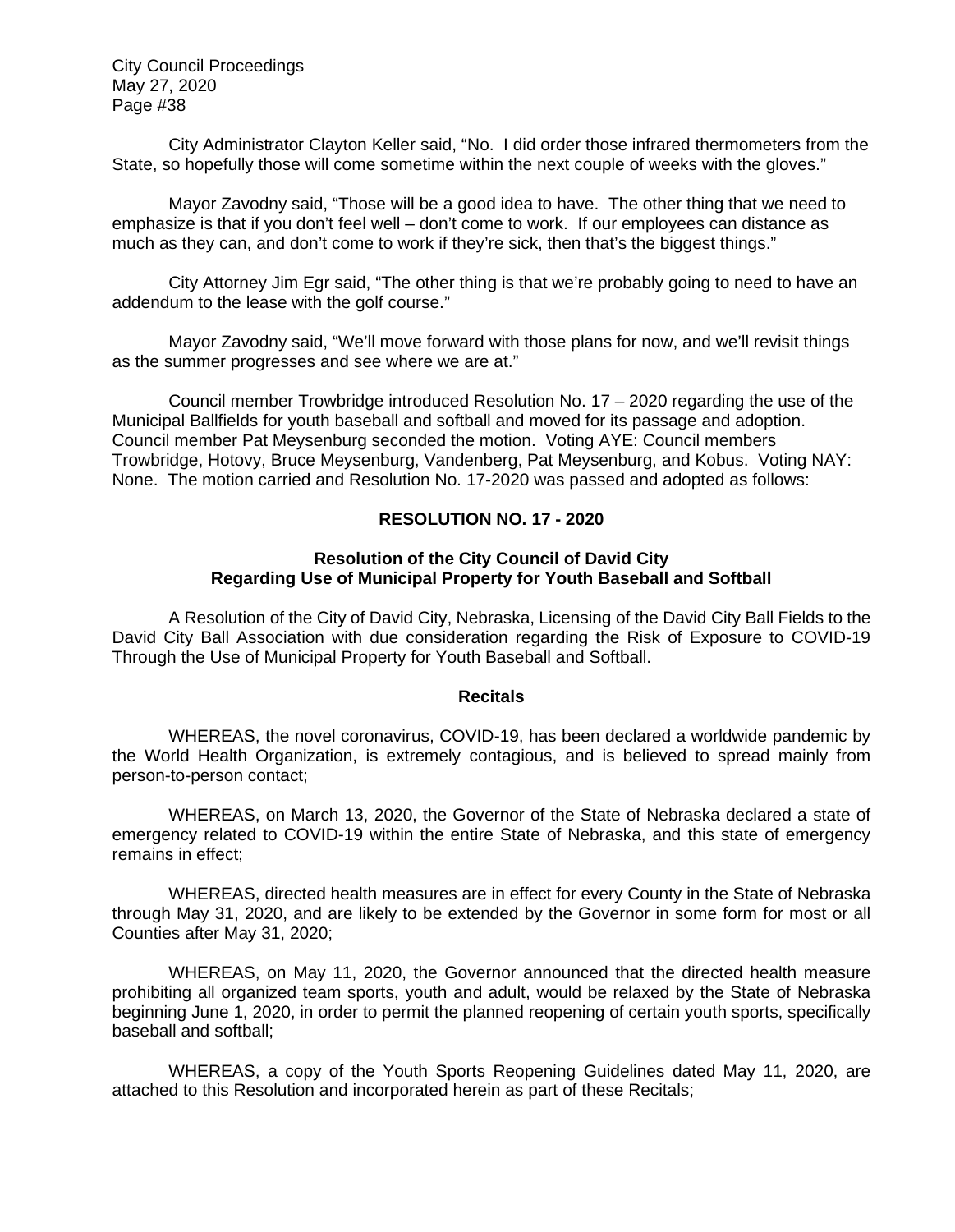City Administrator Clayton Keller said, "No. I did order those infrared thermometers from the State, so hopefully those will come sometime within the next couple of weeks with the gloves."

Mayor Zavodny said, "Those will be a good idea to have. The other thing that we need to emphasize is that if you don't feel well – don't come to work. If our employees can distance as much as they can, and don't come to work if they're sick, then that's the biggest things."

City Attorney Jim Egr said, "The other thing is that we're probably going to need to have an addendum to the lease with the golf course."

Mayor Zavodny said, "We'll move forward with those plans for now, and we'll revisit things as the summer progresses and see where we are at."

Council member Trowbridge introduced Resolution No. 17 – 2020 regarding the use of the Municipal Ballfields for youth baseball and softball and moved for its passage and adoption. Council member Pat Meysenburg seconded the motion. Voting AYE: Council members Trowbridge, Hotovy, Bruce Meysenburg, Vandenberg, Pat Meysenburg, and Kobus. Voting NAY: None. The motion carried and Resolution No. 17-2020 was passed and adopted as follows:

## RESOLUTION NO. 17 - 2020

### Resolution of the City Council of David City Regarding Use of Municipal Property for Youth Baseball and Softball

A Resolution of the City of David City, Nebraska, Licensing of the David City Ball Fields to the David City Ball Association with due consideration regarding the Risk of Exposure to COVID-19 Through the Use of Municipal Property for Youth Baseball and Softball.

### Recitals

WHEREAS, the novel coronavirus, COVID-19, has been declared a worldwide pandemic by the World Health Organization, is extremely contagious, and is believed to spread mainly from person-to-person contact;

WHEREAS, on March 13, 2020, the Governor of the State of Nebraska declared a state of emergency related to COVID-19 within the entire State of Nebraska, and this state of emergency remains in effect;

WHEREAS, directed health measures are in effect for every County in the State of Nebraska through May 31, 2020, and are likely to be extended by the Governor in some form for most or all Counties after May 31, 2020;

WHEREAS, on May 11, 2020, the Governor announced that the directed health measure prohibiting all organized team sports, youth and adult, would be relaxed by the State of Nebraska beginning June 1, 2020, in order to permit the planned reopening of certain youth sports, specifically baseball and softball;

WHEREAS, a copy of the Youth Sports Reopening Guidelines dated May 11, 2020, are attached to this Resolution and incorporated herein as part of these Recitals;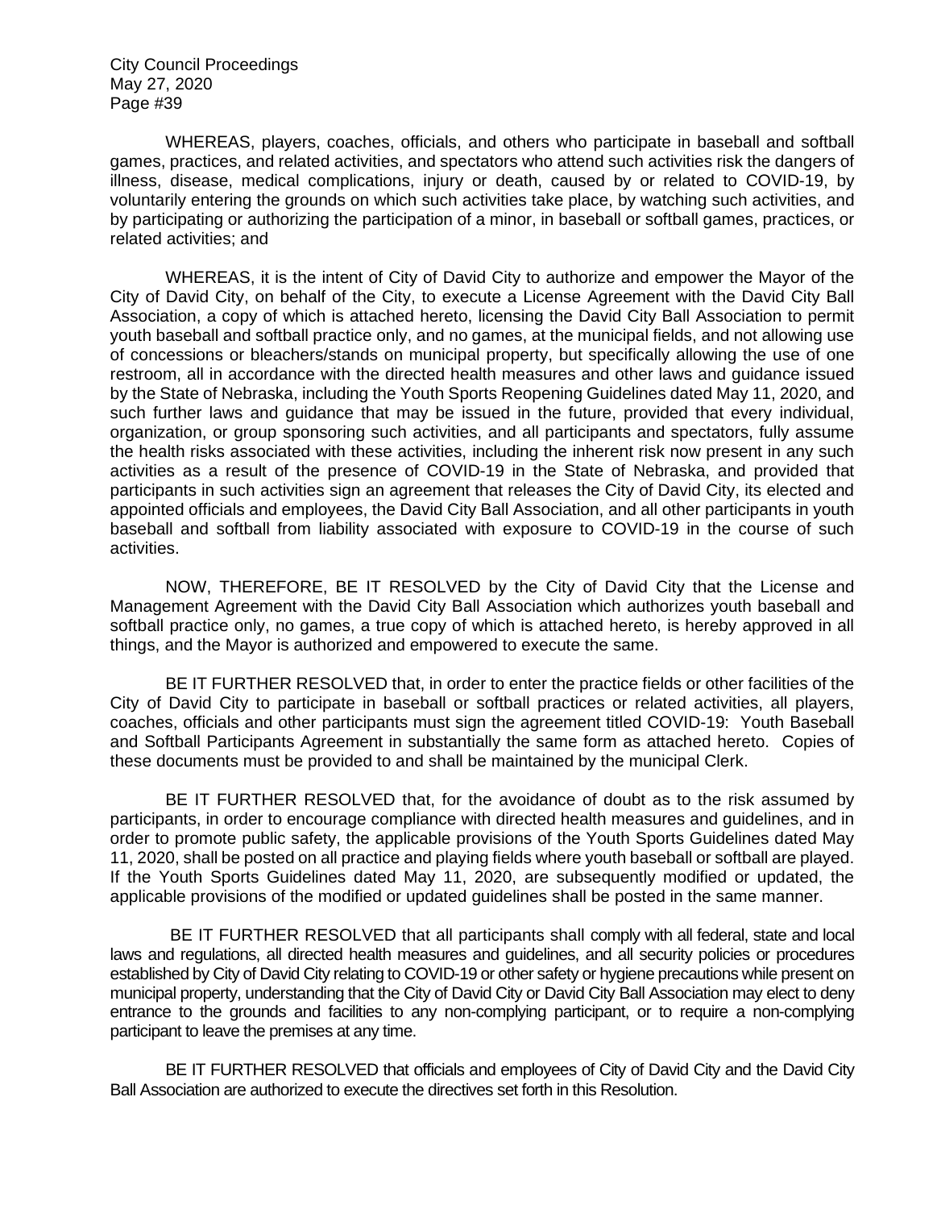WHEREAS, players, coaches, officials, and others who participate in baseball and softball games, practices, and related activities, and spectators who attend such activities risk the dangers of illness, disease, medical complications, injury or death, caused by or related to COVID-19, by voluntarily entering the grounds on which such activities take place, by watching such activities, and by participating or authorizing the participation of a minor, in baseball or softball games, practices, or related activities; and

WHEREAS, it is the intent of City of David City to authorize and empower the Mayor of the City of David City, on behalf of the City, to execute a License Agreement with the David City Ball Association, a copy of which is attached hereto, licensing the David City Ball Association to permit youth baseball and softball practice only, and no games, at the municipal fields, and not allowing use of concessions or bleachers/stands on municipal property, but specifically allowing the use of one restroom, all in accordance with the directed health measures and other laws and guidance issued by the State of Nebraska, including the Youth Sports Reopening Guidelines dated May 11, 2020, and such further laws and guidance that may be issued in the future, provided that every individual, organization, or group sponsoring such activities, and all participants and spectators, fully assume the health risks associated with these activities, including the inherent risk now present in any such activities as a result of the presence of COVID-19 in the State of Nebraska, and provided that participants in such activities sign an agreement that releases the City of David City, its elected and appointed officials and employees, the David City Ball Association, and all other participants in youth baseball and softball from liability associated with exposure to COVID-19 in the course of such activities.

NOW, THEREFORE, BE IT RESOLVED by the City of David City that the License and Management Agreement with the David City Ball Association which authorizes youth baseball and softball practice only, no games, a true copy of which is attached hereto, is hereby approved in all things, and the Mayor is authorized and empowered to execute the same.

BE IT FURTHER RESOLVED that, in order to enter the practice fields or other facilities of the City of David City to participate in baseball or softball practices or related activities, all players, coaches, officials and other participants must sign the agreement titled COVID-19: Youth Baseball and Softball Participants Agreement in substantially the same form as attached hereto. Copies of these documents must be provided to and shall be maintained by the municipal Clerk.

BE IT FURTHER RESOLVED that, for the avoidance of doubt as to the risk assumed by participants, in order to encourage compliance with directed health measures and guidelines, and in order to promote public safety, the applicable provisions of the Youth Sports Guidelines dated May 11, 2020, shall be posted on all practice and playing fields where youth baseball or softball are played. If the Youth Sports Guidelines dated May 11, 2020, are subsequently modified or updated, the applicable provisions of the modified or updated guidelines shall be posted in the same manner.

BE IT FURTHER RESOLVED that all participants shall comply with all federal, state and local laws and regulations, all directed health measures and guidelines, and all security policies or procedures established by City of David City relating to COVID-19 or other safety or hygiene precautions while present on municipal property, understanding that the City of David City or David City Ball Association may elect to deny entrance to the grounds and facilities to any non-complying participant, or to require a non-complying participant to leave the premises at any time.

BE IT FURTHER RESOLVED that officials and employees of City of David City and the David City Ball Association are authorized to execute the directives set forth in this Resolution.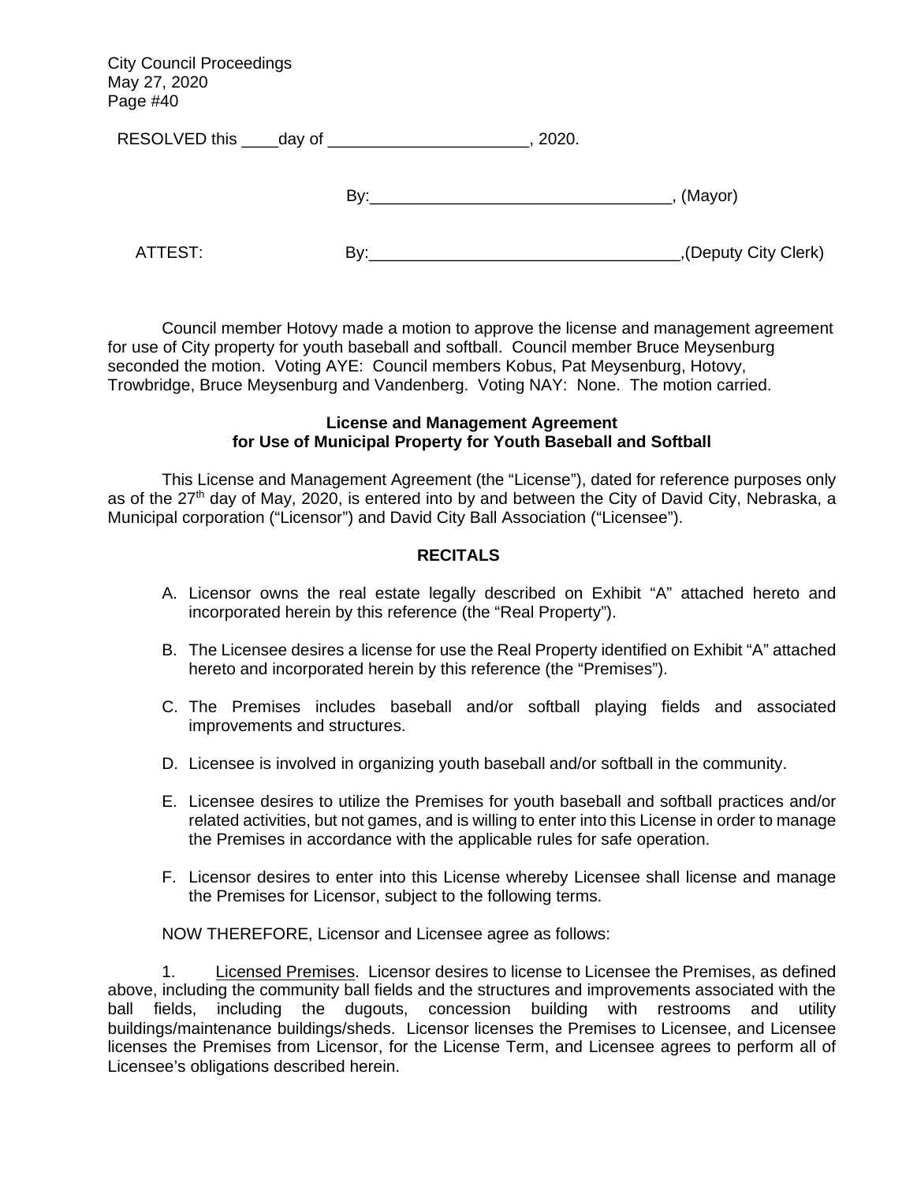RESOLVED this ____day of ______________________, 2020.

By:_________________________________, (Mayor)

ATTEST: By:__________________________________,(Deputy City Clerk)

Council member Hotovy made a motion to approve the license and management agreement for use of City property for youth baseball and softball. Council member Bruce Meysenburg seconded the motion. Voting AYE: Council members Kobus, Pat Meysenburg, Hotovy, Trowbridge, Bruce Meysenburg and Vandenberg. Voting NAY: None. The motion carried.

**License and Management Agreement**
**for Use of Municipal Property for Youth Baseball and Softball**

This License and Management Agreement (the "License"), dated for reference purposes only as of the 27th day of May, 2020, is entered into by and between the City of David City, Nebraska, a Municipal corporation ("Licensor") and David City Ball Association ("Licensee").

**RECITALS**

A. Licensor owns the real estate legally described on Exhibit "A" attached hereto and incorporated herein by this reference (the "Real Property").

B. The Licensee desires a license for use the Real Property identified on Exhibit "A" attached hereto and incorporated herein by this reference (the "Premises").

C. The Premises includes baseball and/or softball playing fields and associated improvements and structures.

D. Licensee is involved in organizing youth baseball and/or softball in the community.

E. Licensee desires to utilize the Premises for youth baseball and softball practices and/or related activities, but not games, and is willing to enter into this License in order to manage the Premises in accordance with the applicable rules for safe operation.

F. Licensor desires to enter into this License whereby Licensee shall license and manage the Premises for Licensor, subject to the following terms.

NOW THEREFORE, Licensor and Licensee agree as follows:

1. Licensed Premises. Licensor desires to license to Licensee the Premises, as defined above, including the community ball fields and the structures and improvements associated with the ball fields, including the dugouts, concession building with restrooms and utility buildings/maintenance buildings/sheds. Licensor licenses the Premises to Licensee, and Licensee licenses the Premises from Licensor, for the License Term, and Licensee agrees to perform all of Licensee's obligations described herein.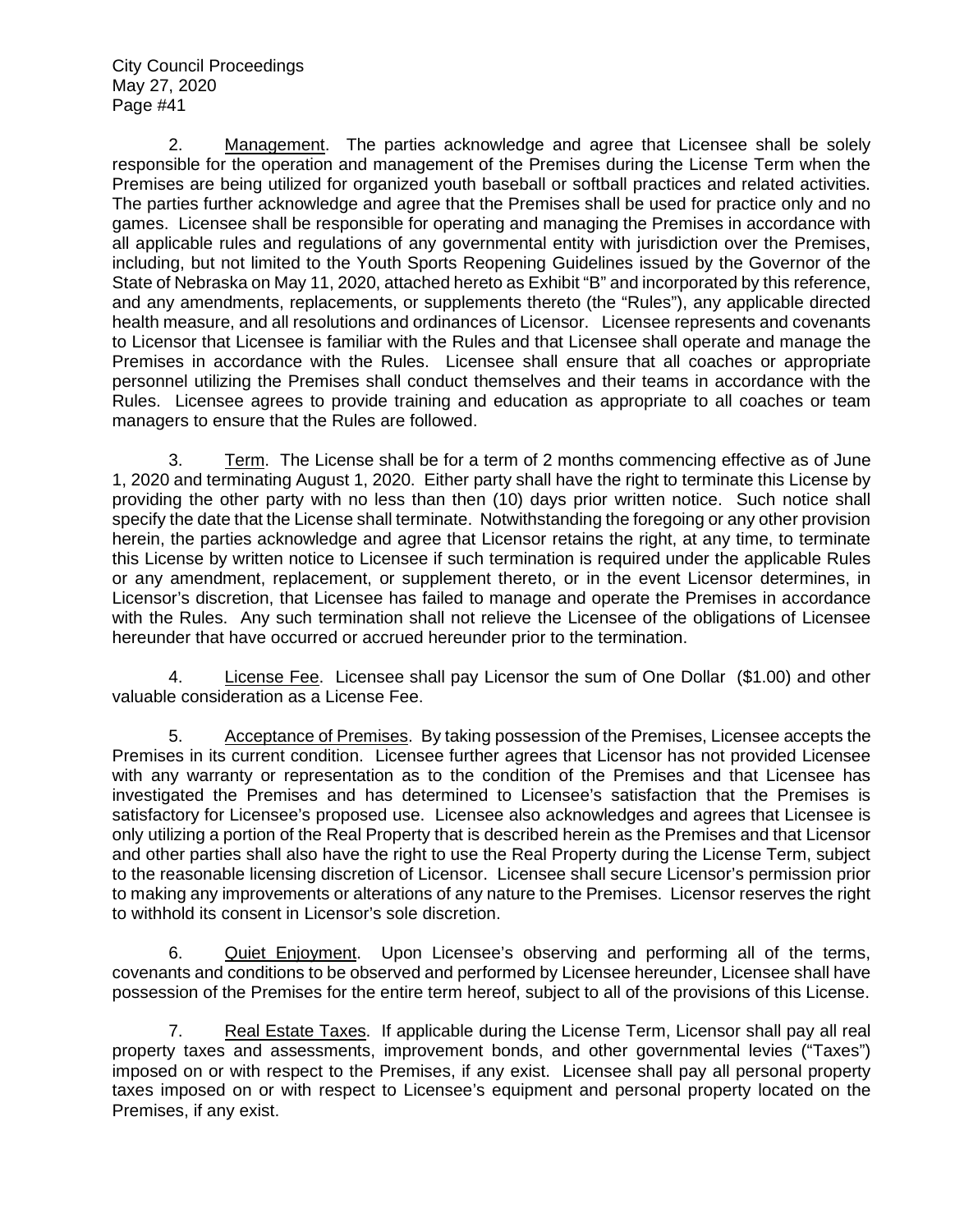2. Management. The parties acknowledge and agree that Licensee shall be solely responsible for the operation and management of the Premises during the License Term when the Premises are being utilized for organized youth baseball or softball practices and related activities. The parties further acknowledge and agree that the Premises shall be used for practice only and no games. Licensee shall be responsible for operating and managing the Premises in accordance with all applicable rules and regulations of any governmental entity with jurisdiction over the Premises, including, but not limited to the Youth Sports Reopening Guidelines issued by the Governor of the State of Nebraska on May 11, 2020, attached hereto as Exhibit "B" and incorporated by this reference, and any amendments, replacements, or supplements thereto (the "Rules"), any applicable directed health measure, and all resolutions and ordinances of Licensor. Licensee represents and covenants to Licensor that Licensee is familiar with the Rules and that Licensee shall operate and manage the Premises in accordance with the Rules. Licensee shall ensure that all coaches or appropriate personnel utilizing the Premises shall conduct themselves and their teams in accordance with the Rules. Licensee agrees to provide training and education as appropriate to all coaches or team managers to ensure that the Rules are followed.

3. Term. The License shall be for a term of 2 months commencing effective as of June 1, 2020 and terminating August 1, 2020. Either party shall have the right to terminate this License by providing the other party with no less than then (10) days prior written notice. Such notice shall specify the date that the License shall terminate. Notwithstanding the foregoing or any other provision herein, the parties acknowledge and agree that Licensor retains the right, at any time, to terminate this License by written notice to Licensee if such termination is required under the applicable Rules or any amendment, replacement, or supplement thereto, or in the event Licensor determines, in Licensor's discretion, that Licensee has failed to manage and operate the Premises in accordance with the Rules. Any such termination shall not relieve the Licensee of the obligations of Licensee hereunder that have occurred or accrued hereunder prior to the termination.

4. License Fee. Licensee shall pay Licensor the sum of One Dollar ($1.00) and other valuable consideration as a License Fee.

5. Acceptance of Premises. By taking possession of the Premises, Licensee accepts the Premises in its current condition. Licensee further agrees that Licensor has not provided Licensee with any warranty or representation as to the condition of the Premises and that Licensee has investigated the Premises and has determined to Licensee's satisfaction that the Premises is satisfactory for Licensee's proposed use. Licensee also acknowledges and agrees that Licensee is only utilizing a portion of the Real Property that is described herein as the Premises and that Licensor and other parties shall also have the right to use the Real Property during the License Term, subject to the reasonable licensing discretion of Licensor. Licensee shall secure Licensor's permission prior to making any improvements or alterations of any nature to the Premises. Licensor reserves the right to withhold its consent in Licensor's sole discretion.

6. Quiet Enjoyment. Upon Licensee's observing and performing all of the terms, covenants and conditions to be observed and performed by Licensee hereunder, Licensee shall have possession of the Premises for the entire term hereof, subject to all of the provisions of this License.

7. Real Estate Taxes. If applicable during the License Term, Licensor shall pay all real property taxes and assessments, improvement bonds, and other governmental levies ("Taxes") imposed on or with respect to the Premises, if any exist. Licensee shall pay all personal property taxes imposed on or with respect to Licensee's equipment and personal property located on the Premises, if any exist.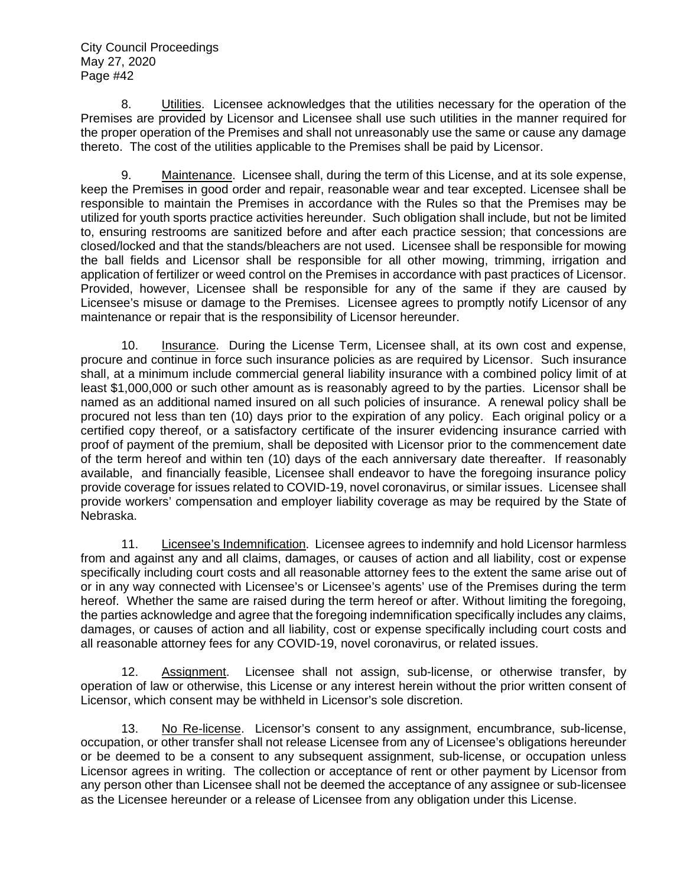8. Utilities. Licensee acknowledges that the utilities necessary for the operation of the Premises are provided by Licensor and Licensee shall use such utilities in the manner required for the proper operation of the Premises and shall not unreasonably use the same or cause any damage thereto. The cost of the utilities applicable to the Premises shall be paid by Licensor.

9. Maintenance. Licensee shall, during the term of this License, and at its sole expense, keep the Premises in good order and repair, reasonable wear and tear excepted. Licensee shall be responsible to maintain the Premises in accordance with the Rules so that the Premises may be utilized for youth sports practice activities hereunder. Such obligation shall include, but not be limited to, ensuring restrooms are sanitized before and after each practice session; that concessions are closed/locked and that the stands/bleachers are not used. Licensee shall be responsible for mowing the ball fields and Licensor shall be responsible for all other mowing, trimming, irrigation and application of fertilizer or weed control on the Premises in accordance with past practices of Licensor. Provided, however, Licensee shall be responsible for any of the same if they are caused by Licensee's misuse or damage to the Premises. Licensee agrees to promptly notify Licensor of any maintenance or repair that is the responsibility of Licensor hereunder.

10. Insurance. During the License Term, Licensee shall, at its own cost and expense, procure and continue in force such insurance policies as are required by Licensor. Such insurance shall, at a minimum include commercial general liability insurance with a combined policy limit of at least $1,000,000 or such other amount as is reasonably agreed to by the parties. Licensor shall be named as an additional named insured on all such policies of insurance. A renewal policy shall be procured not less than ten (10) days prior to the expiration of any policy. Each original policy or a certified copy thereof, or a satisfactory certificate of the insurer evidencing insurance carried with proof of payment of the premium, shall be deposited with Licensor prior to the commencement date of the term hereof and within ten (10) days of the each anniversary date thereafter. If reasonably available, and financially feasible, Licensee shall endeavor to have the foregoing insurance policy provide coverage for issues related to COVID-19, novel coronavirus, or similar issues. Licensee shall provide workers' compensation and employer liability coverage as may be required by the State of Nebraska.

11. Licensee's Indemnification. Licensee agrees to indemnify and hold Licensor harmless from and against any and all claims, damages, or causes of action and all liability, cost or expense specifically including court costs and all reasonable attorney fees to the extent the same arise out of or in any way connected with Licensee's or Licensee's agents' use of the Premises during the term hereof. Whether the same are raised during the term hereof or after. Without limiting the foregoing, the parties acknowledge and agree that the foregoing indemnification specifically includes any claims, damages, or causes of action and all liability, cost or expense specifically including court costs and all reasonable attorney fees for any COVID-19, novel coronavirus, or related issues.

12. Assignment. Licensee shall not assign, sub-license, or otherwise transfer, by operation of law or otherwise, this License or any interest herein without the prior written consent of Licensor, which consent may be withheld in Licensor's sole discretion.

13. No Re-license. Licensor's consent to any assignment, encumbrance, sub-license, occupation, or other transfer shall not release Licensee from any of Licensee's obligations hereunder or be deemed to be a consent to any subsequent assignment, sub-license, or occupation unless Licensor agrees in writing. The collection or acceptance of rent or other payment by Licensor from any person other than Licensee shall not be deemed the acceptance of any assignee or sub-licensee as the Licensee hereunder or a release of Licensee from any obligation under this License.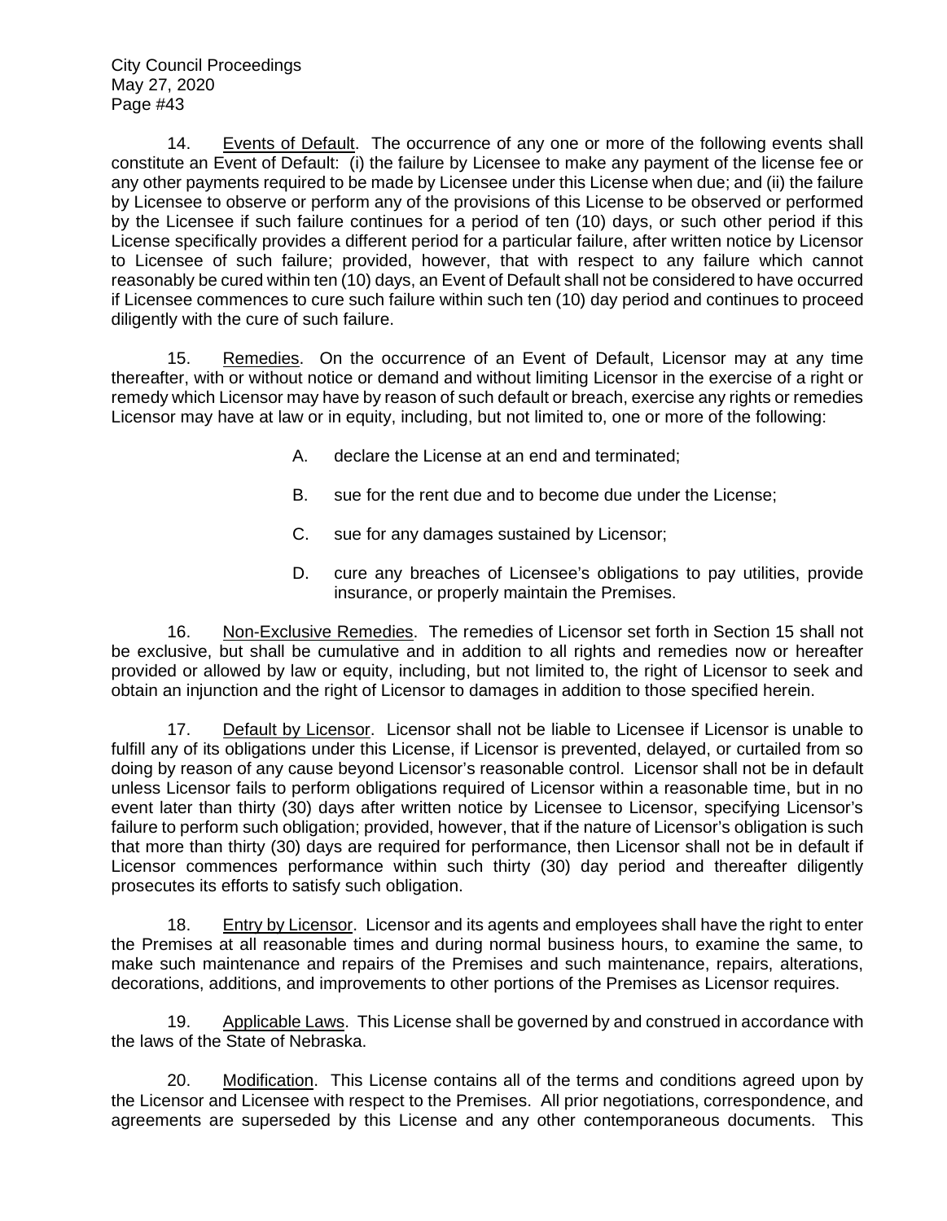14. Events of Default. The occurrence of any one or more of the following events shall constitute an Event of Default: (i) the failure by Licensee to make any payment of the license fee or any other payments required to be made by Licensee under this License when due; and (ii) the failure by Licensee to observe or perform any of the provisions of this License to be observed or performed by the Licensee if such failure continues for a period of ten (10) days, or such other period if this License specifically provides a different period for a particular failure, after written notice by Licensor to Licensee of such failure; provided, however, that with respect to any failure which cannot reasonably be cured within ten (10) days, an Event of Default shall not be considered to have occurred if Licensee commences to cure such failure within such ten (10) day period and continues to proceed diligently with the cure of such failure.

15. Remedies. On the occurrence of an Event of Default, Licensor may at any time thereafter, with or without notice or demand and without limiting Licensor in the exercise of a right or remedy which Licensor may have by reason of such default or breach, exercise any rights or remedies Licensor may have at law or in equity, including, but not limited to, one or more of the following:

A. declare the License at an end and terminated;

B. sue for the rent due and to become due under the License;

C. sue for any damages sustained by Licensor;

D. cure any breaches of Licensee's obligations to pay utilities, provide insurance, or properly maintain the Premises.

16. Non-Exclusive Remedies. The remedies of Licensor set forth in Section 15 shall not be exclusive, but shall be cumulative and in addition to all rights and remedies now or hereafter provided or allowed by law or equity, including, but not limited to, the right of Licensor to seek and obtain an injunction and the right of Licensor to damages in addition to those specified herein.

17. Default by Licensor. Licensor shall not be liable to Licensee if Licensor is unable to fulfill any of its obligations under this License, if Licensor is prevented, delayed, or curtailed from so doing by reason of any cause beyond Licensor's reasonable control. Licensor shall not be in default unless Licensor fails to perform obligations required of Licensor within a reasonable time, but in no event later than thirty (30) days after written notice by Licensee to Licensor, specifying Licensor's failure to perform such obligation; provided, however, that if the nature of Licensor's obligation is such that more than thirty (30) days are required for performance, then Licensor shall not be in default if Licensor commences performance within such thirty (30) day period and thereafter diligently prosecutes its efforts to satisfy such obligation.

18. Entry by Licensor. Licensor and its agents and employees shall have the right to enter the Premises at all reasonable times and during normal business hours, to examine the same, to make such maintenance and repairs of the Premises and such maintenance, repairs, alterations, decorations, additions, and improvements to other portions of the Premises as Licensor requires.

19. Applicable Laws. This License shall be governed by and construed in accordance with the laws of the State of Nebraska.

20. Modification. This License contains all of the terms and conditions agreed upon by the Licensor and Licensee with respect to the Premises. All prior negotiations, correspondence, and agreements are superseded by this License and any other contemporaneous documents. This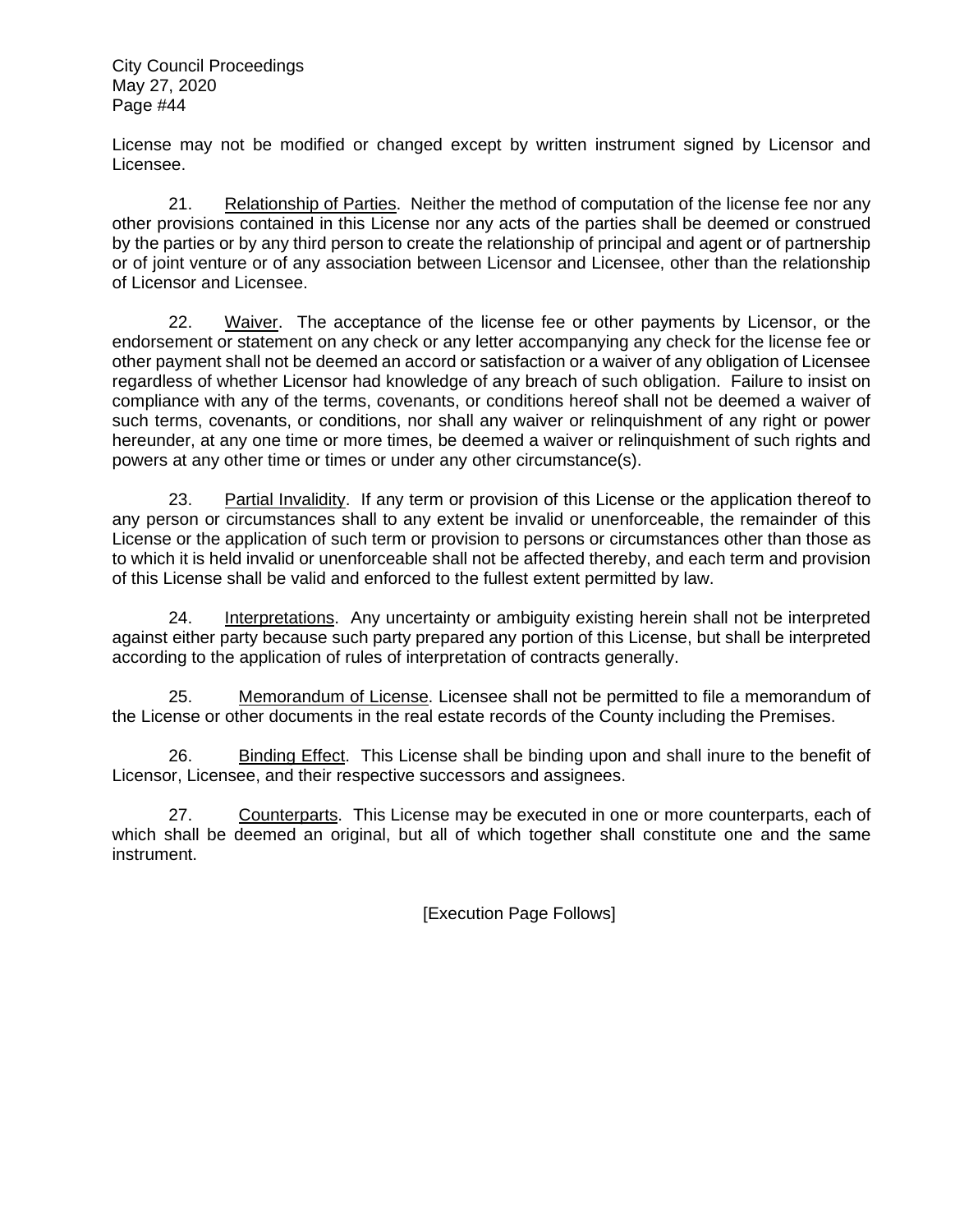License may not be modified or changed except by written instrument signed by Licensor and Licensee.

21. Relationship of Parties. Neither the method of computation of the license fee nor any other provisions contained in this License nor any acts of the parties shall be deemed or construed by the parties or by any third person to create the relationship of principal and agent or of partnership or of joint venture or of any association between Licensor and Licensee, other than the relationship of Licensor and Licensee.

22. Waiver. The acceptance of the license fee or other payments by Licensor, or the endorsement or statement on any check or any letter accompanying any check for the license fee or other payment shall not be deemed an accord or satisfaction or a waiver of any obligation of Licensee regardless of whether Licensor had knowledge of any breach of such obligation. Failure to insist on compliance with any of the terms, covenants, or conditions hereof shall not be deemed a waiver of such terms, covenants, or conditions, nor shall any waiver or relinquishment of any right or power hereunder, at any one time or more times, be deemed a waiver or relinquishment of such rights and powers at any other time or times or under any other circumstance(s).

23. Partial Invalidity. If any term or provision of this License or the application thereof to any person or circumstances shall to any extent be invalid or unenforceable, the remainder of this License or the application of such term or provision to persons or circumstances other than those as to which it is held invalid or unenforceable shall not be affected thereby, and each term and provision of this License shall be valid and enforced to the fullest extent permitted by law.

24. Interpretations. Any uncertainty or ambiguity existing herein shall not be interpreted against either party because such party prepared any portion of this License, but shall be interpreted according to the application of rules of interpretation of contracts generally.

25. Memorandum of License. Licensee shall not be permitted to file a memorandum of the License or other documents in the real estate records of the County including the Premises.

26. Binding Effect. This License shall be binding upon and shall inure to the benefit of Licensor, Licensee, and their respective successors and assignees.

27. Counterparts. This License may be executed in one or more counterparts, each of which shall be deemed an original, but all of which together shall constitute one and the same instrument.

[Execution Page Follows]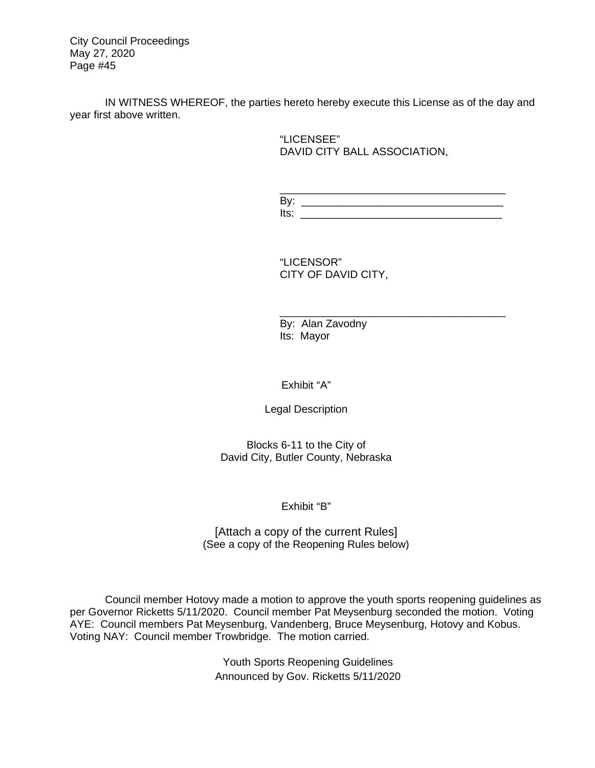IN WITNESS WHEREOF, the parties hereto hereby execute this License as of the day and year first above written.

"LICENSEE"
DAVID CITY BALL ASSOCIATION,

_______________________________________
By: ___________________________________
Its: ___________________________________

"LICENSOR"
CITY OF DAVID CITY,

_______________________________________
By: Alan Zavodny
Its: Mayor

Exhibit "A"

Legal Description

Blocks 6-11 to the City of
David City, Butler County, Nebraska

Exhibit "B"

[Attach a copy of the current Rules]
(See a copy of the Reopening Rules below)

Council member Hotovy made a motion to approve the youth sports reopening guidelines as per Governor Ricketts 5/11/2020. Council member Pat Meysenburg seconded the motion. Voting AYE: Council members Pat Meysenburg, Vandenberg, Bruce Meysenburg, Hotovy and Kobus. Voting NAY: Council member Trowbridge. The motion carried.

Youth Sports Reopening Guidelines
Announced by Gov. Ricketts 5/11/2020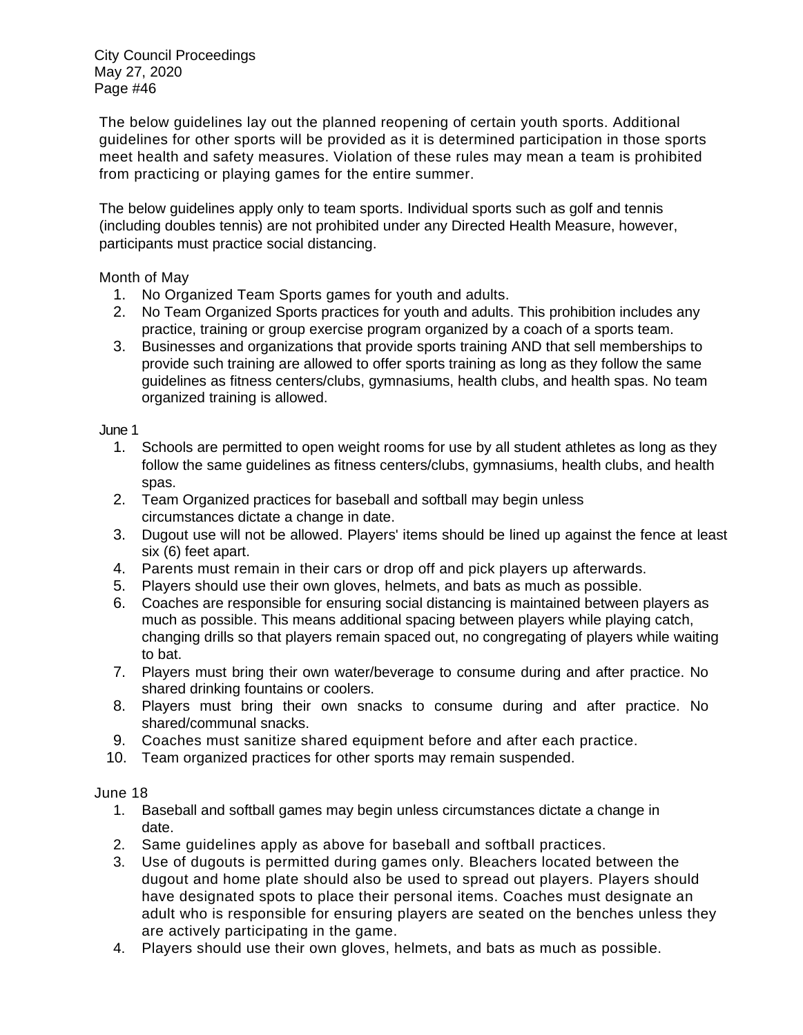The below guidelines lay out the planned reopening of certain youth sports. Additional guidelines for other sports will be provided as it is determined participation in those sports meet health and safety measures. Violation of these rules may mean a team is prohibited from practicing or playing games for the entire summer.

The below guidelines apply only to team sports. Individual sports such as golf and tennis (including doubles tennis) are not prohibited under any Directed Health Measure, however, participants must practice social distancing.

Month of May

1. No Organized Team Sports games for youth and adults.
2. No Team Organized Sports practices for youth and adults. This prohibition includes any practice, training or group exercise program organized by a coach of a sports team.
3. Businesses and organizations that provide sports training AND that sell memberships to provide such training are allowed to offer sports training as long as they follow the same guidelines as fitness centers/clubs, gymnasiums, health clubs, and health spas. No team organized training is allowed.

June 1

1. Schools are permitted to open weight rooms for use by all student athletes as long as they follow the same guidelines as fitness centers/clubs, gymnasiums, health clubs, and health spas.
2. Team Organized practices for baseball and softball may begin unless circumstances dictate a change in date.
3. Dugout use will not be allowed. Players' items should be lined up against the fence at least six (6) feet apart.
4. Parents must remain in their cars or drop off and pick players up afterwards.
5. Players should use their own gloves, helmets, and bats as much as possible.
6. Coaches are responsible for ensuring social distancing is maintained between players as much as possible. This means additional spacing between players while playing catch, changing drills so that players remain spaced out, no congregating of players while waiting to bat.
7. Players must bring their own water/beverage to consume during and after practice. No shared drinking fountains or coolers.
8. Players must bring their own snacks to consume during and after practice. No shared/communal snacks.
9. Coaches must sanitize shared equipment before and after each practice.
10. Team organized practices for other sports may remain suspended.

June 18

1. Baseball and softball games may begin unless circumstances dictate a change in date.
2. Same guidelines apply as above for baseball and softball practices.
3. Use of dugouts is permitted during games only. Bleachers located between the dugout and home plate should also be used to spread out players. Players should have designated spots to place their personal items. Coaches must designate an adult who is responsible for ensuring players are seated on the benches unless they are actively participating in the game.
4. Players should use their own gloves, helmets, and bats as much as possible.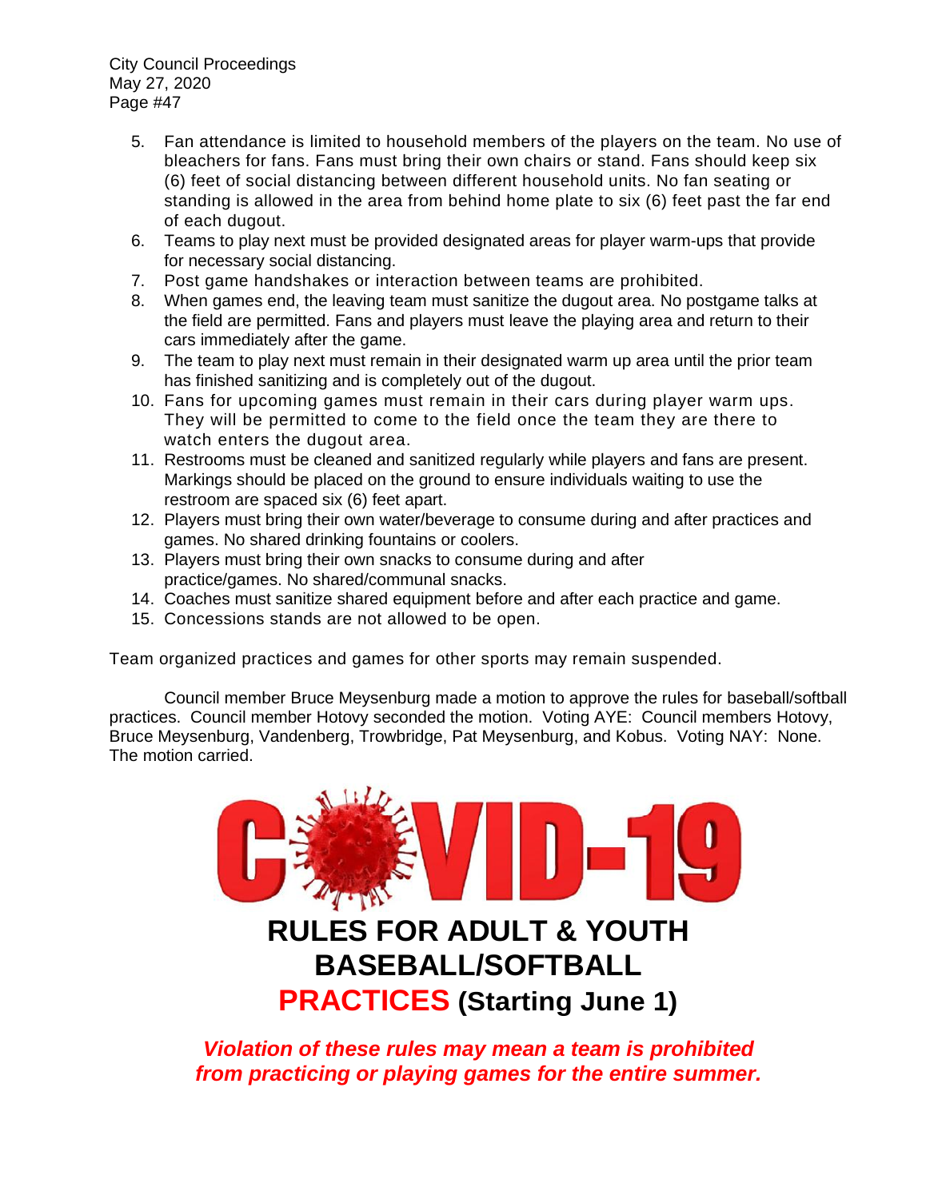5. Fan attendance is limited to household members of the players on the team. No use of bleachers for fans. Fans must bring their own chairs or stand. Fans should keep six (6) feet of social distancing between different household units. No fan seating or standing is allowed in the area from behind home plate to six (6) feet past the far end of each dugout.
6. Teams to play next must be provided designated areas for player warm-ups that provide for necessary social distancing.
7. Post game handshakes or interaction between teams are prohibited.
8. When games end, the leaving team must sanitize the dugout area. No postgame talks at the field are permitted. Fans and players must leave the playing area and return to their cars immediately after the game.
9. The team to play next must remain in their designated warm up area until the prior team has finished sanitizing and is completely out of the dugout.
10. Fans for upcoming games must remain in their cars during player warm ups. They will be permitted to come to the field once the team they are there to watch enters the dugout area.
11. Restrooms must be cleaned and sanitized regularly while players and fans are present. Markings should be placed on the ground to ensure individuals waiting to use the restroom are spaced six (6) feet apart.
12. Players must bring their own water/beverage to consume during and after practices and games. No shared drinking fountains or coolers.
13. Players must bring their own snacks to consume during and after practice/games. No shared/communal snacks.
14. Coaches must sanitize shared equipment before and after each practice and game.
15. Concessions stands are not allowed to be open.

Team organized practices and games for other sports may remain suspended.

Council member Bruce Meysenburg made a motion to approve the rules for baseball/softball practices. Council member Hotovy seconded the motion. Voting AYE: Council members Hotovy, Bruce Meysenburg, Vandenberg, Trowbridge, Pat Meysenburg, and Kobus. Voting NAY: None. The motion carried.

# COVID-19

## RULES FOR ADULT & YOUTH BASEBALL/SOFTBALL PRACTICES (Starting June 1)

***Violation of these rules may mean a team is prohibited from practicing or playing games for the entire summer.***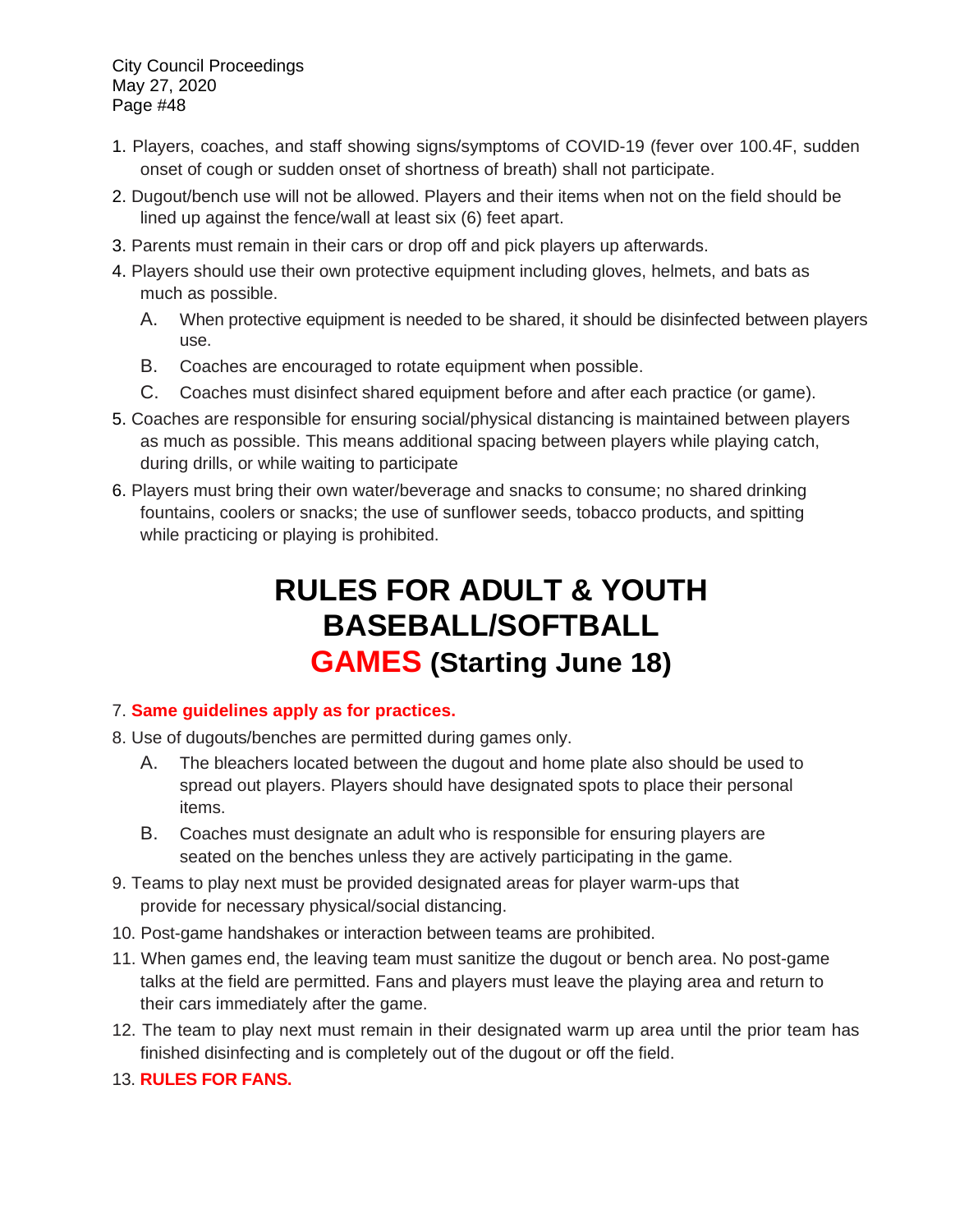1. Players, coaches, and staff showing signs/symptoms of COVID-19 (fever over 100.4F, sudden onset of cough or sudden onset of shortness of breath) shall not participate.
2. Dugout/bench use will not be allowed. Players and their items when not on the field should be lined up against the fence/wall at least six (6) feet apart.
3. Parents must remain in their cars or drop off and pick players up afterwards.
4. Players should use their own protective equipment including gloves, helmets, and bats as much as possible.
   - A. When protective equipment is needed to be shared, it should be disinfected between players use.
   - B. Coaches are encouraged to rotate equipment when possible.
   - C. Coaches must disinfect shared equipment before and after each practice (or game).
5. Coaches are responsible for ensuring social/physical distancing is maintained between players as much as possible. This means additional spacing between players while playing catch, during drills, or while waiting to participate
6. Players must bring their own water/beverage and snacks to consume; no shared drinking fountains, coolers or snacks; the use of sunflower seeds, tobacco products, and spitting while practicing or playing is prohibited.

# RULES FOR ADULT & YOUTH BASEBALL/SOFTBALL GAMES (Starting June 18)

7. **Same guidelines apply as for practices.**
8. Use of dugouts/benches are permitted during games only.
   - A. The bleachers located between the dugout and home plate also should be used to spread out players. Players should have designated spots to place their personal items.
   - B. Coaches must designate an adult who is responsible for ensuring players are seated on the benches unless they are actively participating in the game.
9. Teams to play next must be provided designated areas for player warm-ups that provide for necessary physical/social distancing.
10. Post-game handshakes or interaction between teams are prohibited.
11. When games end, the leaving team must sanitize the dugout or bench area. No post-game talks at the field are permitted. Fans and players must leave the playing area and return to their cars immediately after the game.
12. The team to play next must remain in their designated warm up area until the prior team has finished disinfecting and is completely out of the dugout or off the field.
13. **RULES FOR FANS.**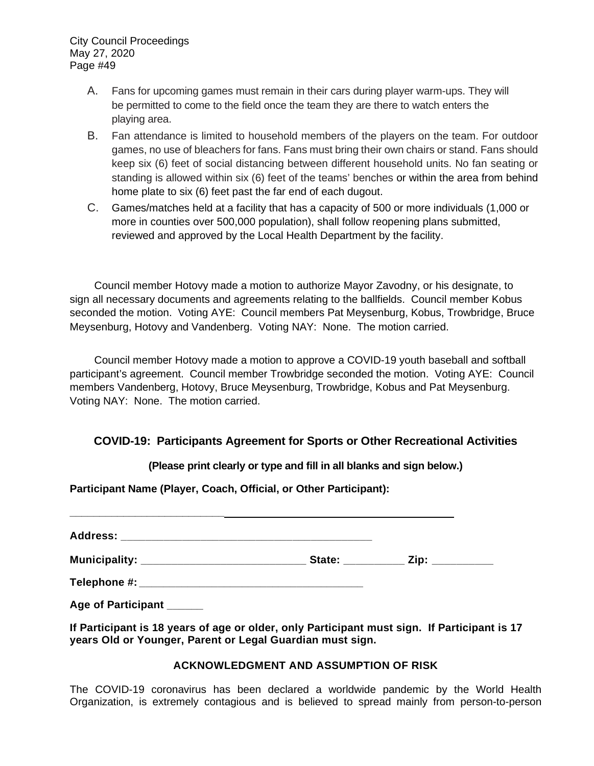A. Fans for upcoming games must remain in their cars during player warm-ups. They will be permitted to come to the field once the team they are there to watch enters the playing area.

B. Fan attendance is limited to household members of the players on the team. For outdoor games, no use of bleachers for fans. Fans must bring their own chairs or stand. Fans should keep six (6) feet of social distancing between different household units. No fan seating or standing is allowed within six (6) feet of the teams' benches or within the area from behind home plate to six (6) feet past the far end of each dugout.

C. Games/matches held at a facility that has a capacity of 500 or more individuals (1,000 or more in counties over 500,000 population), shall follow reopening plans submitted, reviewed and approved by the Local Health Department by the facility.

Council member Hotovy made a motion to authorize Mayor Zavodny, or his designate, to sign all necessary documents and agreements relating to the ballfields. Council member Kobus seconded the motion. Voting AYE: Council members Pat Meysenburg, Kobus, Trowbridge, Bruce Meysenburg, Hotovy and Vandenberg. Voting NAY: None. The motion carried.

Council member Hotovy made a motion to approve a COVID-19 youth baseball and softball participant's agreement. Council member Trowbridge seconded the motion. Voting AYE: Council members Vandenberg, Hotovy, Bruce Meysenburg, Trowbridge, Kobus and Pat Meysenburg. Voting NAY: None. The motion carried.

## COVID-19: Participants Agreement for Sports or Other Recreational Activities

**(Please print clearly or type and fill in all blanks and sign below.)**

**Participant Name (Player, Coach, Official, or Other Participant):**

______________________________________________________________

**Address:** ______________________________________________

**Municipality:** ____________________________ **State:** __________ **Zip:** __________

**Telephone #:** ______________________________________

**Age of Participant** ______

**If Participant is 18 years of age or older, only Participant must sign. If Participant is 17 years Old or Younger, Parent or Legal Guardian must sign.**

### ACKNOWLEDGMENT AND ASSUMPTION OF RISK

The COVID-19 coronavirus has been declared a worldwide pandemic by the World Health Organization, is extremely contagious and is believed to spread mainly from person-to-person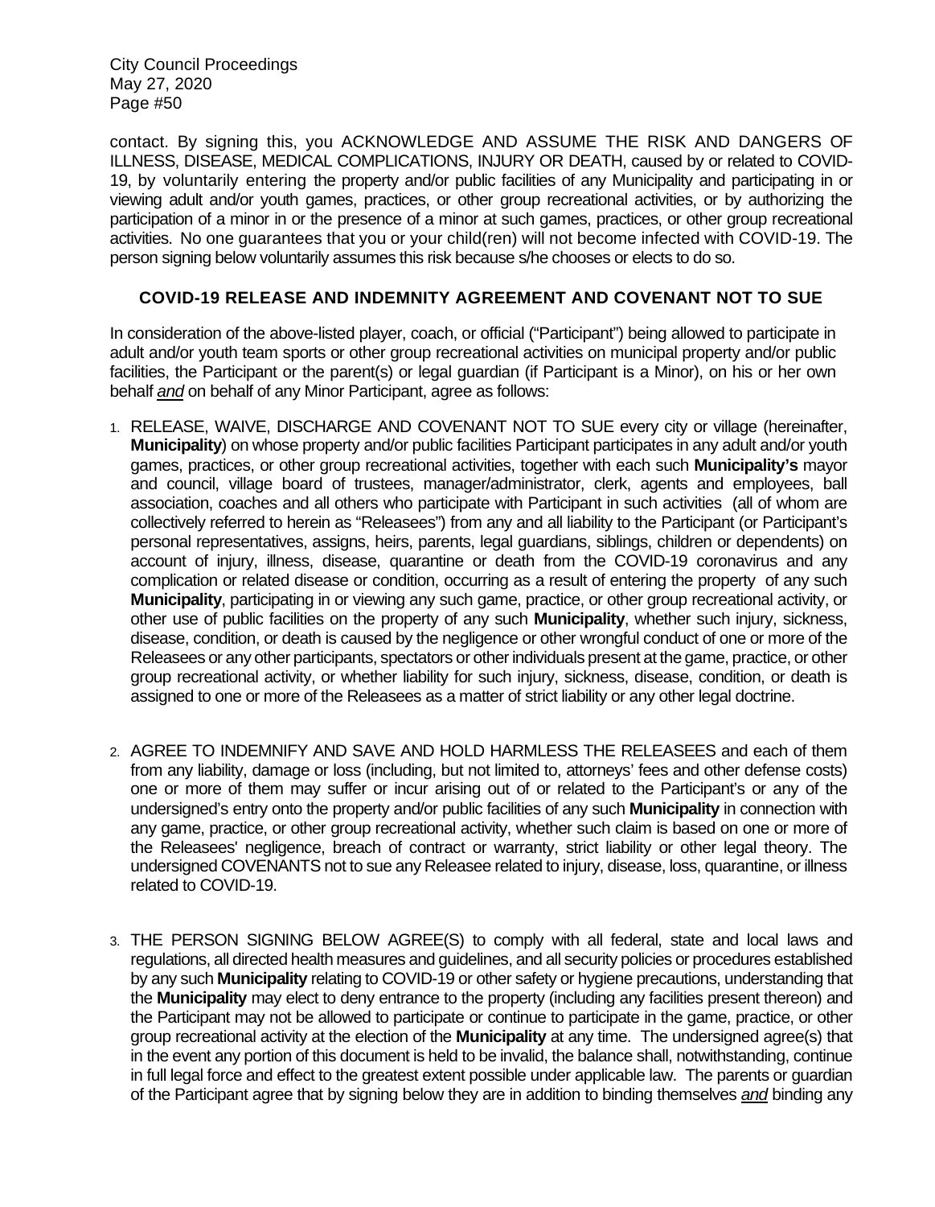contact. By signing this, you ACKNOWLEDGE AND ASSUME THE RISK AND DANGERS OF ILLNESS, DISEASE, MEDICAL COMPLICATIONS, INJURY OR DEATH, caused by or related to COVID-19, by voluntarily entering the property and/or public facilities of any Municipality and participating in or viewing adult and/or youth games, practices, or other group recreational activities, or by authorizing the participation of a minor in or the presence of a minor at such games, practices, or other group recreational activities. No one guarantees that you or your child(ren) will not become infected with COVID-19. The person signing below voluntarily assumes this risk because s/he chooses or elects to do so.

## COVID-19 RELEASE AND INDEMNITY AGREEMENT AND COVENANT NOT TO SUE

In consideration of the above-listed player, coach, or official ("Participant") being allowed to participate in adult and/or youth team sports or other group recreational activities on municipal property and/or public facilities, the Participant or the parent(s) or legal guardian (if Participant is a Minor), on his or her own behalf *and* on behalf of any Minor Participant, agree as follows:

1. RELEASE, WAIVE, DISCHARGE AND COVENANT NOT TO SUE every city or village (hereinafter, **Municipality**) on whose property and/or public facilities Participant participates in any adult and/or youth games, practices, or other group recreational activities, together with each such **Municipality's** mayor and council, village board of trustees, manager/administrator, clerk, agents and employees, ball association, coaches and all others who participate with Participant in such activities (all of whom are collectively referred to herein as "Releasees") from any and all liability to the Participant (or Participant's personal representatives, assigns, heirs, parents, legal guardians, siblings, children or dependents) on account of injury, illness, disease, quarantine or death from the COVID-19 coronavirus and any complication or related disease or condition, occurring as a result of entering the property of any such **Municipality**, participating in or viewing any such game, practice, or other group recreational activity, or other use of public facilities on the property of any such **Municipality**, whether such injury, sickness, disease, condition, or death is caused by the negligence or other wrongful conduct of one or more of the Releasees or any other participants, spectators or other individuals present at the game, practice, or other group recreational activity, or whether liability for such injury, sickness, disease, condition, or death is assigned to one or more of the Releasees as a matter of strict liability or any other legal doctrine.

2. AGREE TO INDEMNIFY AND SAVE AND HOLD HARMLESS THE RELEASEES and each of them from any liability, damage or loss (including, but not limited to, attorneys' fees and other defense costs) one or more of them may suffer or incur arising out of or related to the Participant's or any of the undersigned's entry onto the property and/or public facilities of any such **Municipality** in connection with any game, practice, or other group recreational activity, whether such claim is based on one or more of the Releasees' negligence, breach of contract or warranty, strict liability or other legal theory. The undersigned COVENANTS not to sue any Releasee related to injury, disease, loss, quarantine, or illness related to COVID-19.

3. THE PERSON SIGNING BELOW AGREE(S) to comply with all federal, state and local laws and regulations, all directed health measures and guidelines, and all security policies or procedures established by any such **Municipality** relating to COVID-19 or other safety or hygiene precautions, understanding that the **Municipality** may elect to deny entrance to the property (including any facilities present thereon) and the Participant may not be allowed to participate or continue to participate in the game, practice, or other group recreational activity at the election of the **Municipality** at any time. The undersigned agree(s) that in the event any portion of this document is held to be invalid, the balance shall, notwithstanding, continue in full legal force and effect to the greatest extent possible under applicable law. The parents or guardian of the Participant agree that by signing below they are in addition to binding themselves *and* binding any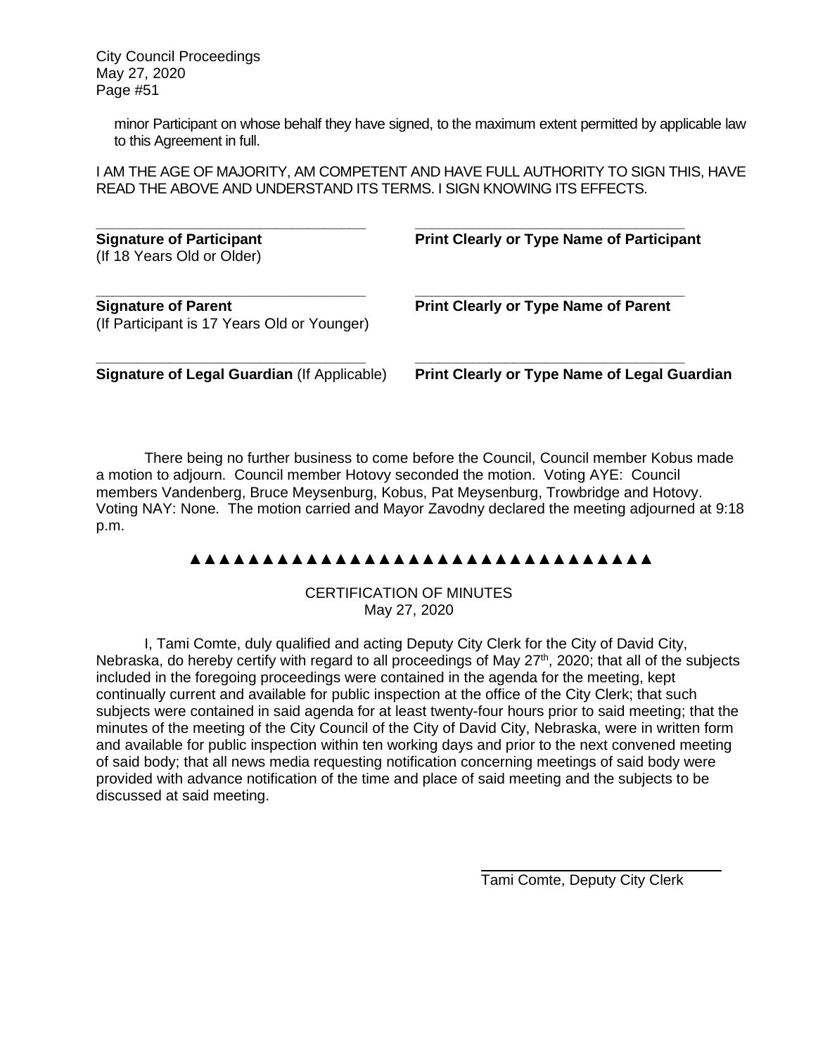minor Participant on whose behalf they have signed, to the maximum extent permitted by applicable law to this Agreement in full.

I AM THE AGE OF MAJORITY, AM COMPETENT AND HAVE FULL AUTHORITY TO SIGN THIS, HAVE READ THE ABOVE AND UNDERSTAND ITS TERMS. I SIGN KNOWING ITS EFFECTS.

| | |
|---|---|
| ________________________________ | ________________________________ |
| **Signature of Participant** (If 18 Years Old or Older) | **Print Clearly or Type Name of Participant** |
| ________________________________ | ________________________________ |
| **Signature of Parent** (If Participant is 17 Years Old or Younger) | **Print Clearly or Type Name of Parent** |
| ________________________________ | ________________________________ |
| **Signature of Legal Guardian** (If Applicable) | **Print Clearly or Type Name of Legal Guardian** |

There being no further business to come before the Council, Council member Kobus made a motion to adjourn. Council member Hotovy seconded the motion. Voting AYE: Council members Vandenberg, Bruce Meysenburg, Kobus, Pat Meysenburg, Trowbridge and Hotovy. Voting NAY: None. The motion carried and Mayor Zavodny declared the meeting adjourned at 9:18 p.m.

▲▲▲▲▲▲▲▲▲▲▲▲▲▲▲▲▲▲▲▲▲▲▲▲▲▲▲▲▲▲▲▲▲▲

CERTIFICATION OF MINUTES
May 27, 2020

I, Tami Comte, duly qualified and acting Deputy City Clerk for the City of David City, Nebraska, do hereby certify with regard to all proceedings of May 27th, 2020; that all of the subjects included in the foregoing proceedings were contained in the agenda for the meeting, kept continually current and available for public inspection at the office of the City Clerk; that such subjects were contained in said agenda for at least twenty-four hours prior to said meeting; that the minutes of the meeting of the City Council of the City of David City, Nebraska, were in written form and available for public inspection within ten working days and prior to the next convened meeting of said body; that all news media requesting notification concerning meetings of said body were provided with advance notification of the time and place of said meeting and the subjects to be discussed at said meeting.

________________________________
Tami Comte, Deputy City Clerk